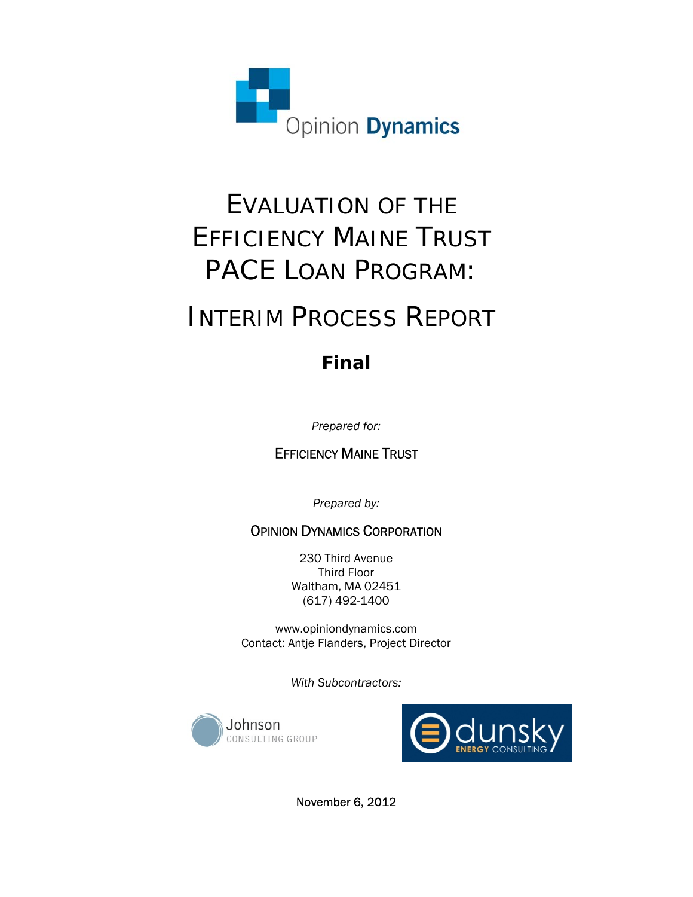Opinion Dynamics

# Evaluation of the Efficiency Maine Trust PACE Loan Program:

## Interim Process Report

**Final**

*Prepared for:*

Efficiency Maine Trust

*Prepared by:*

Opinion Dynamics Corporation

230 Third Avenue
Third Floor
Waltham, MA 02451
(617) 492-1400

www.opiniondynamics.com
Contact: Antje Flanders, Project Director

*With Subcontractors:*

Johnson Consulting Group

dunsky Energy Consulting

November 6, 2012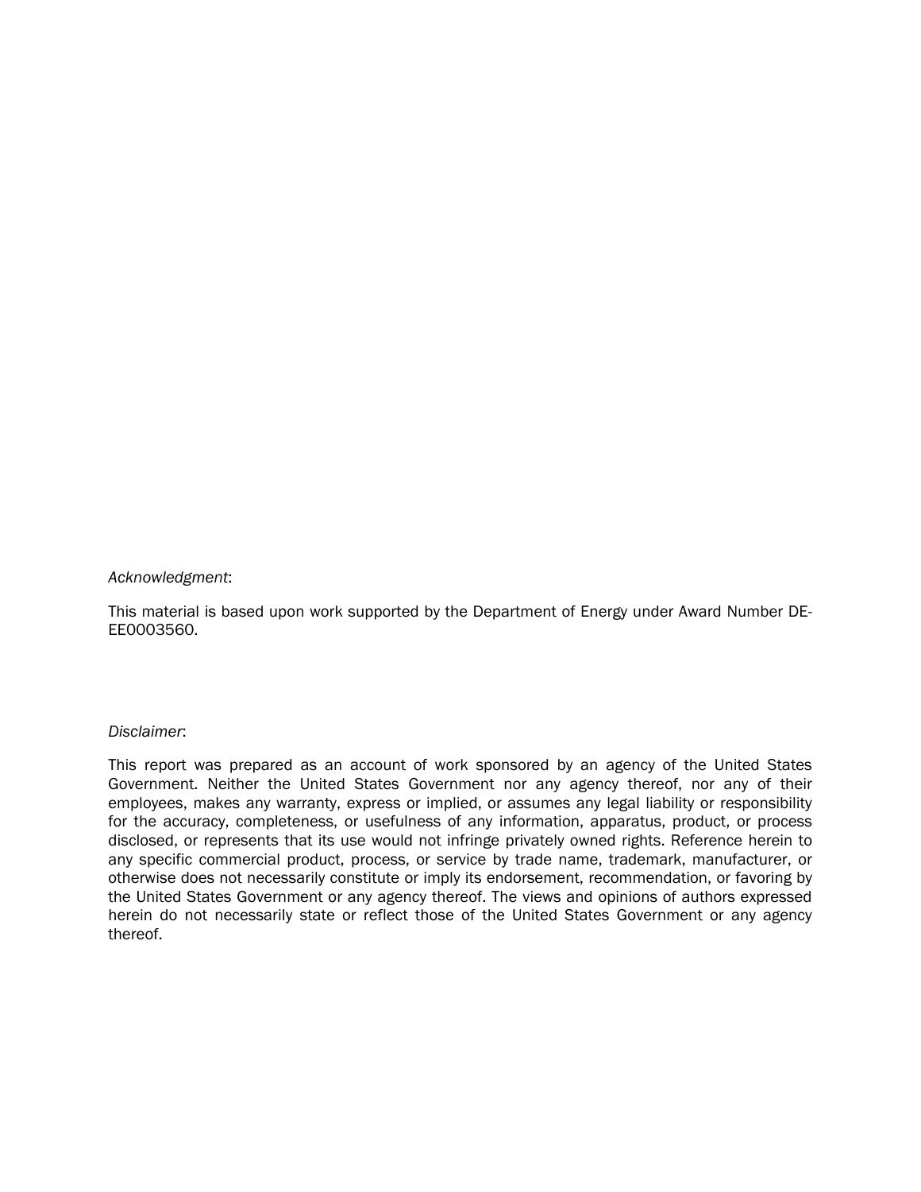*Acknowledgment*:

This material is based upon work supported by the Department of Energy under Award Number DE-EE0003560.

*Disclaimer*:

This report was prepared as an account of work sponsored by an agency of the United States Government. Neither the United States Government nor any agency thereof, nor any of their employees, makes any warranty, express or implied, or assumes any legal liability or responsibility for the accuracy, completeness, or usefulness of any information, apparatus, product, or process disclosed, or represents that its use would not infringe privately owned rights. Reference herein to any specific commercial product, process, or service by trade name, trademark, manufacturer, or otherwise does not necessarily constitute or imply its endorsement, recommendation, or favoring by the United States Government or any agency thereof. The views and opinions of authors expressed herein do not necessarily state or reflect those of the United States Government or any agency thereof.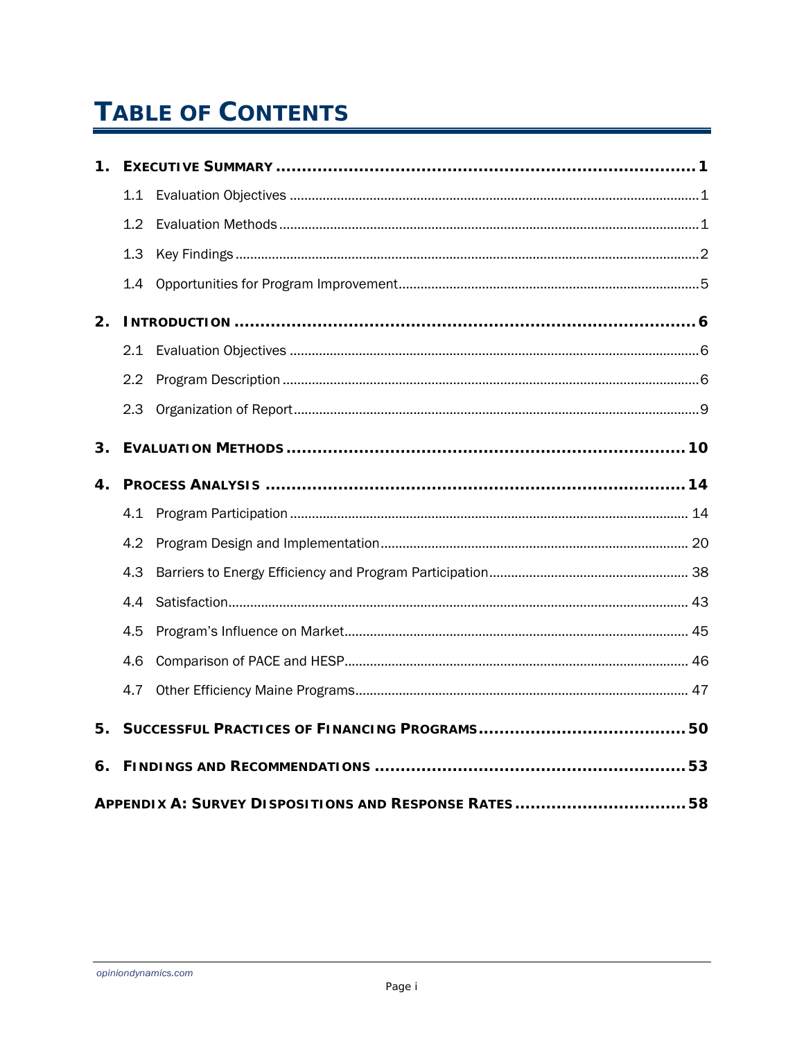# TABLE OF CONTENTS

1. **EXECUTIVE SUMMARY** ........ 1
   - 1.1 Evaluation Objectives ........ 1
   - 1.2 Evaluation Methods ........ 1
   - 1.3 Key Findings ........ 2
   - 1.4 Opportunities for Program Improvement ........ 5
2. **INTRODUCTION** ........ 6
   - 2.1 Evaluation Objectives ........ 6
   - 2.2 Program Description ........ 6
   - 2.3 Organization of Report ........ 9
3. **EVALUATION METHODS** ........ 10
4. **PROCESS ANALYSIS** ........ 14
   - 4.1 Program Participation ........ 14
   - 4.2 Program Design and Implementation ........ 20
   - 4.3 Barriers to Energy Efficiency and Program Participation ........ 38
   - 4.4 Satisfaction ........ 43
   - 4.5 Program's Influence on Market ........ 45
   - 4.6 Comparison of PACE and HESP ........ 46
   - 4.7 Other Efficiency Maine Programs ........ 47
5. **SUCCESSFUL PRACTICES OF FINANCING PROGRAMS** ........ 50
6. **FINDINGS AND RECOMMENDATIONS** ........ 53

**APPENDIX A: SURVEY DISPOSITIONS AND RESPONSE RATES** ........ 58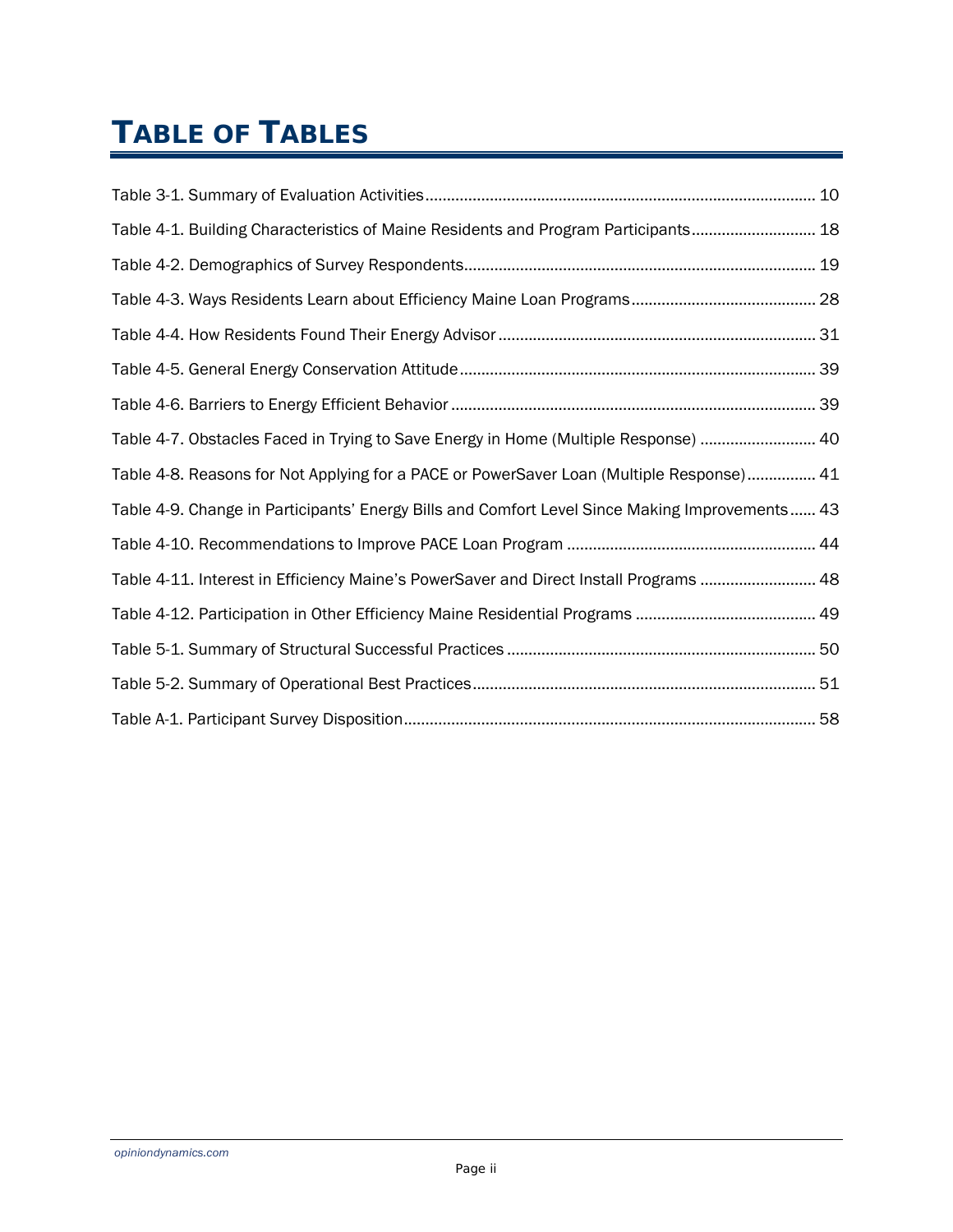# Table of Tables

Table 3-1. Summary of Evaluation Activities .......... 10

Table 4-1. Building Characteristics of Maine Residents and Program Participants .......... 18

Table 4-2. Demographics of Survey Respondents .......... 19

Table 4-3. Ways Residents Learn about Efficiency Maine Loan Programs .......... 28

Table 4-4. How Residents Found Their Energy Advisor .......... 31

Table 4-5. General Energy Conservation Attitude .......... 39

Table 4-6. Barriers to Energy Efficient Behavior .......... 39

Table 4-7. Obstacles Faced in Trying to Save Energy in Home (Multiple Response) .......... 40

Table 4-8. Reasons for Not Applying for a PACE or PowerSaver Loan (Multiple Response) .......... 41

Table 4-9. Change in Participants' Energy Bills and Comfort Level Since Making Improvements .......... 43

Table 4-10. Recommendations to Improve PACE Loan Program .......... 44

Table 4-11. Interest in Efficiency Maine's PowerSaver and Direct Install Programs .......... 48

Table 4-12. Participation in Other Efficiency Maine Residential Programs .......... 49

Table 5-1. Summary of Structural Successful Practices .......... 50

Table 5-2. Summary of Operational Best Practices .......... 51

Table A-1. Participant Survey Disposition .......... 58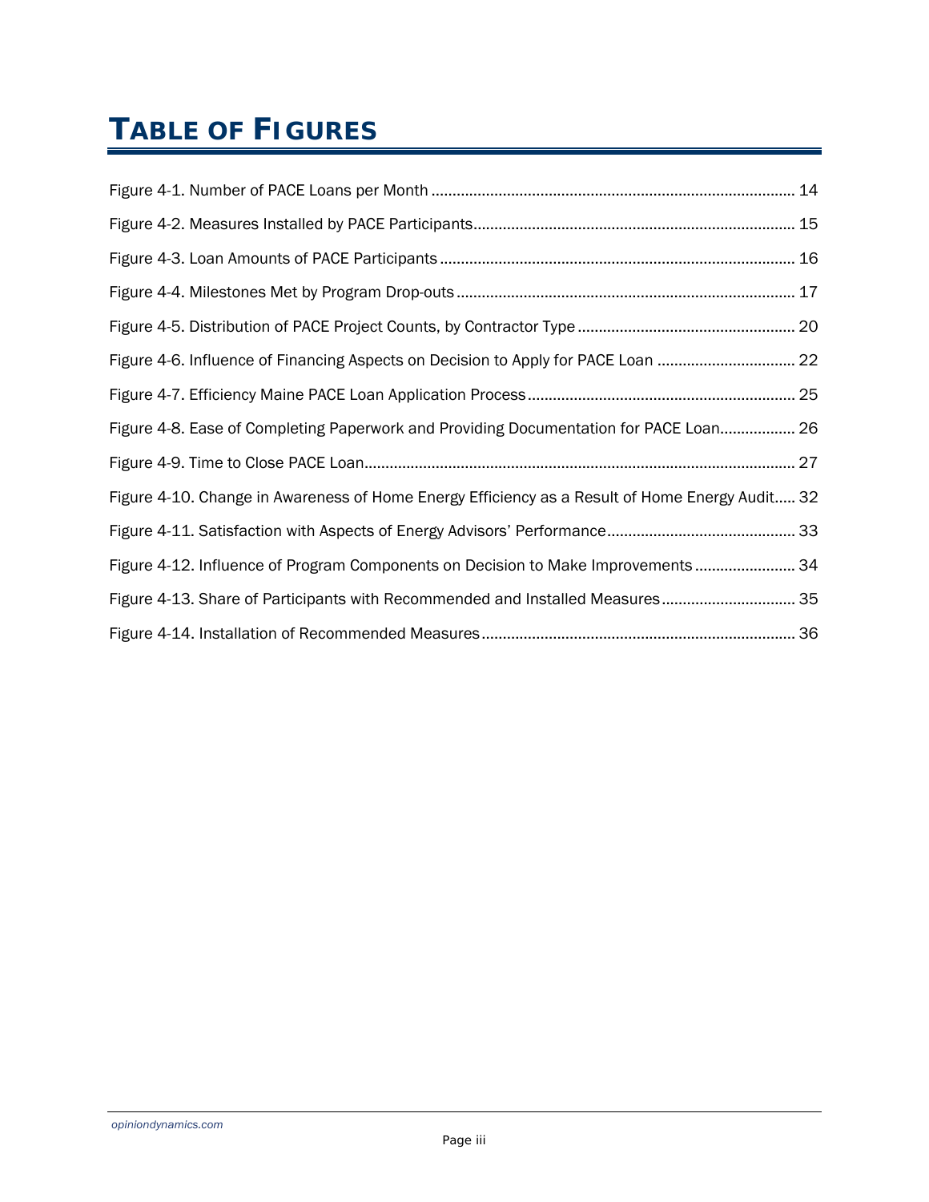# TABLE OF FIGURES

Figure 4-1. Number of PACE Loans per Month ........................................................................................ 14

Figure 4-2. Measures Installed by PACE Participants ............................................................................. 15

Figure 4-3. Loan Amounts of PACE Participants ..................................................................................... 16

Figure 4-4. Milestones Met by Program Drop-outs .................................................................................. 17

Figure 4-5. Distribution of PACE Project Counts, by Contractor Type .................................................... 20

Figure 4-6. Influence of Financing Aspects on Decision to Apply for PACE Loan ................................. 22

Figure 4-7. Efficiency Maine PACE Loan Application Process ................................................................ 25

Figure 4-8. Ease of Completing Paperwork and Providing Documentation for PACE Loan .................. 26

Figure 4-9. Time to Close PACE Loan ....................................................................................................... 27

Figure 4-10. Change in Awareness of Home Energy Efficiency as a Result of Home Energy Audit ..... 32

Figure 4-11. Satisfaction with Aspects of Energy Advisors' Performance ............................................. 33

Figure 4-12. Influence of Program Components on Decision to Make Improvements ........................ 34

Figure 4-13. Share of Participants with Recommended and Installed Measures ................................ 35

Figure 4-14. Installation of Recommended Measures ........................................................................... 36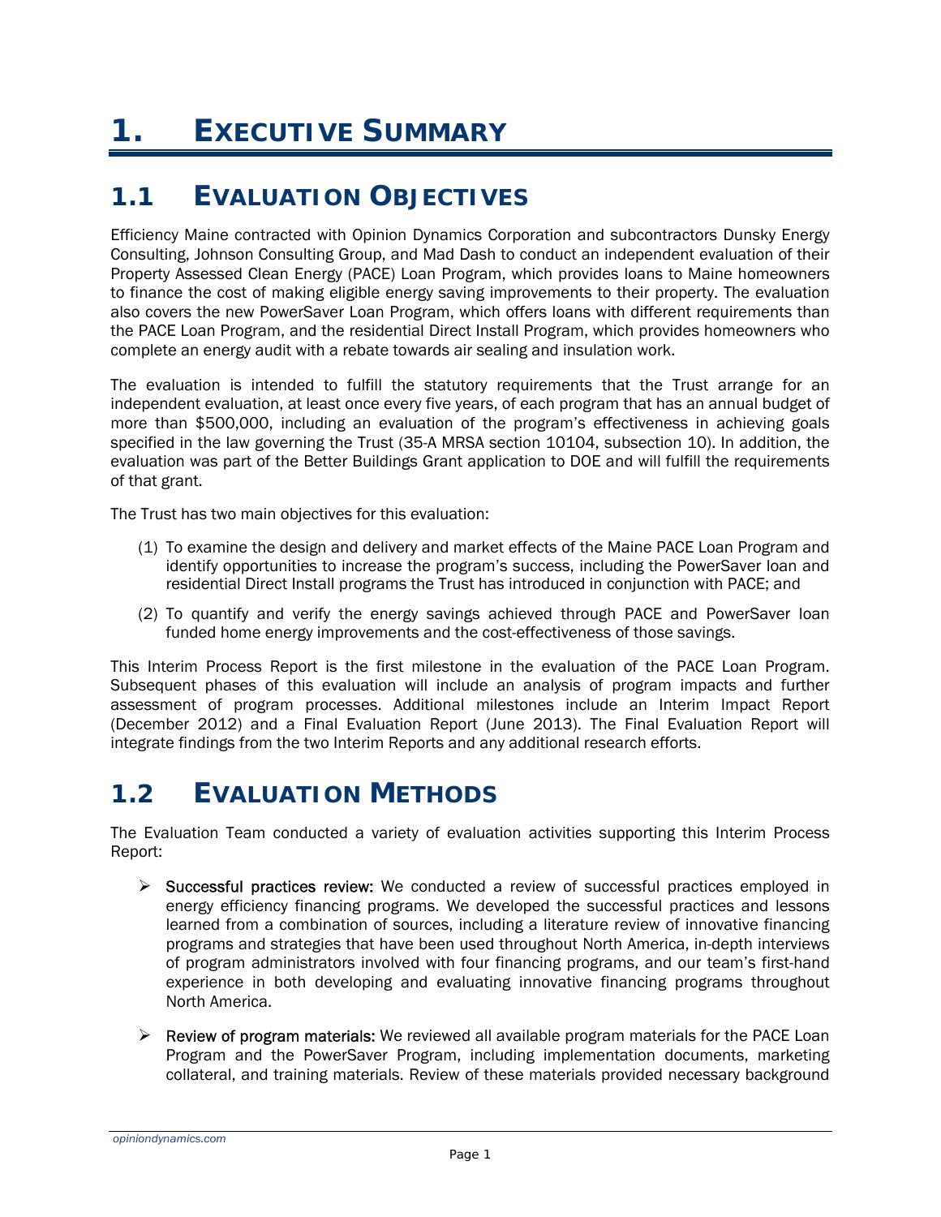# 1. Executive Summary

## 1.1 Evaluation Objectives

Efficiency Maine contracted with Opinion Dynamics Corporation and subcontractors Dunsky Energy Consulting, Johnson Consulting Group, and Mad Dash to conduct an independent evaluation of their Property Assessed Clean Energy (PACE) Loan Program, which provides loans to Maine homeowners to finance the cost of making eligible energy saving improvements to their property. The evaluation also covers the new PowerSaver Loan Program, which offers loans with different requirements than the PACE Loan Program, and the residential Direct Install Program, which provides homeowners who complete an energy audit with a rebate towards air sealing and insulation work.

The evaluation is intended to fulfill the statutory requirements that the Trust arrange for an independent evaluation, at least once every five years, of each program that has an annual budget of more than $500,000, including an evaluation of the program's effectiveness in achieving goals specified in the law governing the Trust (35-A MRSA section 10104, subsection 10). In addition, the evaluation was part of the Better Buildings Grant application to DOE and will fulfill the requirements of that grant.

The Trust has two main objectives for this evaluation:

(1) To examine the design and delivery and market effects of the Maine PACE Loan Program and identify opportunities to increase the program's success, including the PowerSaver loan and residential Direct Install programs the Trust has introduced in conjunction with PACE; and

(2) To quantify and verify the energy savings achieved through PACE and PowerSaver loan funded home energy improvements and the cost-effectiveness of those savings.

This Interim Process Report is the first milestone in the evaluation of the PACE Loan Program. Subsequent phases of this evaluation will include an analysis of program impacts and further assessment of program processes. Additional milestones include an Interim Impact Report (December 2012) and a Final Evaluation Report (June 2013). The Final Evaluation Report will integrate findings from the two Interim Reports and any additional research efforts.

## 1.2 Evaluation Methods

The Evaluation Team conducted a variety of evaluation activities supporting this Interim Process Report:

- Successful practices review: We conducted a review of successful practices employed in energy efficiency financing programs. We developed the successful practices and lessons learned from a combination of sources, including a literature review of innovative financing programs and strategies that have been used throughout North America, in-depth interviews of program administrators involved with four financing programs, and our team's first-hand experience in both developing and evaluating innovative financing programs throughout North America.
- Review of program materials: We reviewed all available program materials for the PACE Loan Program and the PowerSaver Program, including implementation documents, marketing collateral, and training materials. Review of these materials provided necessary background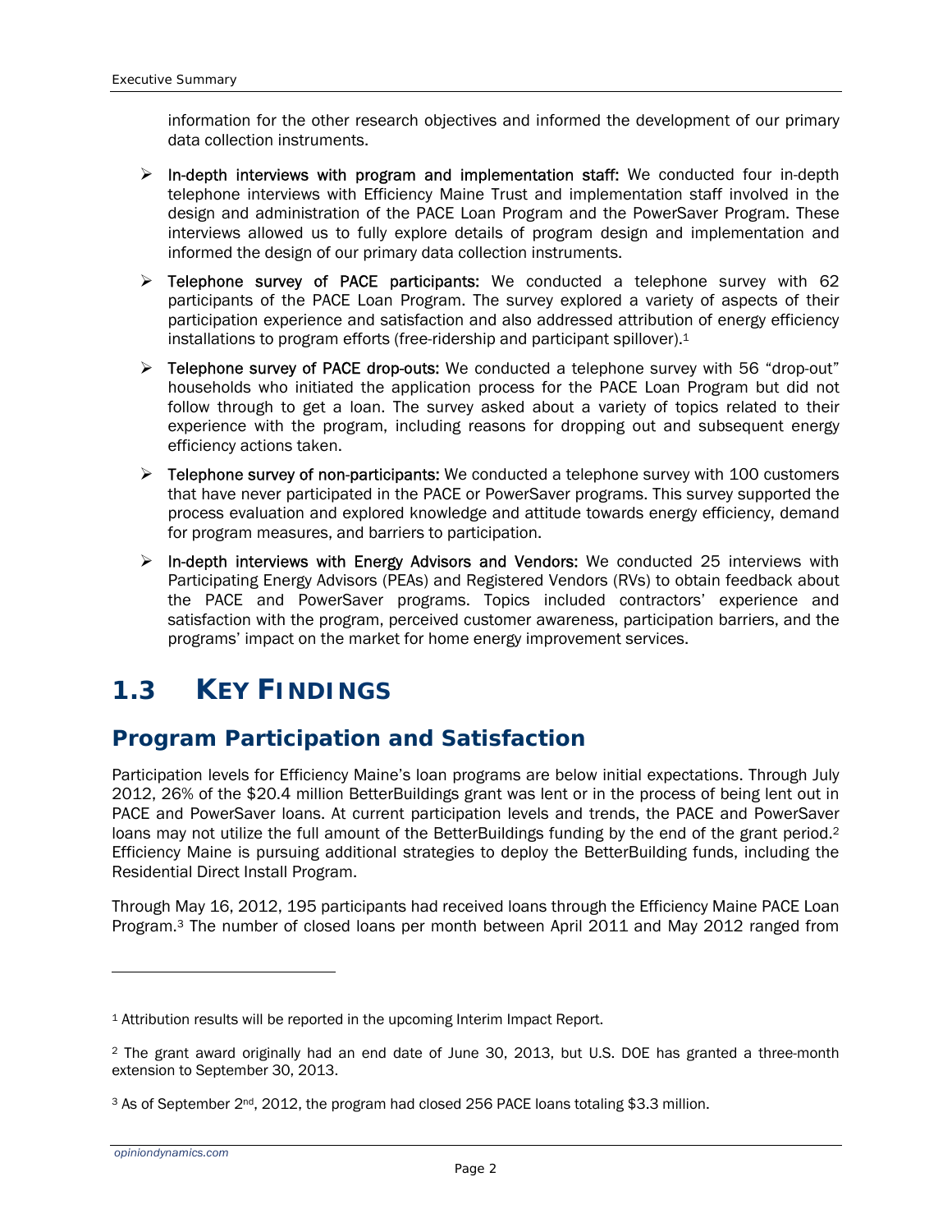information for the other research objectives and informed the development of our primary data collection instruments.

- **In-depth interviews with program and implementation staff:** We conducted four in-depth telephone interviews with Efficiency Maine Trust and implementation staff involved in the design and administration of the PACE Loan Program and the PowerSaver Program. These interviews allowed us to fully explore details of program design and implementation and informed the design of our primary data collection instruments.
- **Telephone survey of PACE participants:** We conducted a telephone survey with 62 participants of the PACE Loan Program. The survey explored a variety of aspects of their participation experience and satisfaction and also addressed attribution of energy efficiency installations to program efforts (free-ridership and participant spillover).[1]
- **Telephone survey of PACE drop-outs:** We conducted a telephone survey with 56 "drop-out" households who initiated the application process for the PACE Loan Program but did not follow through to get a loan. The survey asked about a variety of topics related to their experience with the program, including reasons for dropping out and subsequent energy efficiency actions taken.
- **Telephone survey of non-participants:** We conducted a telephone survey with 100 customers that have never participated in the PACE or PowerSaver programs. This survey supported the process evaluation and explored knowledge and attitude towards energy efficiency, demand for program measures, and barriers to participation.
- **In-depth interviews with Energy Advisors and Vendors:** We conducted 25 interviews with Participating Energy Advisors (PEAs) and Registered Vendors (RVs) to obtain feedback about the PACE and PowerSaver programs. Topics included contractors' experience and satisfaction with the program, perceived customer awareness, participation barriers, and the programs' impact on the market for home energy improvement services.

## 1.3 Key Findings

### Program Participation and Satisfaction

Participation levels for Efficiency Maine's loan programs are below initial expectations. Through July 2012, 26% of the $20.4 million BetterBuildings grant was lent or in the process of being lent out in PACE and PowerSaver loans. At current participation levels and trends, the PACE and PowerSaver loans may not utilize the full amount of the BetterBuildings funding by the end of the grant period.[2] Efficiency Maine is pursuing additional strategies to deploy the BetterBuilding funds, including the Residential Direct Install Program.

Through May 16, 2012, 195 participants had received loans through the Efficiency Maine PACE Loan Program.[3] The number of closed loans per month between April 2011 and May 2012 ranged from

---

[1] Attribution results will be reported in the upcoming Interim Impact Report.

[2] The grant award originally had an end date of June 30, 2013, but U.S. DOE has granted a three-month extension to September 30, 2013.

[3] As of September 2nd, 2012, the program had closed 256 PACE loans totaling $3.3 million.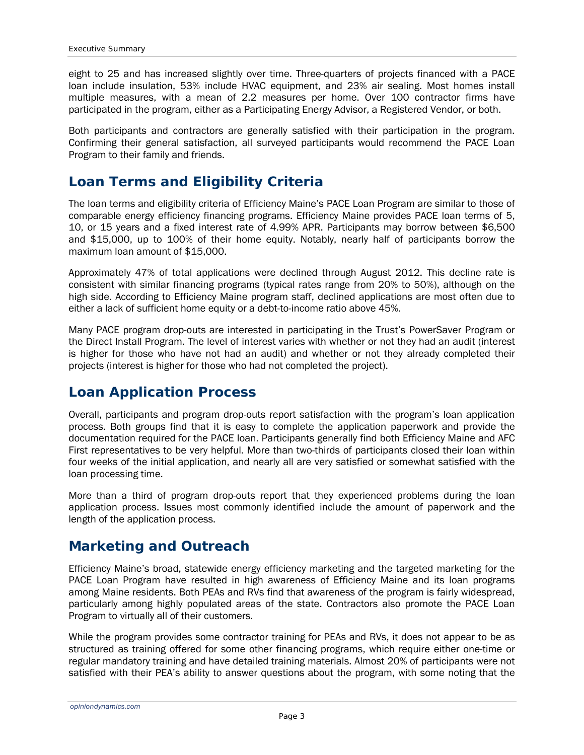eight to 25 and has increased slightly over time. Three-quarters of projects financed with a PACE loan include insulation, 53% include HVAC equipment, and 23% air sealing. Most homes install multiple measures, with a mean of 2.2 measures per home. Over 100 contractor firms have participated in the program, either as a Participating Energy Advisor, a Registered Vendor, or both.

Both participants and contractors are generally satisfied with their participation in the program. Confirming their general satisfaction, all surveyed participants would recommend the PACE Loan Program to their family and friends.

## Loan Terms and Eligibility Criteria

The loan terms and eligibility criteria of Efficiency Maine's PACE Loan Program are similar to those of comparable energy efficiency financing programs. Efficiency Maine provides PACE loan terms of 5, 10, or 15 years and a fixed interest rate of 4.99% APR. Participants may borrow between $6,500 and $15,000, up to 100% of their home equity. Notably, nearly half of participants borrow the maximum loan amount of $15,000.

Approximately 47% of total applications were declined through August 2012. This decline rate is consistent with similar financing programs (typical rates range from 20% to 50%), although on the high side. According to Efficiency Maine program staff, declined applications are most often due to either a lack of sufficient home equity or a debt-to-income ratio above 45%.

Many PACE program drop-outs are interested in participating in the Trust's PowerSaver Program or the Direct Install Program. The level of interest varies with whether or not they had an audit (interest is higher for those who have not had an audit) and whether or not they already completed their projects (interest is higher for those who had not completed the project).

## Loan Application Process

Overall, participants and program drop-outs report satisfaction with the program's loan application process. Both groups find that it is easy to complete the application paperwork and provide the documentation required for the PACE loan. Participants generally find both Efficiency Maine and AFC First representatives to be very helpful. More than two-thirds of participants closed their loan within four weeks of the initial application, and nearly all are very satisfied or somewhat satisfied with the loan processing time.

More than a third of program drop-outs report that they experienced problems during the loan application process. Issues most commonly identified include the amount of paperwork and the length of the application process.

## Marketing and Outreach

Efficiency Maine's broad, statewide energy efficiency marketing and the targeted marketing for the PACE Loan Program have resulted in high awareness of Efficiency Maine and its loan programs among Maine residents. Both PEAs and RVs find that awareness of the program is fairly widespread, particularly among highly populated areas of the state. Contractors also promote the PACE Loan Program to virtually all of their customers.

While the program provides some contractor training for PEAs and RVs, it does not appear to be as structured as training offered for some other financing programs, which require either one-time or regular mandatory training and have detailed training materials. Almost 20% of participants were not satisfied with their PEA's ability to answer questions about the program, with some noting that the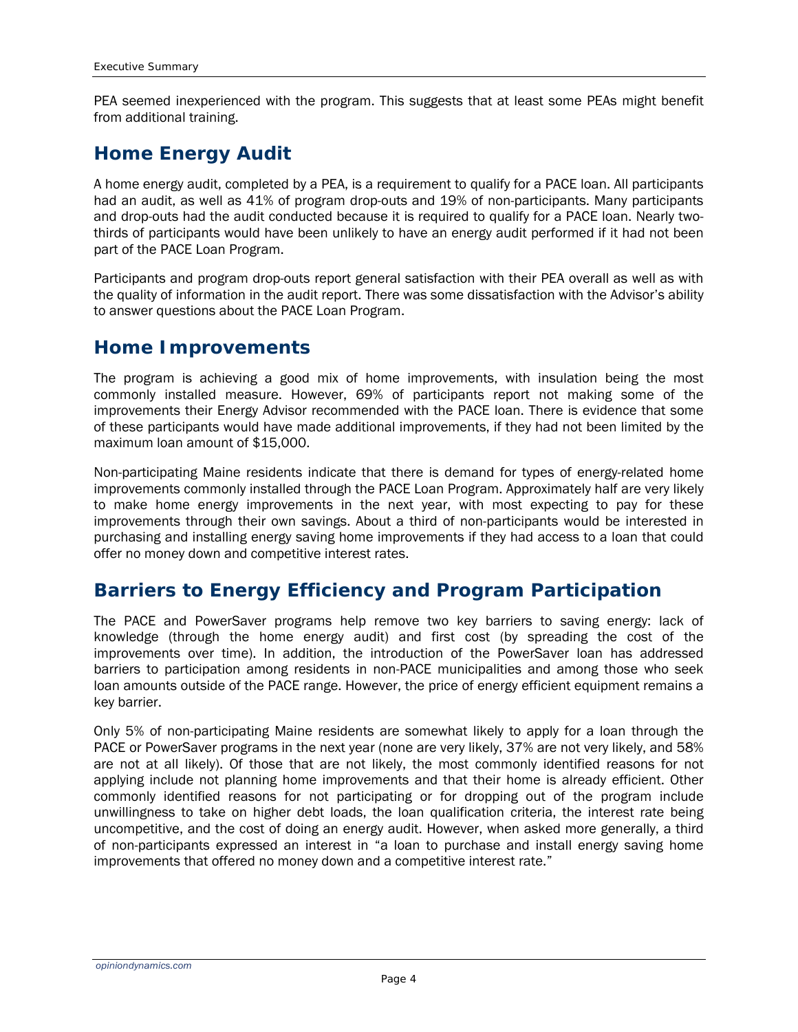PEA seemed inexperienced with the program. This suggests that at least some PEAs might benefit from additional training.

## Home Energy Audit

A home energy audit, completed by a PEA, is a requirement to qualify for a PACE loan. All participants had an audit, as well as 41% of program drop-outs and 19% of non-participants. Many participants and drop-outs had the audit conducted because it is required to qualify for a PACE loan. Nearly two-thirds of participants would have been unlikely to have an energy audit performed if it had not been part of the PACE Loan Program.

Participants and program drop-outs report general satisfaction with their PEA overall as well as with the quality of information in the audit report. There was some dissatisfaction with the Advisor's ability to answer questions about the PACE Loan Program.

## Home Improvements

The program is achieving a good mix of home improvements, with insulation being the most commonly installed measure. However, 69% of participants report not making some of the improvements their Energy Advisor recommended with the PACE loan. There is evidence that some of these participants would have made additional improvements, if they had not been limited by the maximum loan amount of $15,000.

Non-participating Maine residents indicate that there is demand for types of energy-related home improvements commonly installed through the PACE Loan Program. Approximately half are very likely to make home energy improvements in the next year, with most expecting to pay for these improvements through their own savings. About a third of non-participants would be interested in purchasing and installing energy saving home improvements if they had access to a loan that could offer no money down and competitive interest rates.

## Barriers to Energy Efficiency and Program Participation

The PACE and PowerSaver programs help remove two key barriers to saving energy: lack of knowledge (through the home energy audit) and first cost (by spreading the cost of the improvements over time). In addition, the introduction of the PowerSaver loan has addressed barriers to participation among residents in non-PACE municipalities and among those who seek loan amounts outside of the PACE range. However, the price of energy efficient equipment remains a key barrier.

Only 5% of non-participating Maine residents are somewhat likely to apply for a loan through the PACE or PowerSaver programs in the next year (none are very likely, 37% are not very likely, and 58% are not at all likely). Of those that are not likely, the most commonly identified reasons for not applying include not planning home improvements and that their home is already efficient. Other commonly identified reasons for not participating or for dropping out of the program include unwillingness to take on higher debt loads, the loan qualification criteria, the interest rate being uncompetitive, and the cost of doing an energy audit. However, when asked more generally, a third of non-participants expressed an interest in "a loan to purchase and install energy saving home improvements that offered no money down and a competitive interest rate."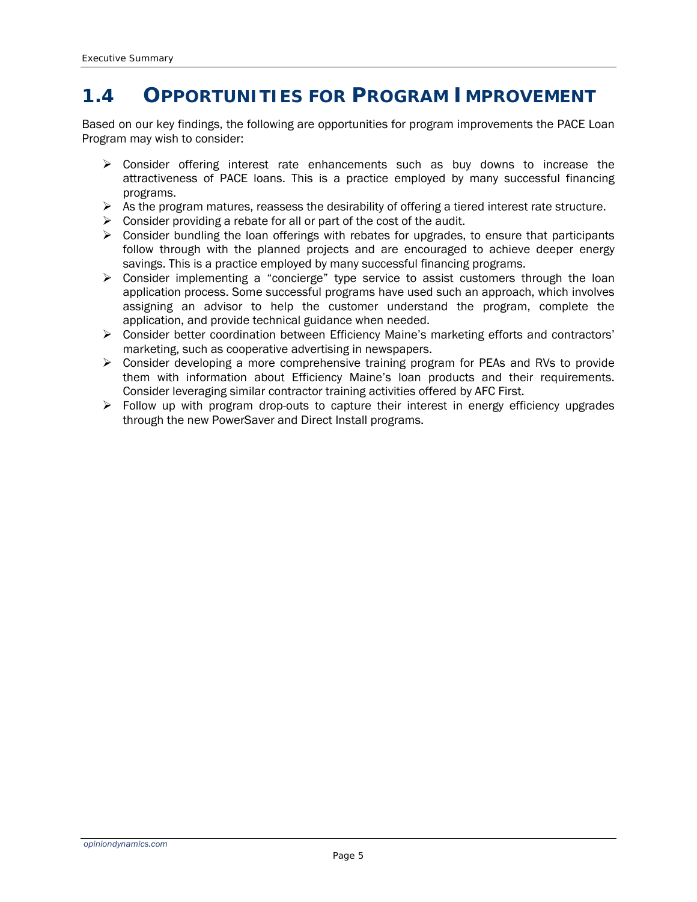## 1.4 Opportunities for Program Improvement

Based on our key findings, the following are opportunities for program improvements the PACE Loan Program may wish to consider:

- Consider offering interest rate enhancements such as buy downs to increase the attractiveness of PACE loans. This is a practice employed by many successful financing programs.
- As the program matures, reassess the desirability of offering a tiered interest rate structure.
- Consider providing a rebate for all or part of the cost of the audit.
- Consider bundling the loan offerings with rebates for upgrades, to ensure that participants follow through with the planned projects and are encouraged to achieve deeper energy savings. This is a practice employed by many successful financing programs.
- Consider implementing a "concierge" type service to assist customers through the loan application process. Some successful programs have used such an approach, which involves assigning an advisor to help the customer understand the program, complete the application, and provide technical guidance when needed.
- Consider better coordination between Efficiency Maine's marketing efforts and contractors' marketing, such as cooperative advertising in newspapers.
- Consider developing a more comprehensive training program for PEAs and RVs to provide them with information about Efficiency Maine's loan products and their requirements. Consider leveraging similar contractor training activities offered by AFC First.
- Follow up with program drop-outs to capture their interest in energy efficiency upgrades through the new PowerSaver and Direct Install programs.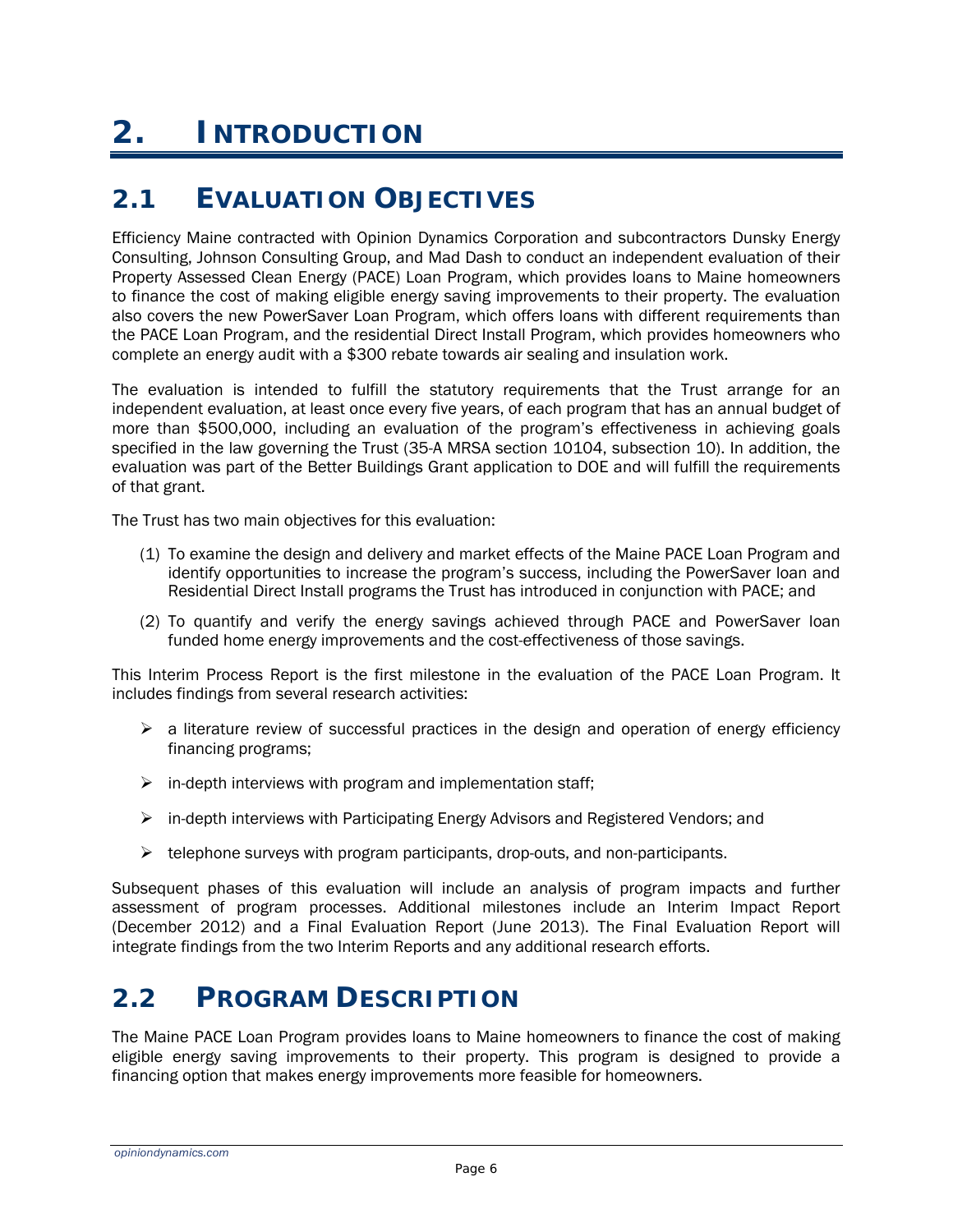# 2. INTRODUCTION

## 2.1 EVALUATION OBJECTIVES

Efficiency Maine contracted with Opinion Dynamics Corporation and subcontractors Dunsky Energy Consulting, Johnson Consulting Group, and Mad Dash to conduct an independent evaluation of their Property Assessed Clean Energy (PACE) Loan Program, which provides loans to Maine homeowners to finance the cost of making eligible energy saving improvements to their property. The evaluation also covers the new PowerSaver Loan Program, which offers loans with different requirements than the PACE Loan Program, and the residential Direct Install Program, which provides homeowners who complete an energy audit with a $300 rebate towards air sealing and insulation work.

The evaluation is intended to fulfill the statutory requirements that the Trust arrange for an independent evaluation, at least once every five years, of each program that has an annual budget of more than $500,000, including an evaluation of the program's effectiveness in achieving goals specified in the law governing the Trust (35-A MRSA section 10104, subsection 10). In addition, the evaluation was part of the Better Buildings Grant application to DOE and will fulfill the requirements of that grant.

The Trust has two main objectives for this evaluation:

(1) To examine the design and delivery and market effects of the Maine PACE Loan Program and identify opportunities to increase the program's success, including the PowerSaver loan and Residential Direct Install programs the Trust has introduced in conjunction with PACE; and

(2) To quantify and verify the energy savings achieved through PACE and PowerSaver loan funded home energy improvements and the cost-effectiveness of those savings.

This Interim Process Report is the first milestone in the evaluation of the PACE Loan Program. It includes findings from several research activities:

- a literature review of successful practices in the design and operation of energy efficiency financing programs;
- in-depth interviews with program and implementation staff;
- in-depth interviews with Participating Energy Advisors and Registered Vendors; and
- telephone surveys with program participants, drop-outs, and non-participants.

Subsequent phases of this evaluation will include an analysis of program impacts and further assessment of program processes. Additional milestones include an Interim Impact Report (December 2012) and a Final Evaluation Report (June 2013). The Final Evaluation Report will integrate findings from the two Interim Reports and any additional research efforts.

## 2.2 PROGRAM DESCRIPTION

The Maine PACE Loan Program provides loans to Maine homeowners to finance the cost of making eligible energy saving improvements to their property. This program is designed to provide a financing option that makes energy improvements more feasible for homeowners.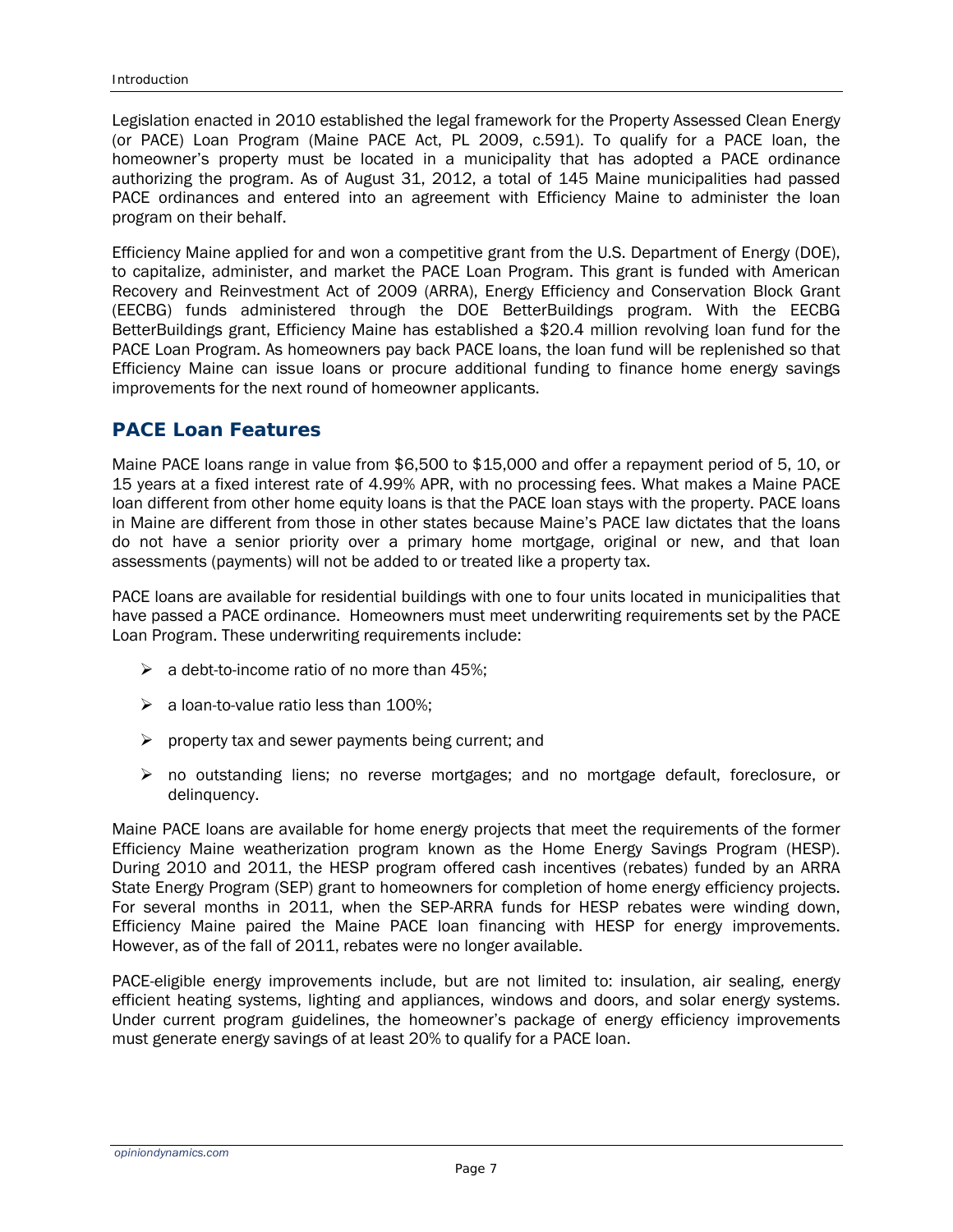Legislation enacted in 2010 established the legal framework for the Property Assessed Clean Energy (or PACE) Loan Program (Maine PACE Act, PL 2009, c.591). To qualify for a PACE loan, the homeowner's property must be located in a municipality that has adopted a PACE ordinance authorizing the program. As of August 31, 2012, a total of 145 Maine municipalities had passed PACE ordinances and entered into an agreement with Efficiency Maine to administer the loan program on their behalf.

Efficiency Maine applied for and won a competitive grant from the U.S. Department of Energy (DOE), to capitalize, administer, and market the PACE Loan Program. This grant is funded with American Recovery and Reinvestment Act of 2009 (ARRA), Energy Efficiency and Conservation Block Grant (EECBG) funds administered through the DOE BetterBuildings program. With the EECBG BetterBuildings grant, Efficiency Maine has established a $20.4 million revolving loan fund for the PACE Loan Program. As homeowners pay back PACE loans, the loan fund will be replenished so that Efficiency Maine can issue loans or procure additional funding to finance home energy savings improvements for the next round of homeowner applicants.

## PACE Loan Features

Maine PACE loans range in value from $6,500 to $15,000 and offer a repayment period of 5, 10, or 15 years at a fixed interest rate of 4.99% APR, with no processing fees. What makes a Maine PACE loan different from other home equity loans is that the PACE loan stays with the property. PACE loans in Maine are different from those in other states because Maine's PACE law dictates that the loans do not have a senior priority over a primary home mortgage, original or new, and that loan assessments (payments) will not be added to or treated like a property tax.

PACE loans are available for residential buildings with one to four units located in municipalities that have passed a PACE ordinance. Homeowners must meet underwriting requirements set by the PACE Loan Program. These underwriting requirements include:

- a debt-to-income ratio of no more than 45%;
- a loan-to-value ratio less than 100%;
- property tax and sewer payments being current; and
- no outstanding liens; no reverse mortgages; and no mortgage default, foreclosure, or delinquency.

Maine PACE loans are available for home energy projects that meet the requirements of the former Efficiency Maine weatherization program known as the Home Energy Savings Program (HESP). During 2010 and 2011, the HESP program offered cash incentives (rebates) funded by an ARRA State Energy Program (SEP) grant to homeowners for completion of home energy efficiency projects. For several months in 2011, when the SEP-ARRA funds for HESP rebates were winding down, Efficiency Maine paired the Maine PACE loan financing with HESP for energy improvements. However, as of the fall of 2011, rebates were no longer available.

PACE-eligible energy improvements include, but are not limited to: insulation, air sealing, energy efficient heating systems, lighting and appliances, windows and doors, and solar energy systems. Under current program guidelines, the homeowner's package of energy efficiency improvements must generate energy savings of at least 20% to qualify for a PACE loan.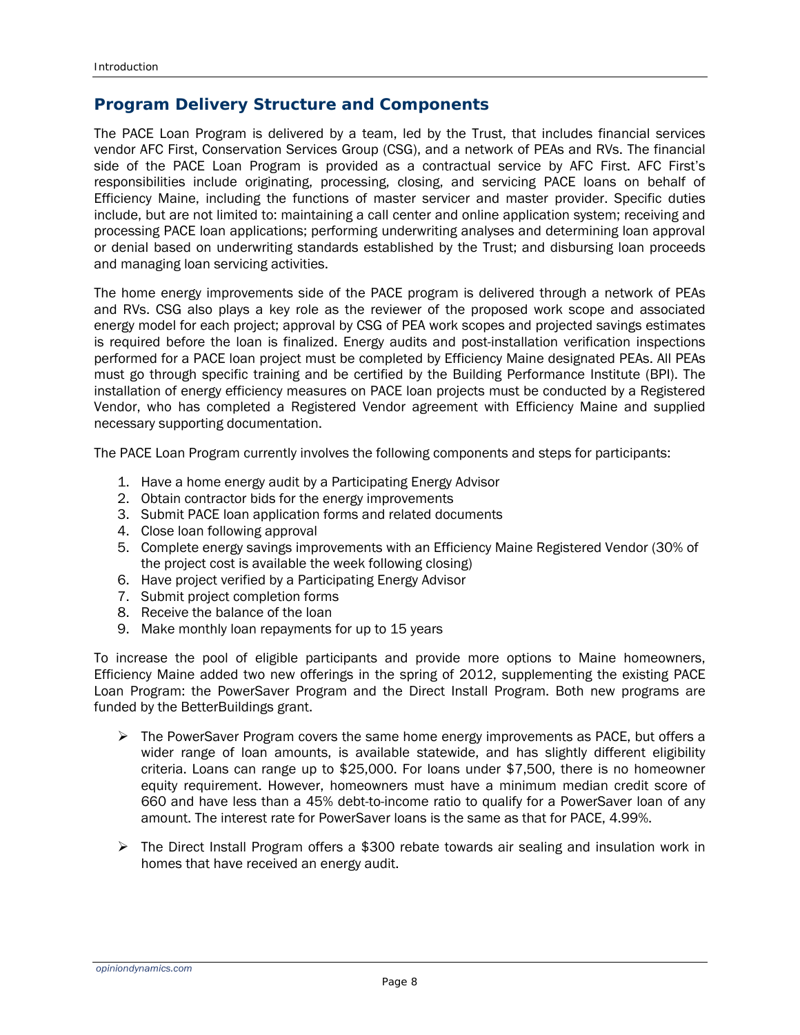## Program Delivery Structure and Components

The PACE Loan Program is delivered by a team, led by the Trust, that includes financial services vendor AFC First, Conservation Services Group (CSG), and a network of PEAs and RVs. The financial side of the PACE Loan Program is provided as a contractual service by AFC First. AFC First's responsibilities include originating, processing, closing, and servicing PACE loans on behalf of Efficiency Maine, including the functions of master servicer and master provider. Specific duties include, but are not limited to: maintaining a call center and online application system; receiving and processing PACE loan applications; performing underwriting analyses and determining loan approval or denial based on underwriting standards established by the Trust; and disbursing loan proceeds and managing loan servicing activities.

The home energy improvements side of the PACE program is delivered through a network of PEAs and RVs. CSG also plays a key role as the reviewer of the proposed work scope and associated energy model for each project; approval by CSG of PEA work scopes and projected savings estimates is required before the loan is finalized. Energy audits and post-installation verification inspections performed for a PACE loan project must be completed by Efficiency Maine designated PEAs. All PEAs must go through specific training and be certified by the Building Performance Institute (BPI). The installation of energy efficiency measures on PACE loan projects must be conducted by a Registered Vendor, who has completed a Registered Vendor agreement with Efficiency Maine and supplied necessary supporting documentation.

The PACE Loan Program currently involves the following components and steps for participants:

1. Have a home energy audit by a Participating Energy Advisor
2. Obtain contractor bids for the energy improvements
3. Submit PACE loan application forms and related documents
4. Close loan following approval
5. Complete energy savings improvements with an Efficiency Maine Registered Vendor (30% of the project cost is available the week following closing)
6. Have project verified by a Participating Energy Advisor
7. Submit project completion forms
8. Receive the balance of the loan
9. Make monthly loan repayments for up to 15 years

To increase the pool of eligible participants and provide more options to Maine homeowners, Efficiency Maine added two new offerings in the spring of 2012, supplementing the existing PACE Loan Program: the PowerSaver Program and the Direct Install Program. Both new programs are funded by the BetterBuildings grant.

- The PowerSaver Program covers the same home energy improvements as PACE, but offers a wider range of loan amounts, is available statewide, and has slightly different eligibility criteria. Loans can range up to $25,000. For loans under $7,500, there is no homeowner equity requirement. However, homeowners must have a minimum median credit score of 660 and have less than a 45% debt-to-income ratio to qualify for a PowerSaver loan of any amount. The interest rate for PowerSaver loans is the same as that for PACE, 4.99%.

- The Direct Install Program offers a $300 rebate towards air sealing and insulation work in homes that have received an energy audit.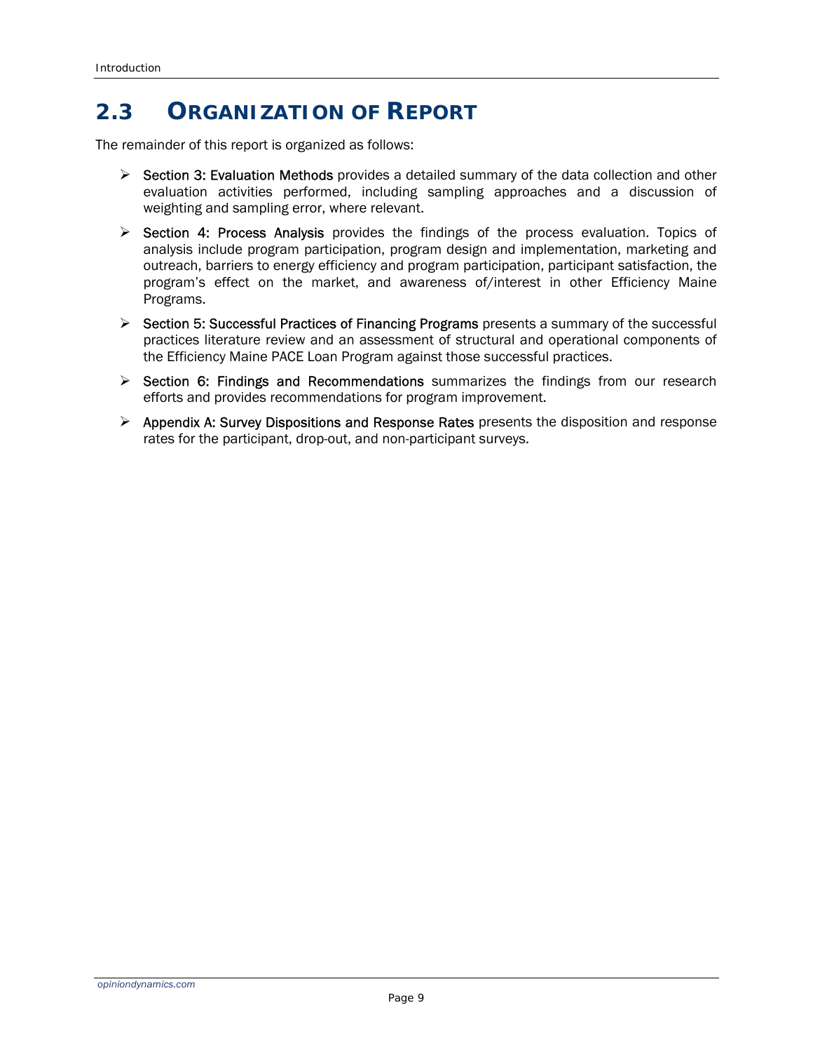## 2.3 Organization of Report

The remainder of this report is organized as follows:

- Section 3: Evaluation Methods provides a detailed summary of the data collection and other evaluation activities performed, including sampling approaches and a discussion of weighting and sampling error, where relevant.
- Section 4: Process Analysis provides the findings of the process evaluation. Topics of analysis include program participation, program design and implementation, marketing and outreach, barriers to energy efficiency and program participation, participant satisfaction, the program's effect on the market, and awareness of/interest in other Efficiency Maine Programs.
- Section 5: Successful Practices of Financing Programs presents a summary of the successful practices literature review and an assessment of structural and operational components of the Efficiency Maine PACE Loan Program against those successful practices.
- Section 6: Findings and Recommendations summarizes the findings from our research efforts and provides recommendations for program improvement.
- Appendix A: Survey Dispositions and Response Rates presents the disposition and response rates for the participant, drop-out, and non-participant surveys.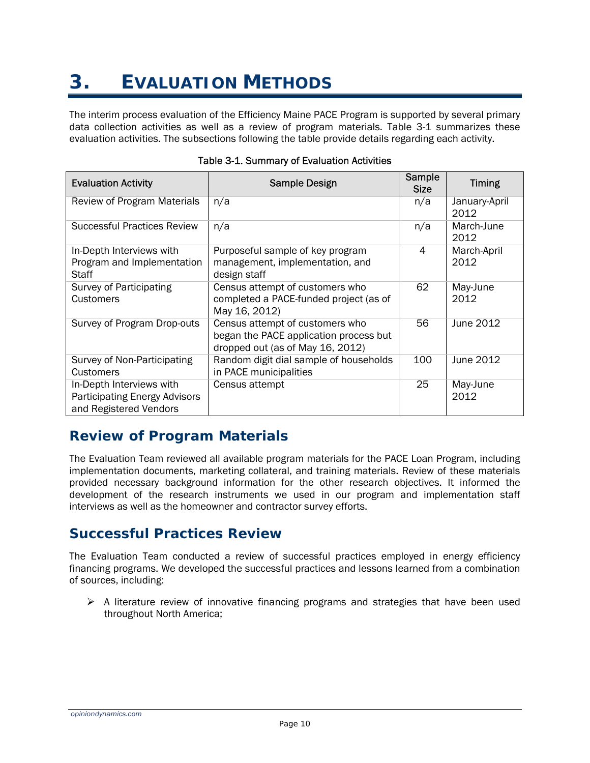# 3. EVALUATION METHODS

The interim process evaluation of the Efficiency Maine PACE Program is supported by several primary data collection activities as well as a review of program materials. Table 3-1 summarizes these evaluation activities. The subsections following the table provide details regarding each activity.

Table 3-1. Summary of Evaluation Activities

| Evaluation Activity | Sample Design | Sample Size | Timing |
| --- | --- | --- | --- |
| Review of Program Materials | n/a | n/a | January-April 2012 |
| Successful Practices Review | n/a | n/a | March-June 2012 |
| In-Depth Interviews with Program and Implementation Staff | Purposeful sample of key program management, implementation, and design staff | 4 | March-April 2012 |
| Survey of Participating Customers | Census attempt of customers who completed a PACE-funded project (as of May 16, 2012) | 62 | May-June 2012 |
| Survey of Program Drop-outs | Census attempt of customers who began the PACE application process but dropped out (as of May 16, 2012) | 56 | June 2012 |
| Survey of Non-Participating Customers | Random digit dial sample of households in PACE municipalities | 100 | June 2012 |
| In-Depth Interviews with Participating Energy Advisors and Registered Vendors | Census attempt | 25 | May-June 2012 |

## Review of Program Materials

The Evaluation Team reviewed all available program materials for the PACE Loan Program, including implementation documents, marketing collateral, and training materials. Review of these materials provided necessary background information for the other research objectives. It informed the development of the research instruments we used in our program and implementation staff interviews as well as the homeowner and contractor survey efforts.

## Successful Practices Review

The Evaluation Team conducted a review of successful practices employed in energy efficiency financing programs. We developed the successful practices and lessons learned from a combination of sources, including:

- A literature review of innovative financing programs and strategies that have been used throughout North America;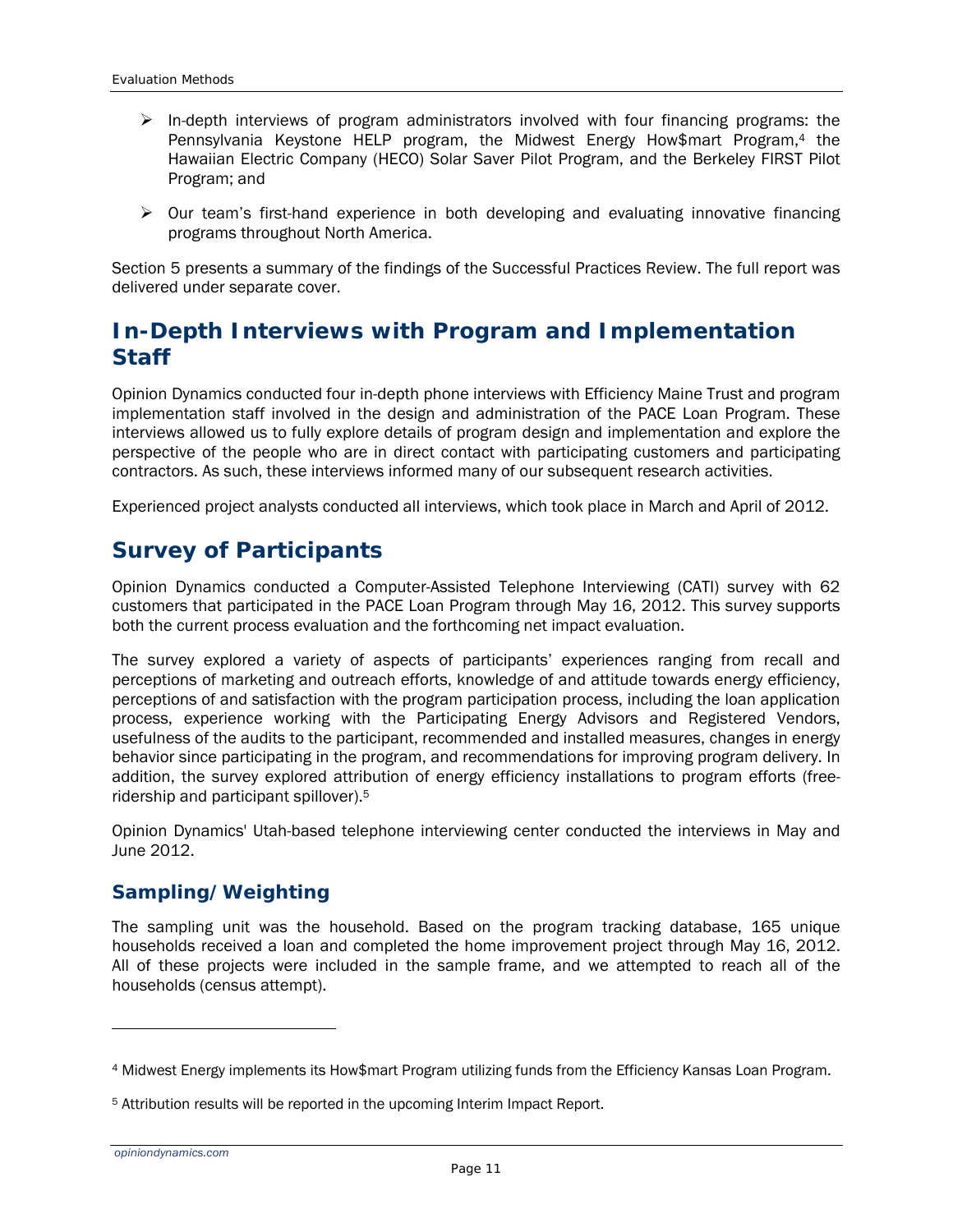- In-depth interviews of program administrators involved with four financing programs: the Pennsylvania Keystone HELP program, the Midwest Energy How$mart Program,[4] the Hawaiian Electric Company (HECO) Solar Saver Pilot Program, and the Berkeley FIRST Pilot Program; and
- Our team's first-hand experience in both developing and evaluating innovative financing programs throughout North America.

Section 5 presents a summary of the findings of the Successful Practices Review. The full report was delivered under separate cover.

## In-Depth Interviews with Program and Implementation Staff

Opinion Dynamics conducted four in-depth phone interviews with Efficiency Maine Trust and program implementation staff involved in the design and administration of the PACE Loan Program. These interviews allowed us to fully explore details of program design and implementation and explore the perspective of the people who are in direct contact with participating customers and participating contractors. As such, these interviews informed many of our subsequent research activities.

Experienced project analysts conducted all interviews, which took place in March and April of 2012.

## Survey of Participants

Opinion Dynamics conducted a Computer-Assisted Telephone Interviewing (CATI) survey with 62 customers that participated in the PACE Loan Program through May 16, 2012. This survey supports both the current process evaluation and the forthcoming net impact evaluation.

The survey explored a variety of aspects of participants' experiences ranging from recall and perceptions of marketing and outreach efforts, knowledge of and attitude towards energy efficiency, perceptions of and satisfaction with the program participation process, including the loan application process, experience working with the Participating Energy Advisors and Registered Vendors, usefulness of the audits to the participant, recommended and installed measures, changes in energy behavior since participating in the program, and recommendations for improving program delivery. In addition, the survey explored attribution of energy efficiency installations to program efforts (free-ridership and participant spillover).[5]

Opinion Dynamics' Utah-based telephone interviewing center conducted the interviews in May and June 2012.

### Sampling/Weighting

The sampling unit was the household. Based on the program tracking database, 165 unique households received a loan and completed the home improvement project through May 16, 2012. All of these projects were included in the sample frame, and we attempted to reach all of the households (census attempt).

---

[4] Midwest Energy implements its How$mart Program utilizing funds from the Efficiency Kansas Loan Program.

[5] Attribution results will be reported in the upcoming Interim Impact Report.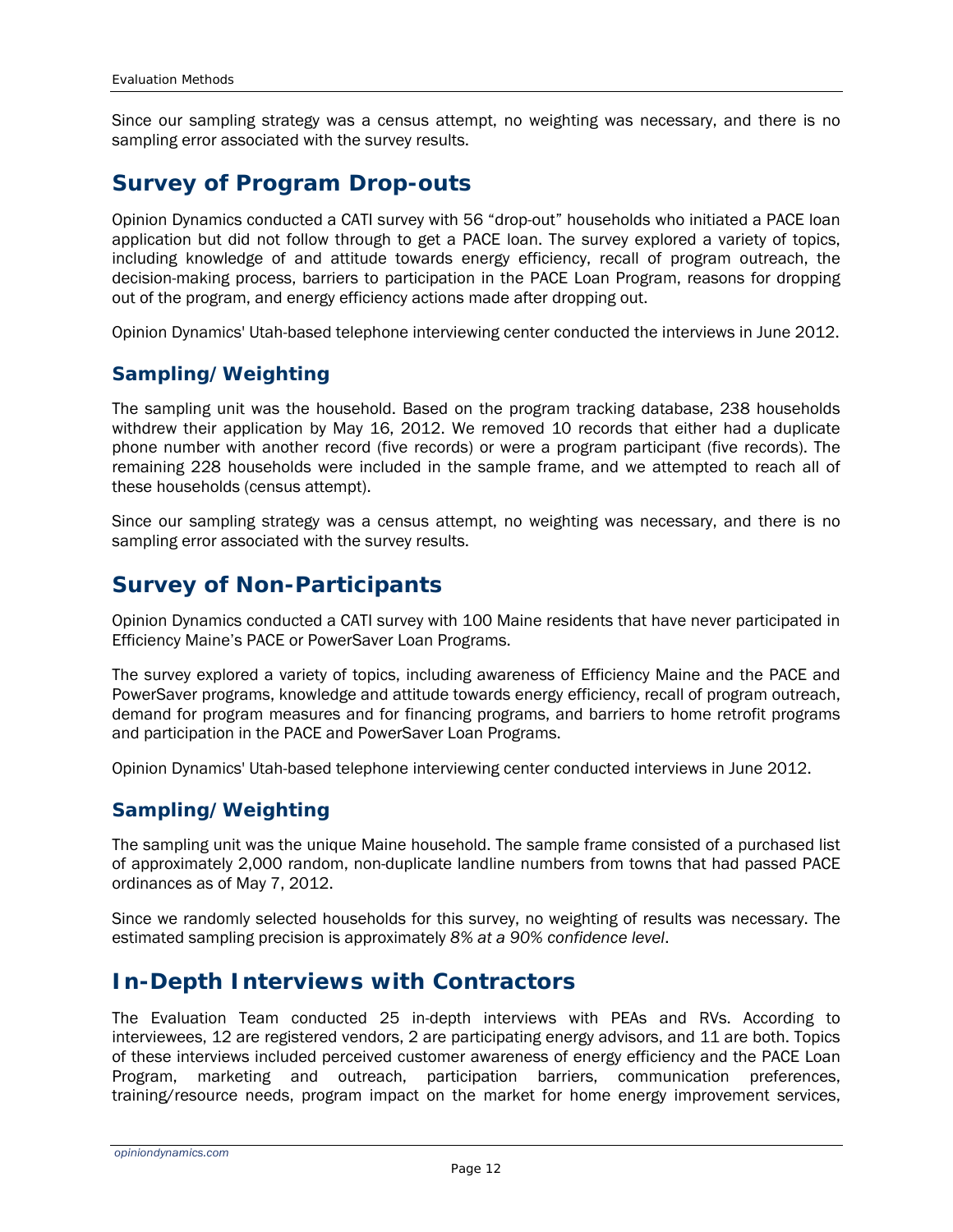Since our sampling strategy was a census attempt, no weighting was necessary, and there is no sampling error associated with the survey results.

## Survey of Program Drop-outs

Opinion Dynamics conducted a CATI survey with 56 "drop-out" households who initiated a PACE loan application but did not follow through to get a PACE loan. The survey explored a variety of topics, including knowledge of and attitude towards energy efficiency, recall of program outreach, the decision-making process, barriers to participation in the PACE Loan Program, reasons for dropping out of the program, and energy efficiency actions made after dropping out.

Opinion Dynamics' Utah-based telephone interviewing center conducted the interviews in June 2012.

### Sampling/Weighting

The sampling unit was the household. Based on the program tracking database, 238 households withdrew their application by May 16, 2012. We removed 10 records that either had a duplicate phone number with another record (five records) or were a program participant (five records). The remaining 228 households were included in the sample frame, and we attempted to reach all of these households (census attempt).

Since our sampling strategy was a census attempt, no weighting was necessary, and there is no sampling error associated with the survey results.

## Survey of Non-Participants

Opinion Dynamics conducted a CATI survey with 100 Maine residents that have never participated in Efficiency Maine's PACE or PowerSaver Loan Programs.

The survey explored a variety of topics, including awareness of Efficiency Maine and the PACE and PowerSaver programs, knowledge and attitude towards energy efficiency, recall of program outreach, demand for program measures and for financing programs, and barriers to home retrofit programs and participation in the PACE and PowerSaver Loan Programs.

Opinion Dynamics' Utah-based telephone interviewing center conducted interviews in June 2012.

### Sampling/Weighting

The sampling unit was the unique Maine household. The sample frame consisted of a purchased list of approximately 2,000 random, non-duplicate landline numbers from towns that had passed PACE ordinances as of May 7, 2012.

Since we randomly selected households for this survey, no weighting of results was necessary. The estimated sampling precision is approximately *8% at a 90% confidence level*.

## In-Depth Interviews with Contractors

The Evaluation Team conducted 25 in-depth interviews with PEAs and RVs. According to interviewees, 12 are registered vendors, 2 are participating energy advisors, and 11 are both. Topics of these interviews included perceived customer awareness of energy efficiency and the PACE Loan Program, marketing and outreach, participation barriers, communication preferences, training/resource needs, program impact on the market for home energy improvement services,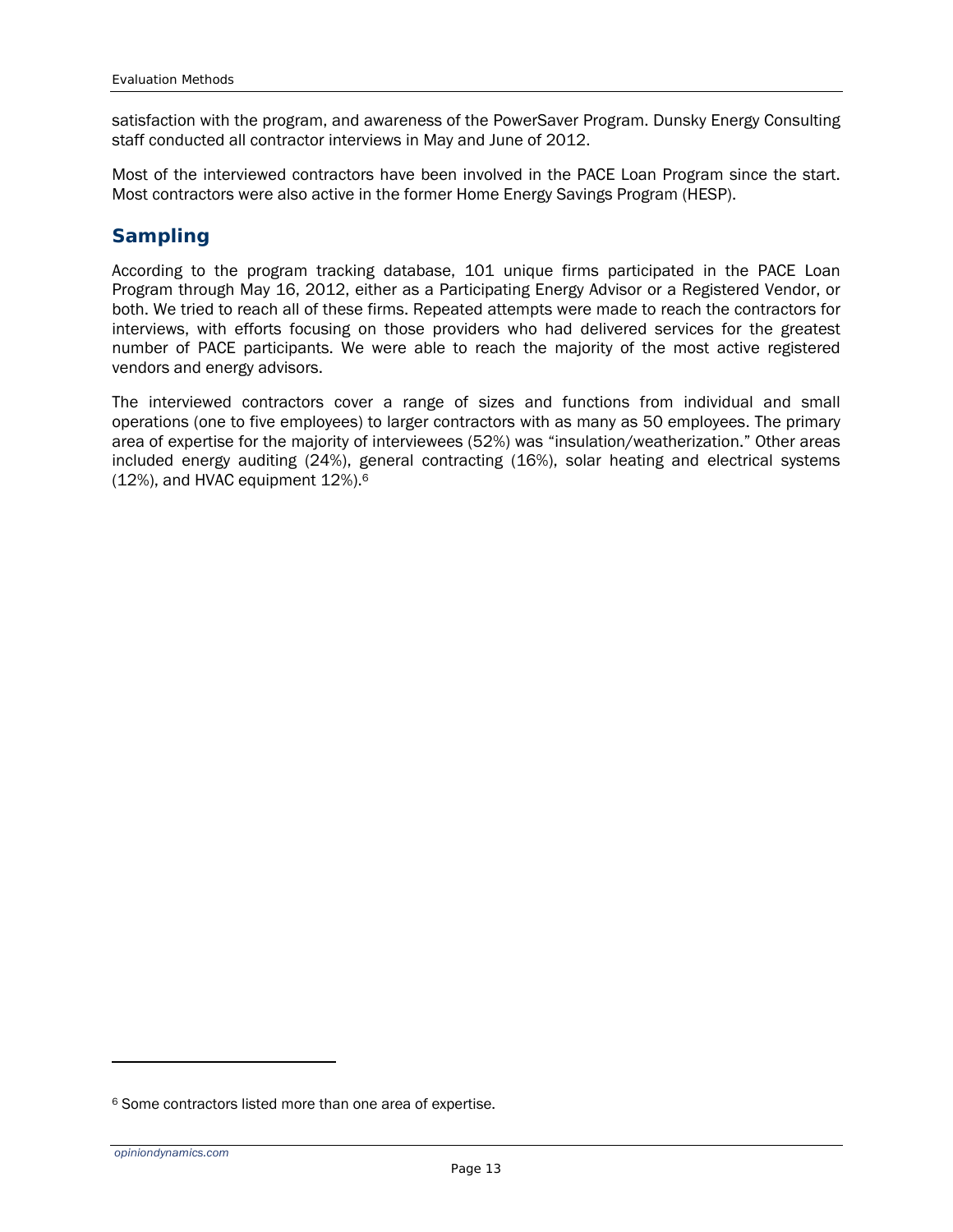satisfaction with the program, and awareness of the PowerSaver Program. Dunsky Energy Consulting staff conducted all contractor interviews in May and June of 2012.

Most of the interviewed contractors have been involved in the PACE Loan Program since the start. Most contractors were also active in the former Home Energy Savings Program (HESP).

## Sampling

According to the program tracking database, 101 unique firms participated in the PACE Loan Program through May 16, 2012, either as a Participating Energy Advisor or a Registered Vendor, or both. We tried to reach all of these firms. Repeated attempts were made to reach the contractors for interviews, with efforts focusing on those providers who had delivered services for the greatest number of PACE participants. We were able to reach the majority of the most active registered vendors and energy advisors.

The interviewed contractors cover a range of sizes and functions from individual and small operations (one to five employees) to larger contractors with as many as 50 employees. The primary area of expertise for the majority of interviewees (52%) was "insulation/weatherization." Other areas included energy auditing (24%), general contracting (16%), solar heating and electrical systems (12%), and HVAC equipment 12%).[6]

[6] Some contractors listed more than one area of expertise.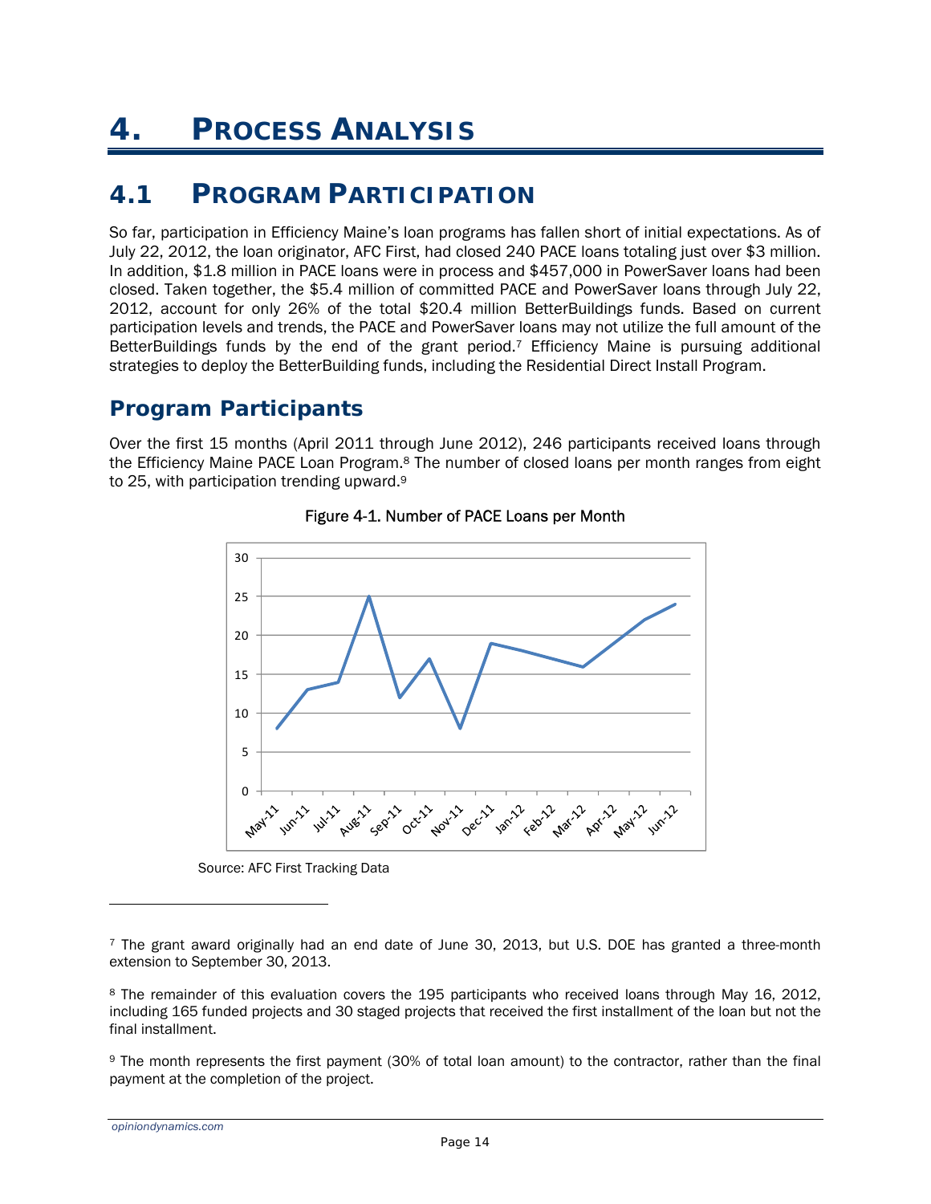# 4. PROCESS ANALYSIS

## 4.1 PROGRAM PARTICIPATION

So far, participation in Efficiency Maine's loan programs has fallen short of initial expectations. As of July 22, 2012, the loan originator, AFC First, had closed 240 PACE loans totaling just over $3 million. In addition, $1.8 million in PACE loans were in process and $457,000 in PowerSaver loans had been closed. Taken together, the $5.4 million of committed PACE and PowerSaver loans through July 22, 2012, account for only 26% of the total $20.4 million BetterBuildings funds. Based on current participation levels and trends, the PACE and PowerSaver loans may not utilize the full amount of the BetterBuildings funds by the end of the grant period.[7] Efficiency Maine is pursuing additional strategies to deploy the BetterBuilding funds, including the Residential Direct Install Program.

### Program Participants

Over the first 15 months (April 2011 through June 2012), 246 participants received loans through the Efficiency Maine PACE Loan Program.[8] The number of closed loans per month ranges from eight to 25, with participation trending upward.[9]

Figure 4-1. Number of PACE Loans per Month

30
25
20
15
10
5
0

May-11, Jun-11, Jul-11, Aug-11, Sep-11, Oct-11, Nov-11, Dec-11, Jan-12, Feb-12, Mar-12, Apr-12, May-12, Jun-12

Source: AFC First Tracking Data

---

[7] The grant award originally had an end date of June 30, 2013, but U.S. DOE has granted a three-month extension to September 30, 2013.

[8] The remainder of this evaluation covers the 195 participants who received loans through May 16, 2012, including 165 funded projects and 30 staged projects that received the first installment of the loan but not the final installment.

[9] The month represents the first payment (30% of total loan amount) to the contractor, rather than the final payment at the completion of the project.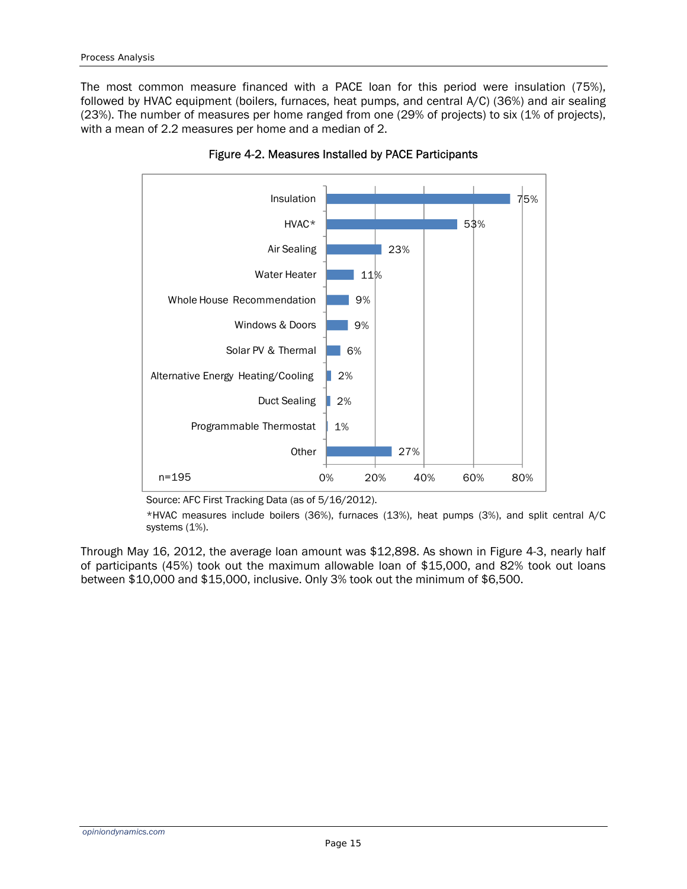The most common measure financed with a PACE loan for this period were insulation (75%), followed by HVAC equipment (boilers, furnaces, heat pumps, and central A/C) (36%) and air sealing (23%). The number of measures per home ranged from one (29% of projects) to six (1% of projects), with a mean of 2.2 measures per home and a median of 2.

**Figure 4-2. Measures Installed by PACE Participants**

Insulation 75%
HVAC* 53%
Air Sealing 23%
Water Heater 11%
Whole House Recommendation 9%
Windows & Doors 9%
Solar PV & Thermal 6%
Alternative Energy Heating/Cooling 2%
Duct Sealing 2%
Programmable Thermostat 1%
Other 27%

n=195

0% 20% 40% 60% 80%

Source: AFC First Tracking Data (as of 5/16/2012).

*HVAC measures include boilers (36%), furnaces (13%), heat pumps (3%), and split central A/C systems (1%).

Through May 16, 2012, the average loan amount was $12,898. As shown in Figure 4-3, nearly half of participants (45%) took out the maximum allowable loan of $15,000, and 82% took out loans between $10,000 and $15,000, inclusive. Only 3% took out the minimum of $6,500.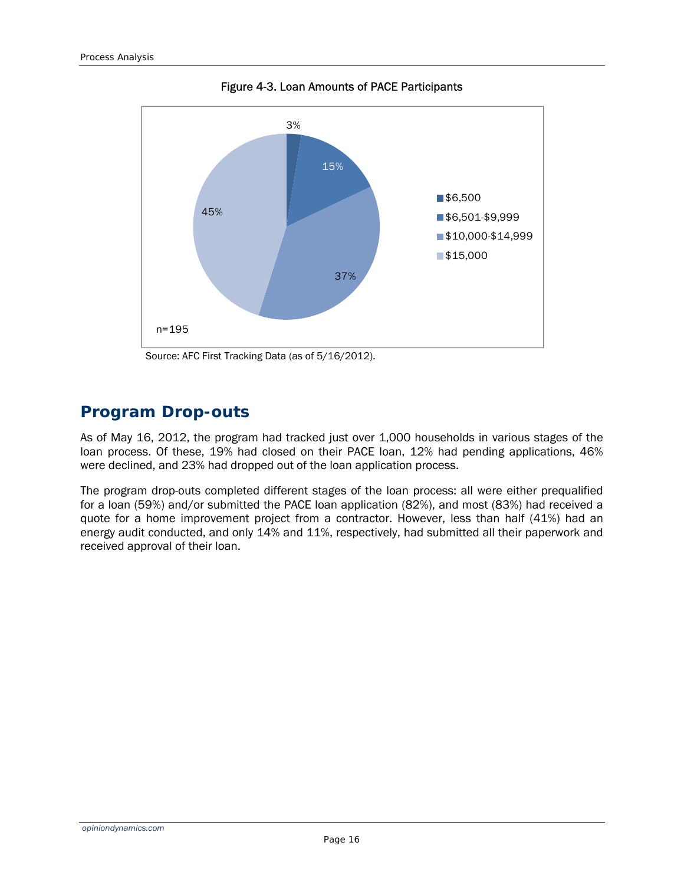Figure 4-3. Loan Amounts of PACE Participants

3%

15%

45%

37%

$6,500

$6,501-$9,999

$10,000-$14,999

$15,000

n=195

Source: AFC First Tracking Data (as of 5/16/2012).

## Program Drop-outs

As of May 16, 2012, the program had tracked just over 1,000 households in various stages of the loan process. Of these, 19% had closed on their PACE loan, 12% had pending applications, 46% were declined, and 23% had dropped out of the loan application process.

The program drop-outs completed different stages of the loan process: all were either prequalified for a loan (59%) and/or submitted the PACE loan application (82%), and most (83%) had received a quote for a home improvement project from a contractor. However, less than half (41%) had an energy audit conducted, and only 14% and 11%, respectively, had submitted all their paperwork and received approval of their loan.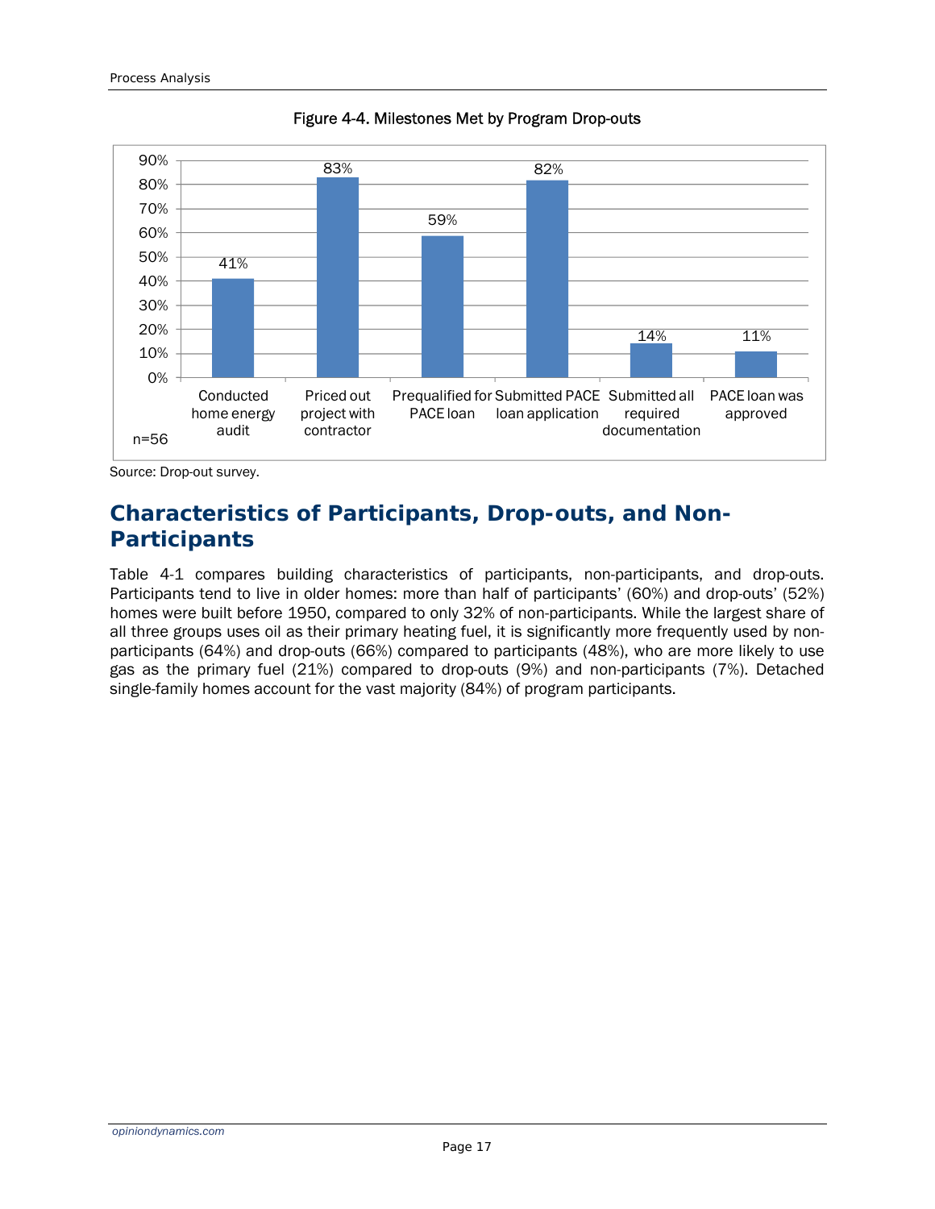Figure 4-4. Milestones Met by Program Drop-outs

90%
80%
70%
60%
50%
40%
30%
20%
10%
0%

41%
83%
59%
82%
14%
11%

Conducted home energy audit
Priced out project with contractor
Prequalified for PACE loan
Submitted PACE loan application
Submitted all required documentation
PACE loan was approved

n=56

Source: Drop-out survey.

## Characteristics of Participants, Drop-outs, and Non-Participants

Table 4-1 compares building characteristics of participants, non-participants, and drop-outs. Participants tend to live in older homes: more than half of participants' (60%) and drop-outs' (52%) homes were built before 1950, compared to only 32% of non-participants. While the largest share of all three groups uses oil as their primary heating fuel, it is significantly more frequently used by non-participants (64%) and drop-outs (66%) compared to participants (48%), who are more likely to use gas as the primary fuel (21%) compared to drop-outs (9%) and non-participants (7%). Detached single-family homes account for the vast majority (84%) of program participants.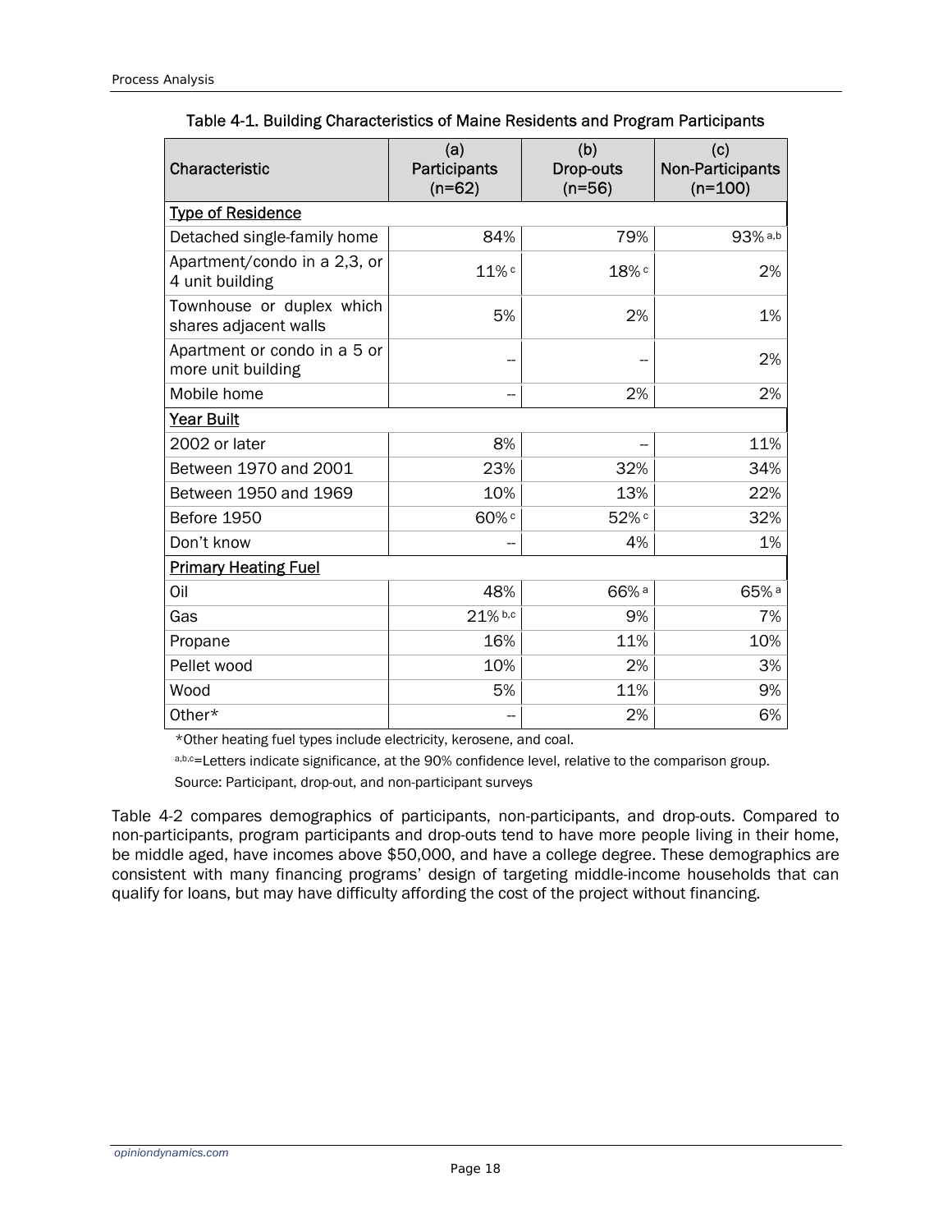Table 4-1. Building Characteristics of Maine Residents and Program Participants

| Characteristic | (a) Participants (n=62) | (b) Drop-outs (n=56) | (c) Non-Participants (n=100) |
|---|---|---|---|
| **Type of Residence** | | | |
| Detached single-family home | 84% | 79% | 93% [a,b] |
| Apartment/condo in a 2,3, or 4 unit building | 11% [c] | 18% [c] | 2% |
| Townhouse or duplex which shares adjacent walls | 5% | 2% | 1% |
| Apartment or condo in a 5 or more unit building | -- | -- | 2% |
| Mobile home | -- | 2% | 2% |
| **Year Built** | | | |
| 2002 or later | 8% | -- | 11% |
| Between 1970 and 2001 | 23% | 32% | 34% |
| Between 1950 and 1969 | 10% | 13% | 22% |
| Before 1950 | 60% [c] | 52% [c] | 32% |
| Don't know | -- | 4% | 1% |
| **Primary Heating Fuel** | | | |
| Oil | 48% | 66% [a] | 65% [a] |
| Gas | 21% [b,c] | 9% | 7% |
| Propane | 16% | 11% | 10% |
| Pellet wood | 10% | 2% | 3% |
| Wood | 5% | 11% | 9% |
| Other* | -- | 2% | 6% |

*Other heating fuel types include electricity, kerosene, and coal.

[a,b,c]=Letters indicate significance, at the 90% confidence level, relative to the comparison group.

Source: Participant, drop-out, and non-participant surveys

Table 4-2 compares demographics of participants, non-participants, and drop-outs. Compared to non-participants, program participants and drop-outs tend to have more people living in their home, be middle aged, have incomes above $50,000, and have a college degree. These demographics are consistent with many financing programs' design of targeting middle-income households that can qualify for loans, but may have difficulty affording the cost of the project without financing.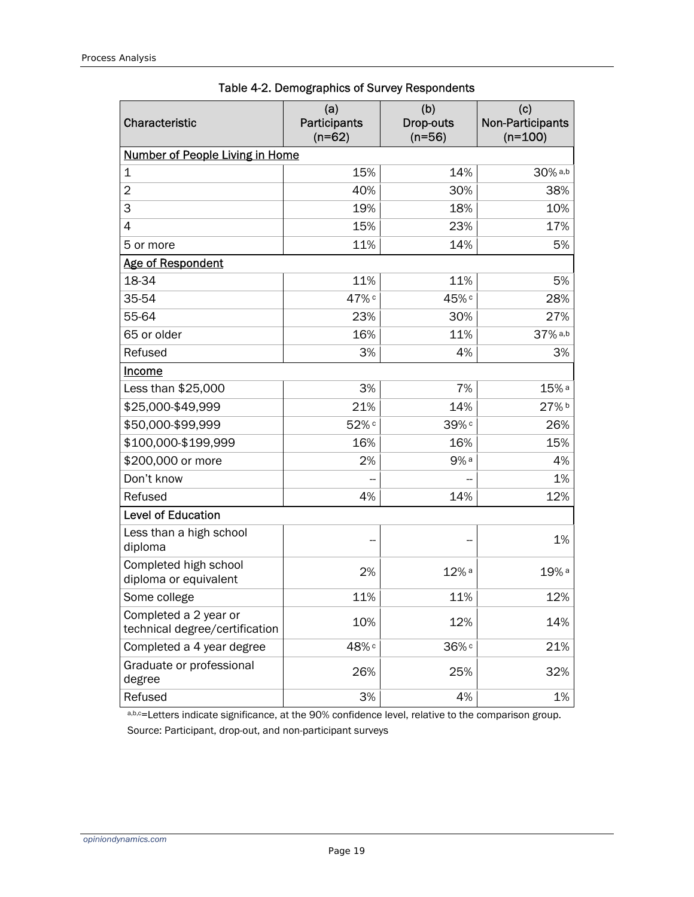Table 4-2. Demographics of Survey Respondents

| Characteristic | (a) Participants (n=62) | (b) Drop-outs (n=56) | (c) Non-Participants (n=100) |
|---|---|---|---|
| **Number of People Living in Home** | | | |
| 1 | 15% | 14% | 30% [a,b] |
| 2 | 40% | 30% | 38% |
| 3 | 19% | 18% | 10% |
| 4 | 15% | 23% | 17% |
| 5 or more | 11% | 14% | 5% |
| **Age of Respondent** | | | |
| 18-34 | 11% | 11% | 5% |
| 35-54 | 47% [c] | 45% [c] | 28% |
| 55-64 | 23% | 30% | 27% |
| 65 or older | 16% | 11% | 37% [a,b] |
| Refused | 3% | 4% | 3% |
| **Income** | | | |
| Less than $25,000 | 3% | 7% | 15% [a] |
| $25,000-$49,999 | 21% | 14% | 27% [b] |
| $50,000-$99,999 | 52% [c] | 39% [c] | 26% |
| $100,000-$199,999 | 16% | 16% | 15% |
| $200,000 or more | 2% | 9% [a] | 4% |
| Don't know | -- | -- | 1% |
| Refused | 4% | 14% | 12% |
| **Level of Education** | | | |
| Less than a high school diploma | -- | -- | 1% |
| Completed high school diploma or equivalent | 2% | 12% [a] | 19% [a] |
| Some college | 11% | 11% | 12% |
| Completed a 2 year or technical degree/certification | 10% | 12% | 14% |
| Completed a 4 year degree | 48% [c] | 36% [c] | 21% |
| Graduate or professional degree | 26% | 25% | 32% |
| Refused | 3% | 4% | 1% |

[a,b,c]=Letters indicate significance, at the 90% confidence level, relative to the comparison group.

Source: Participant, drop-out, and non-participant surveys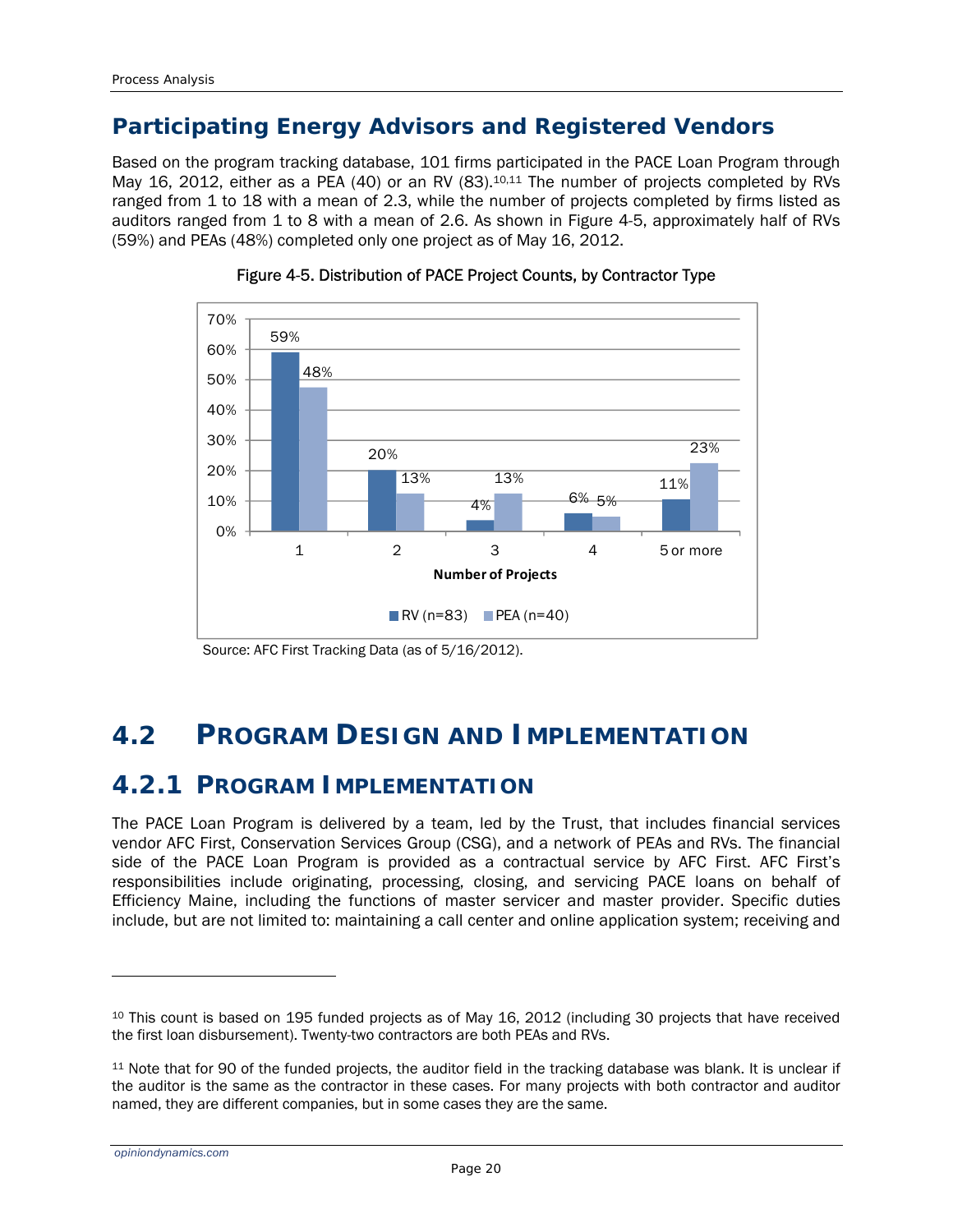## Participating Energy Advisors and Registered Vendors

Based on the program tracking database, 101 firms participated in the PACE Loan Program through May 16, 2012, either as a PEA (40) or an RV (83).[10,11] The number of projects completed by RVs ranged from 1 to 18 with a mean of 2.3, while the number of projects completed by firms listed as auditors ranged from 1 to 8 with a mean of 2.6. As shown in Figure 4-5, approximately half of RVs (59%) and PEAs (48%) completed only one project as of May 16, 2012.

Figure 4-5. Distribution of PACE Project Counts, by Contractor Type

70%
60%
50%
40%
30%
20%
10%
0%

59%
48%
20%
13%
4%
13%
6%
5%
11%
23%

1
2
3
4
5 or more

Number of Projects

RV (n=83)
PEA (n=40)

Source: AFC First Tracking Data (as of 5/16/2012).

# 4.2 Program Design and Implementation

## 4.2.1 Program Implementation

The PACE Loan Program is delivered by a team, led by the Trust, that includes financial services vendor AFC First, Conservation Services Group (CSG), and a network of PEAs and RVs. The financial side of the PACE Loan Program is provided as a contractual service by AFC First. AFC First's responsibilities include originating, processing, closing, and servicing PACE loans on behalf of Efficiency Maine, including the functions of master servicer and master provider. Specific duties include, but are not limited to: maintaining a call center and online application system; receiving and

---

[10] This count is based on 195 funded projects as of May 16, 2012 (including 30 projects that have received the first loan disbursement). Twenty-two contractors are both PEAs and RVs.

[11] Note that for 90 of the funded projects, the auditor field in the tracking database was blank. It is unclear if the auditor is the same as the contractor in these cases. For many projects with both contractor and auditor named, they are different companies, but in some cases they are the same.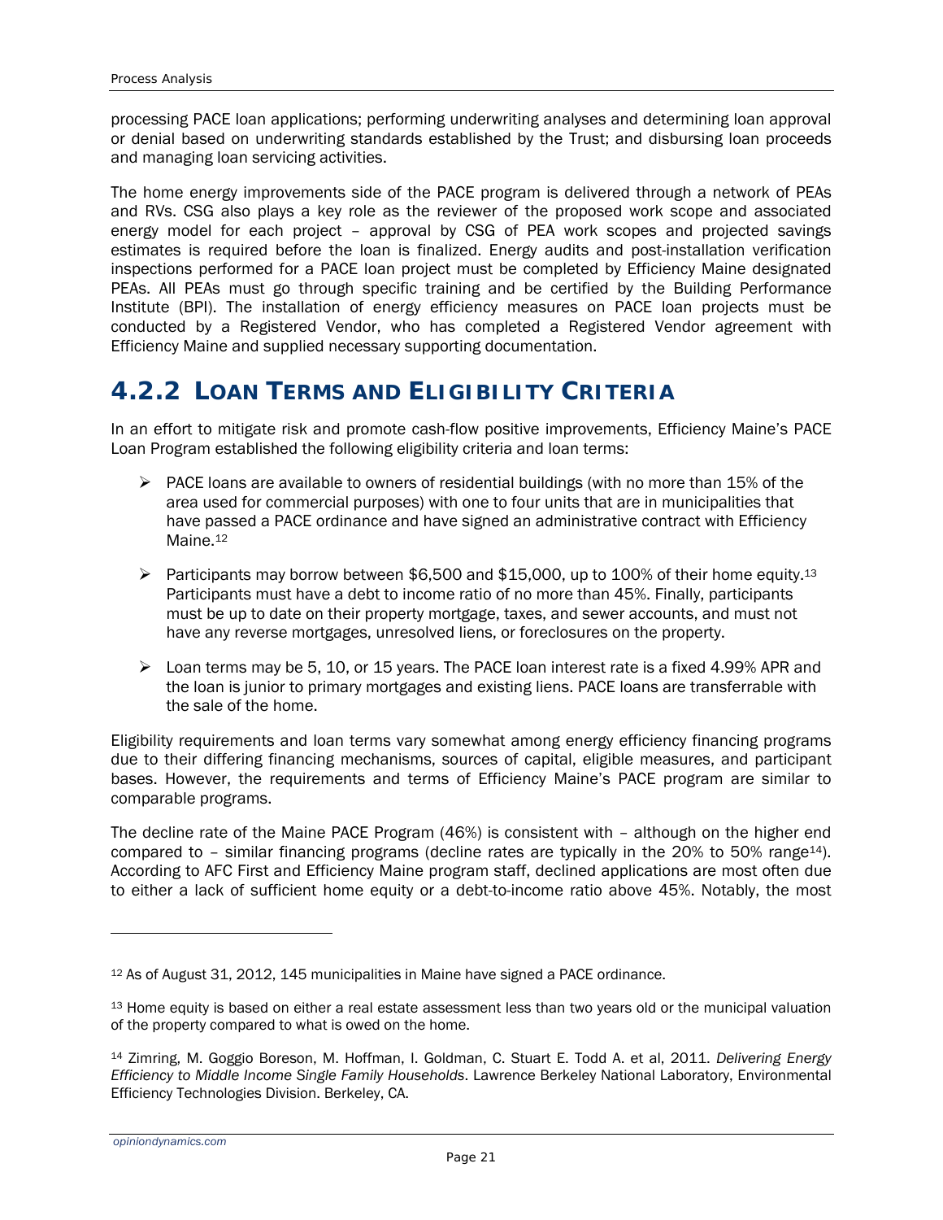processing PACE loan applications; performing underwriting analyses and determining loan approval or denial based on underwriting standards established by the Trust; and disbursing loan proceeds and managing loan servicing activities.

The home energy improvements side of the PACE program is delivered through a network of PEAs and RVs. CSG also plays a key role as the reviewer of the proposed work scope and associated energy model for each project – approval by CSG of PEA work scopes and projected savings estimates is required before the loan is finalized. Energy audits and post-installation verification inspections performed for a PACE loan project must be completed by Efficiency Maine designated PEAs. All PEAs must go through specific training and be certified by the Building Performance Institute (BPI). The installation of energy efficiency measures on PACE loan projects must be conducted by a Registered Vendor, who has completed a Registered Vendor agreement with Efficiency Maine and supplied necessary supporting documentation.

## 4.2.2 Loan Terms and Eligibility Criteria

In an effort to mitigate risk and promote cash-flow positive improvements, Efficiency Maine's PACE Loan Program established the following eligibility criteria and loan terms:

- PACE loans are available to owners of residential buildings (with no more than 15% of the area used for commercial purposes) with one to four units that are in municipalities that have passed a PACE ordinance and have signed an administrative contract with Efficiency Maine.[12]
- Participants may borrow between $6,500 and $15,000, up to 100% of their home equity.[13] Participants must have a debt to income ratio of no more than 45%. Finally, participants must be up to date on their property mortgage, taxes, and sewer accounts, and must not have any reverse mortgages, unresolved liens, or foreclosures on the property.
- Loan terms may be 5, 10, or 15 years. The PACE loan interest rate is a fixed 4.99% APR and the loan is junior to primary mortgages and existing liens. PACE loans are transferrable with the sale of the home.

Eligibility requirements and loan terms vary somewhat among energy efficiency financing programs due to their differing financing mechanisms, sources of capital, eligible measures, and participant bases. However, the requirements and terms of Efficiency Maine's PACE program are similar to comparable programs.

The decline rate of the Maine PACE Program (46%) is consistent with – although on the higher end compared to – similar financing programs (decline rates are typically in the 20% to 50% range[14]). According to AFC First and Efficiency Maine program staff, declined applications are most often due to either a lack of sufficient home equity or a debt-to-income ratio above 45%. Notably, the most

---

[12] As of August 31, 2012, 145 municipalities in Maine have signed a PACE ordinance.

[13] Home equity is based on either a real estate assessment less than two years old or the municipal valuation of the property compared to what is owed on the home.

[14] Zimring, M. Goggio Boreson, M. Hoffman, I. Goldman, C. Stuart E. Todd A. et al, 2011. *Delivering Energy Efficiency to Middle Income Single Family Households*. Lawrence Berkeley National Laboratory, Environmental Efficiency Technologies Division. Berkeley, CA.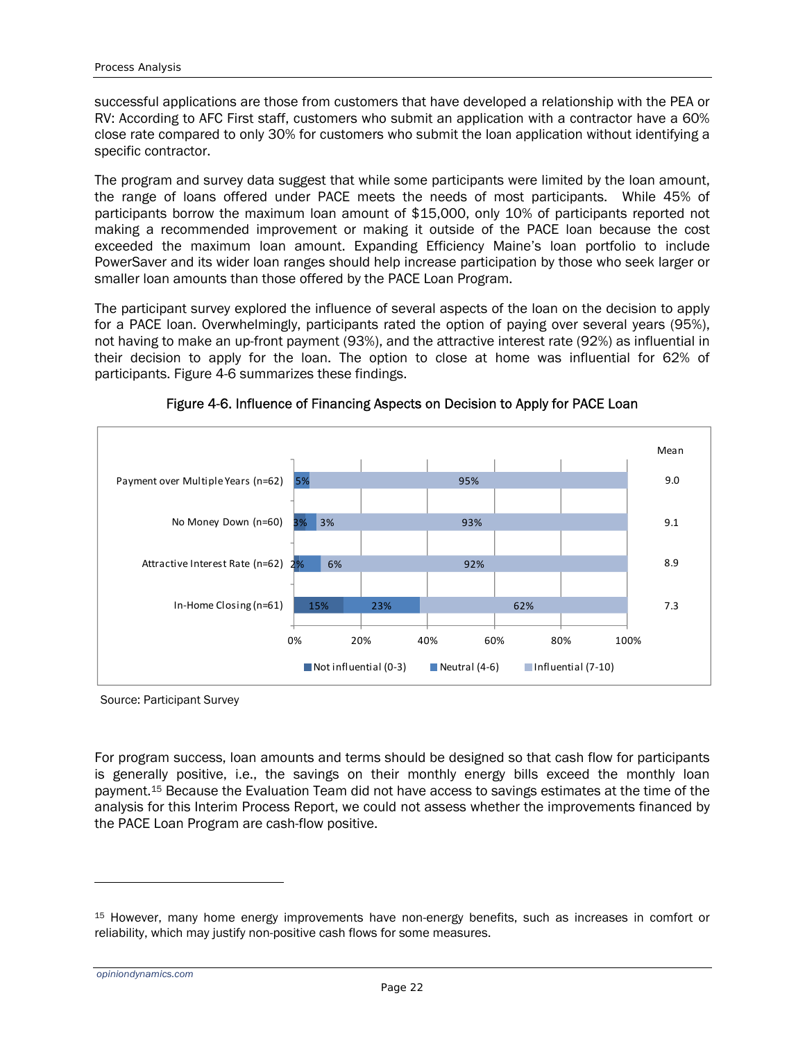successful applications are those from customers that have developed a relationship with the PEA or RV: According to AFC First staff, customers who submit an application with a contractor have a 60% close rate compared to only 30% for customers who submit the loan application without identifying a specific contractor.

The program and survey data suggest that while some participants were limited by the loan amount, the range of loans offered under PACE meets the needs of most participants. While 45% of participants borrow the maximum loan amount of $15,000, only 10% of participants reported not making a recommended improvement or making it outside of the PACE loan because the cost exceeded the maximum loan amount. Expanding Efficiency Maine's loan portfolio to include PowerSaver and its wider loan ranges should help increase participation by those who seek larger or smaller loan amounts than those offered by the PACE Loan Program.

The participant survey explored the influence of several aspects of the loan on the decision to apply for a PACE loan. Overwhelmingly, participants rated the option of paying over several years (95%), not having to make an up-front payment (93%), and the attractive interest rate (92%) as influential in their decision to apply for the loan. The option to close at home was influential for 62% of participants. Figure 4-6 summarizes these findings.

Figure 4-6. Influence of Financing Aspects on Decision to Apply for PACE Loan

| | Not influential (0-3) | Neutral (4-6) | Influential (7-10) | Mean |
|---|---|---|---|---|
| Payment over Multiple Years (n=62) | | 5% | 95% | 9.0 |
| No Money Down (n=60) | 3% | 3% | 93% | 9.1 |
| Attractive Interest Rate (n=62) | 2% | 6% | 92% | 8.9 |
| In-Home Closing (n=61) | 15% | 23% | 62% | 7.3 |

Source: Participant Survey

For program success, loan amounts and terms should be designed so that cash flow for participants is generally positive, i.e., the savings on their monthly energy bills exceed the monthly loan payment.[15] Because the Evaluation Team did not have access to savings estimates at the time of the analysis for this Interim Process Report, we could not assess whether the improvements financed by the PACE Loan Program are cash-flow positive.

[15] However, many home energy improvements have non-energy benefits, such as increases in comfort or reliability, which may justify non-positive cash flows for some measures.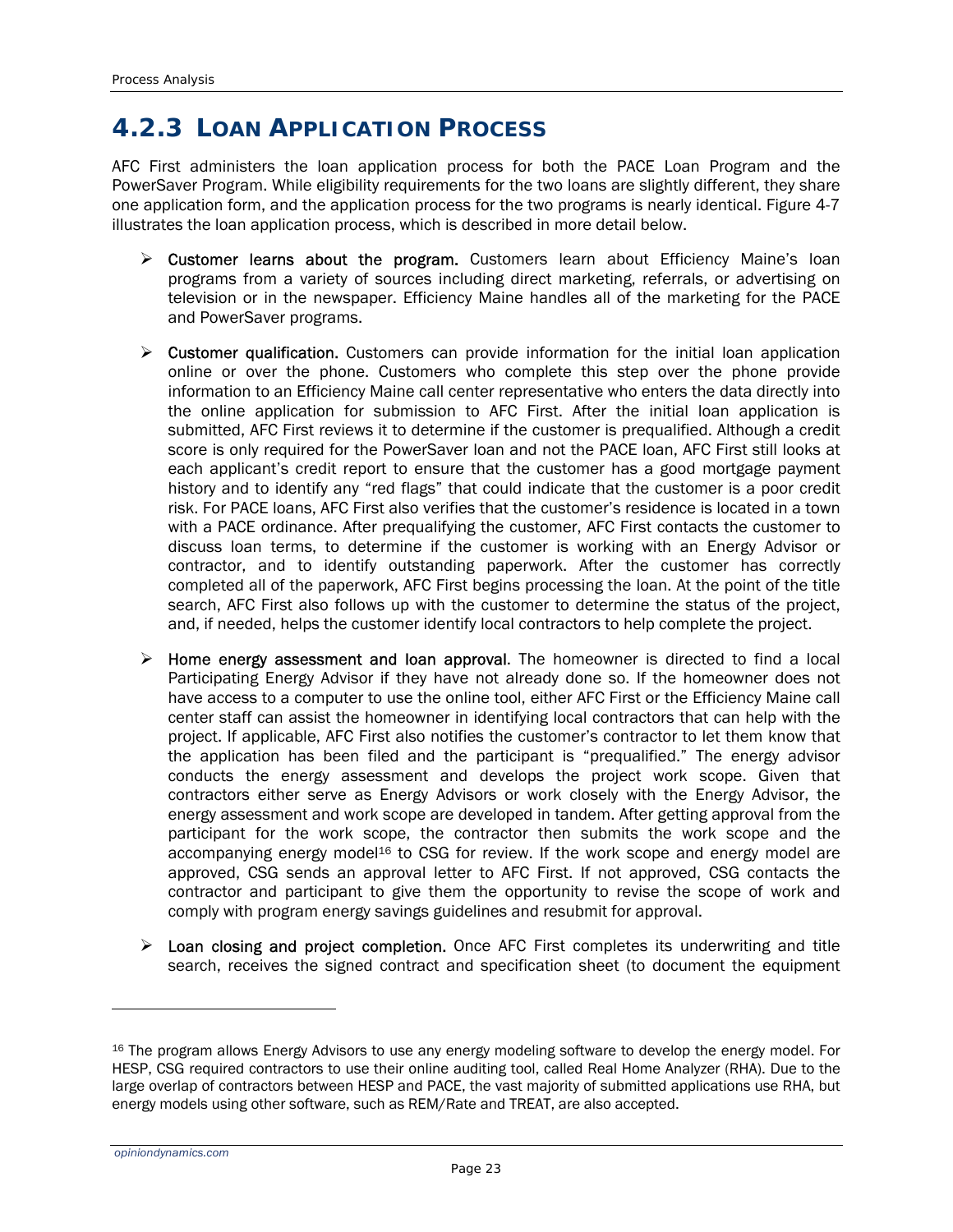## 4.2.3 LOAN APPLICATION PROCESS

AFC First administers the loan application process for both the PACE Loan Program and the PowerSaver Program. While eligibility requirements for the two loans are slightly different, they share one application form, and the application process for the two programs is nearly identical. Figure 4-7 illustrates the loan application process, which is described in more detail below.

- **Customer learns about the program.** Customers learn about Efficiency Maine's loan programs from a variety of sources including direct marketing, referrals, or advertising on television or in the newspaper. Efficiency Maine handles all of the marketing for the PACE and PowerSaver programs.
- **Customer qualification.** Customers can provide information for the initial loan application online or over the phone. Customers who complete this step over the phone provide information to an Efficiency Maine call center representative who enters the data directly into the online application for submission to AFC First. After the initial loan application is submitted, AFC First reviews it to determine if the customer is prequalified. Although a credit score is only required for the PowerSaver loan and not the PACE loan, AFC First still looks at each applicant's credit report to ensure that the customer has a good mortgage payment history and to identify any "red flags" that could indicate that the customer is a poor credit risk. For PACE loans, AFC First also verifies that the customer's residence is located in a town with a PACE ordinance. After prequalifying the customer, AFC First contacts the customer to discuss loan terms, to determine if the customer is working with an Energy Advisor or contractor, and to identify outstanding paperwork. After the customer has correctly completed all of the paperwork, AFC First begins processing the loan. At the point of the title search, AFC First also follows up with the customer to determine the status of the project, and, if needed, helps the customer identify local contractors to help complete the project.
- **Home energy assessment and loan approval.** The homeowner is directed to find a local Participating Energy Advisor if they have not already done so. If the homeowner does not have access to a computer to use the online tool, either AFC First or the Efficiency Maine call center staff can assist the homeowner in identifying local contractors that can help with the project. If applicable, AFC First also notifies the customer's contractor to let them know that the application has been filed and the participant is "prequalified." The energy advisor conducts the energy assessment and develops the project work scope. Given that contractors either serve as Energy Advisors or work closely with the Energy Advisor, the energy assessment and work scope are developed in tandem. After getting approval from the participant for the work scope, the contractor then submits the work scope and the accompanying energy model[16] to CSG for review. If the work scope and energy model are approved, CSG sends an approval letter to AFC First. If not approved, CSG contacts the contractor and participant to give them the opportunity to revise the scope of work and comply with program energy savings guidelines and resubmit for approval.
- **Loan closing and project completion.** Once AFC First completes its underwriting and title search, receives the signed contract and specification sheet (to document the equipment

[16] The program allows Energy Advisors to use any energy modeling software to develop the energy model. For HESP, CSG required contractors to use their online auditing tool, called Real Home Analyzer (RHA). Due to the large overlap of contractors between HESP and PACE, the vast majority of submitted applications use RHA, but energy models using other software, such as REM/Rate and TREAT, are also accepted.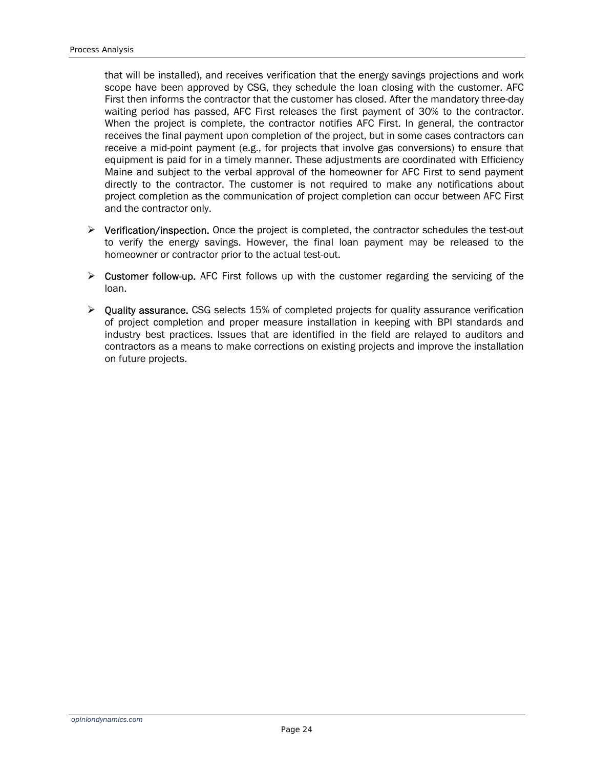that will be installed), and receives verification that the energy savings projections and work scope have been approved by CSG, they schedule the loan closing with the customer. AFC First then informs the contractor that the customer has closed. After the mandatory three-day waiting period has passed, AFC First releases the first payment of 30% to the contractor. When the project is complete, the contractor notifies AFC First. In general, the contractor receives the final payment upon completion of the project, but in some cases contractors can receive a mid-point payment (e.g., for projects that involve gas conversions) to ensure that equipment is paid for in a timely manner. These adjustments are coordinated with Efficiency Maine and subject to the verbal approval of the homeowner for AFC First to send payment directly to the contractor. The customer is not required to make any notifications about project completion as the communication of project completion can occur between AFC First and the contractor only.

- **Verification/inspection.** Once the project is completed, the contractor schedules the test-out to verify the energy savings. However, the final loan payment may be released to the homeowner or contractor prior to the actual test-out.
- **Customer follow-up.** AFC First follows up with the customer regarding the servicing of the loan.
- **Quality assurance.** CSG selects 15% of completed projects for quality assurance verification of project completion and proper measure installation in keeping with BPI standards and industry best practices. Issues that are identified in the field are relayed to auditors and contractors as a means to make corrections on existing projects and improve the installation on future projects.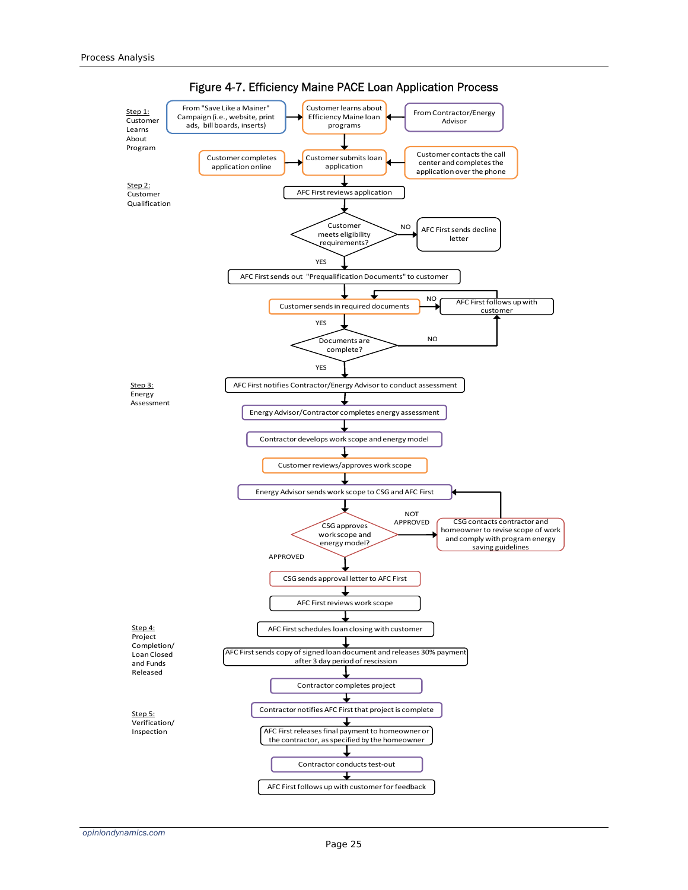Figure 4-7. Efficiency Maine PACE Loan Application Process

Step 1: Customer Learns About Program

From "Save Like a Mainer" Campaign (i.e., website, print ads, bill boards, inserts)

Customer learns about Efficiency Maine loan programs

From Contractor/Energy Advisor

Customer completes application online

Customer submits loan application

Customer contacts the call center and completes the application over the phone

Step 2: Customer Qualification

AFC First reviews application

Customer meets eligibility requirements?

NO

AFC First sends decline letter

YES

AFC First sends out "Prequalification Documents" to customer

Customer sends in required documents

NO

AFC First follows up with customer

YES

Documents are complete?

NO

YES

Step 3: Energy Assessment

AFC First notifies Contractor/Energy Advisor to conduct assessment

Energy Advisor/Contractor completes energy assessment

Contractor develops work scope and energy model

Customer reviews/approves work scope

Energy Advisor sends work scope to CSG and AFC First

CSG approves work scope and energy model?

NOT APPROVED

CSG contacts contractor and homeowner to revise scope of work and comply with program energy saving guidelines

APPROVED

CSG sends approval letter to AFC First

AFC First reviews work scope

Step 4: Project Completion/ Loan Closed and Funds Released

AFC First schedules loan closing with customer

AFC First sends copy of signed loan document and releases 30% payment after 3 day period of rescission

Contractor completes project

Step 5: Verification/ Inspection

Contractor notifies AFC First that project is complete

AFC First releases final payment to homeowner or the contractor, as specified by the homeowner

Contractor conducts test-out

AFC First follows up with customer for feedback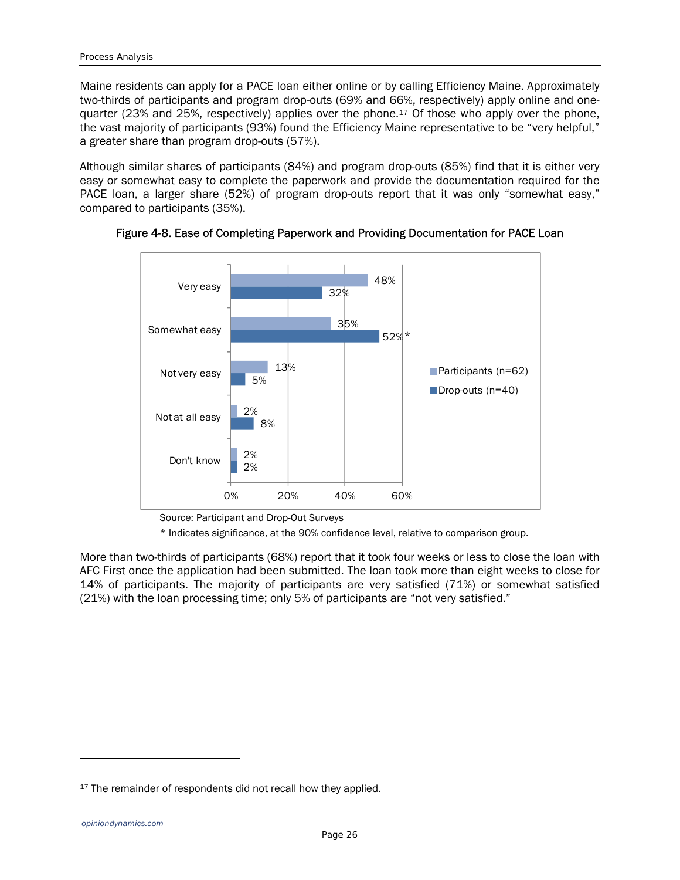Maine residents can apply for a PACE loan either online or by calling Efficiency Maine. Approximately two-thirds of participants and program drop-outs (69% and 66%, respectively) apply online and one-quarter (23% and 25%, respectively) applies over the phone.[17] Of those who apply over the phone, the vast majority of participants (93%) found the Efficiency Maine representative to be "very helpful," a greater share than program drop-outs (57%).

Although similar shares of participants (84%) and program drop-outs (85%) find that it is either very easy or somewhat easy to complete the paperwork and provide the documentation required for the PACE loan, a larger share (52%) of program drop-outs report that it was only "somewhat easy," compared to participants (35%).

**Figure 4-8. Ease of Completing Paperwork and Providing Documentation for PACE Loan**

Very easy
48%
32%

Somewhat easy
35%
52%*

Not very easy
13%
5%

Not at all easy
2%
8%

Don't know
2%
2%

0%
20%
40%
60%

Participants (n=62)
Drop-outs (n=40)

Source: Participant and Drop-Out Surveys

* Indicates significance, at the 90% confidence level, relative to comparison group.

More than two-thirds of participants (68%) report that it took four weeks or less to close the loan with AFC First once the application had been submitted. The loan took more than eight weeks to close for 14% of participants. The majority of participants are very satisfied (71%) or somewhat satisfied (21%) with the loan processing time; only 5% of participants are "not very satisfied."

[17] The remainder of respondents did not recall how they applied.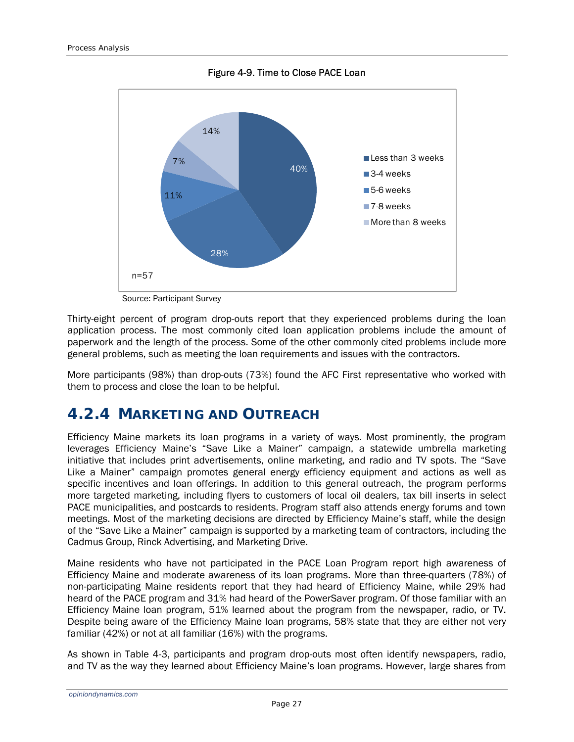Figure 4-9. Time to Close PACE Loan

40%
28%
11%
7%
14%

Less than 3 weeks
3-4 weeks
5-6 weeks
7-8 weeks
More than 8 weeks

n=57

Source: Participant Survey

Thirty-eight percent of program drop-outs report that they experienced problems during the loan application process. The most commonly cited loan application problems include the amount of paperwork and the length of the process. Some of the other commonly cited problems include more general problems, such as meeting the loan requirements and issues with the contractors.

More participants (98%) than drop-outs (73%) found the AFC First representative who worked with them to process and close the loan to be helpful.

## 4.2.4 Marketing and Outreach

Efficiency Maine markets its loan programs in a variety of ways. Most prominently, the program leverages Efficiency Maine's "Save Like a Mainer" campaign, a statewide umbrella marketing initiative that includes print advertisements, online marketing, and radio and TV spots. The "Save Like a Mainer" campaign promotes general energy efficiency equipment and actions as well as specific incentives and loan offerings. In addition to this general outreach, the program performs more targeted marketing, including flyers to customers of local oil dealers, tax bill inserts in select PACE municipalities, and postcards to residents. Program staff also attends energy forums and town meetings. Most of the marketing decisions are directed by Efficiency Maine's staff, while the design of the "Save Like a Mainer" campaign is supported by a marketing team of contractors, including the Cadmus Group, Rinck Advertising, and Marketing Drive.

Maine residents who have not participated in the PACE Loan Program report high awareness of Efficiency Maine and moderate awareness of its loan programs. More than three-quarters (78%) of non-participating Maine residents report that they had heard of Efficiency Maine, while 29% had heard of the PACE program and 31% had heard of the PowerSaver program. Of those familiar with an Efficiency Maine loan program, 51% learned about the program from the newspaper, radio, or TV. Despite being aware of the Efficiency Maine loan programs, 58% state that they are either not very familiar (42%) or not at all familiar (16%) with the programs.

As shown in Table 4-3, participants and program drop-outs most often identify newspapers, radio, and TV as the way they learned about Efficiency Maine's loan programs. However, large shares from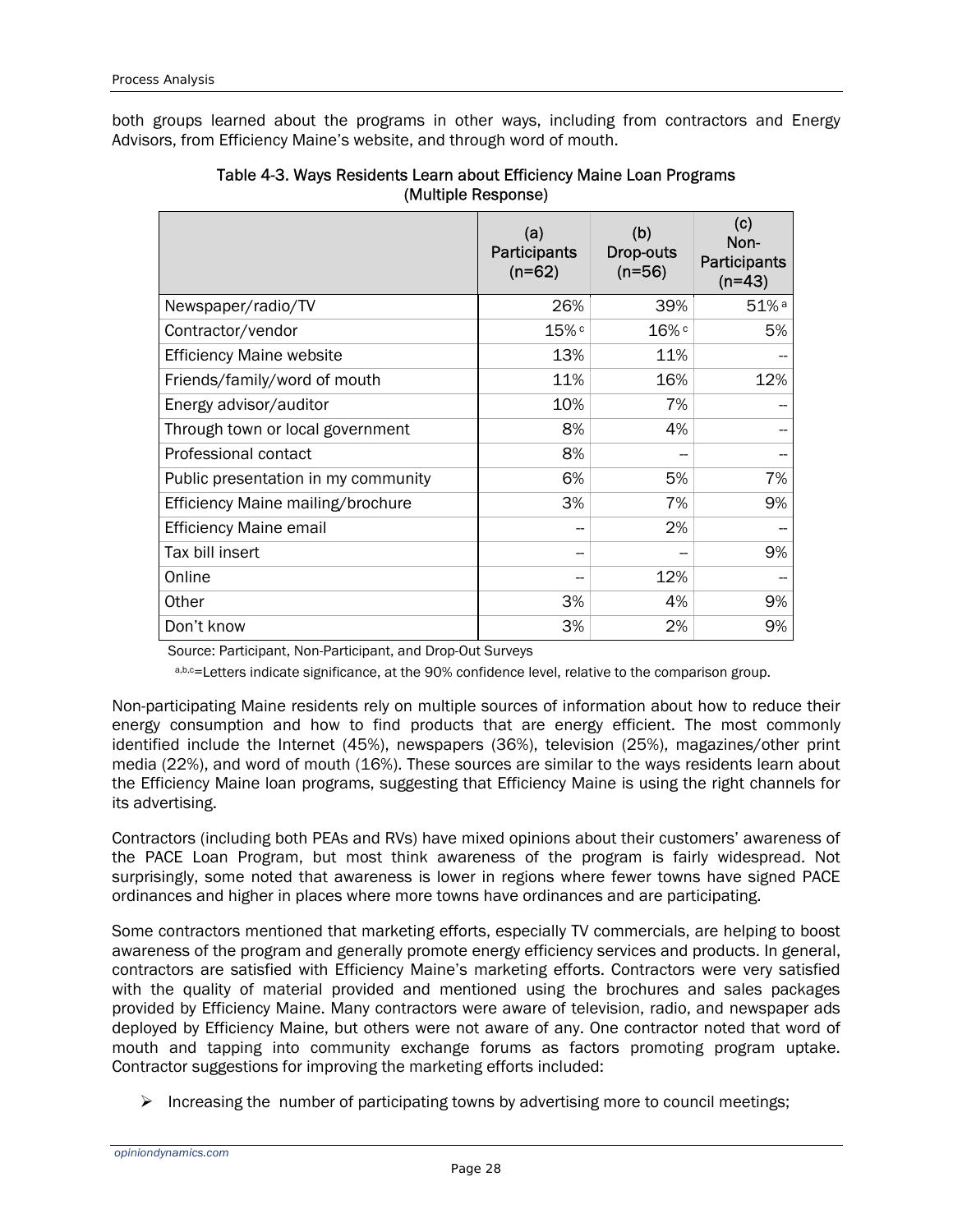both groups learned about the programs in other ways, including from contractors and Energy Advisors, from Efficiency Maine's website, and through word of mouth.

Table 4-3. Ways Residents Learn about Efficiency Maine Loan Programs (Multiple Response)

| | (a) Participants (n=62) | (b) Drop-outs (n=56) | (c) Non-Participants (n=43) |
|---|---|---|---|
| Newspaper/radio/TV | 26% | 39% | 51% [a] |
| Contractor/vendor | 15% [c] | 16% [c] | 5% |
| Efficiency Maine website | 13% | 11% | -- |
| Friends/family/word of mouth | 11% | 16% | 12% |
| Energy advisor/auditor | 10% | 7% | -- |
| Through town or local government | 8% | 4% | -- |
| Professional contact | 8% | -- | -- |
| Public presentation in my community | 6% | 5% | 7% |
| Efficiency Maine mailing/brochure | 3% | 7% | 9% |
| Efficiency Maine email | -- | 2% | -- |
| Tax bill insert | -- | -- | 9% |
| Online | -- | 12% | -- |
| Other | 3% | 4% | 9% |
| Don't know | 3% | 2% | 9% |

Source: Participant, Non-Participant, and Drop-Out Surveys

[a,b,c]=Letters indicate significance, at the 90% confidence level, relative to the comparison group.

Non-participating Maine residents rely on multiple sources of information about how to reduce their energy consumption and how to find products that are energy efficient. The most commonly identified include the Internet (45%), newspapers (36%), television (25%), magazines/other print media (22%), and word of mouth (16%). These sources are similar to the ways residents learn about the Efficiency Maine loan programs, suggesting that Efficiency Maine is using the right channels for its advertising.

Contractors (including both PEAs and RVs) have mixed opinions about their customers' awareness of the PACE Loan Program, but most think awareness of the program is fairly widespread. Not surprisingly, some noted that awareness is lower in regions where fewer towns have signed PACE ordinances and higher in places where more towns have ordinances and are participating.

Some contractors mentioned that marketing efforts, especially TV commercials, are helping to boost awareness of the program and generally promote energy efficiency services and products. In general, contractors are satisfied with Efficiency Maine's marketing efforts. Contractors were very satisfied with the quality of material provided and mentioned using the brochures and sales packages provided by Efficiency Maine. Many contractors were aware of television, radio, and newspaper ads deployed by Efficiency Maine, but others were not aware of any. One contractor noted that word of mouth and tapping into community exchange forums as factors promoting program uptake. Contractor suggestions for improving the marketing efforts included:

- Increasing the number of participating towns by advertising more to council meetings;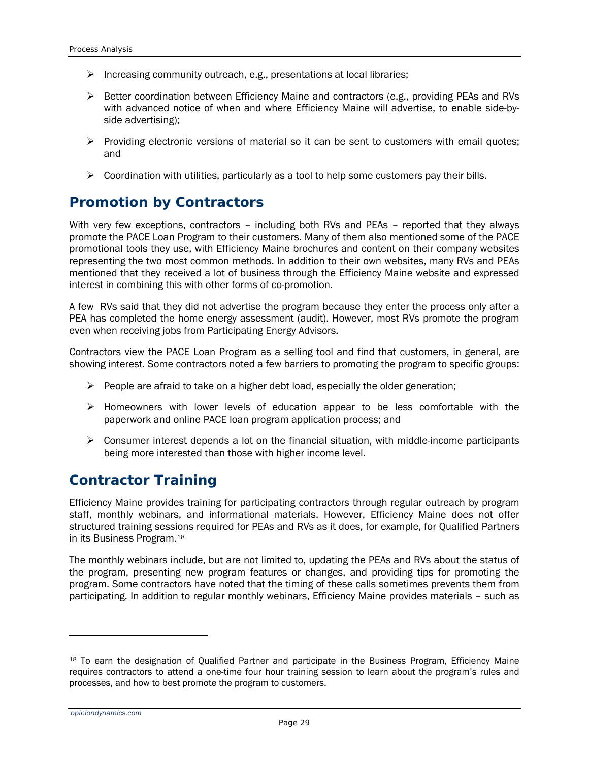- Increasing community outreach, e.g., presentations at local libraries;
- Better coordination between Efficiency Maine and contractors (e.g., providing PEAs and RVs with advanced notice of when and where Efficiency Maine will advertise, to enable side-by-side advertising);
- Providing electronic versions of material so it can be sent to customers with email quotes; and
- Coordination with utilities, particularly as a tool to help some customers pay their bills.

## Promotion by Contractors

With very few exceptions, contractors – including both RVs and PEAs – reported that they always promote the PACE Loan Program to their customers. Many of them also mentioned some of the PACE promotional tools they use, with Efficiency Maine brochures and content on their company websites representing the two most common methods. In addition to their own websites, many RVs and PEAs mentioned that they received a lot of business through the Efficiency Maine website and expressed interest in combining this with other forms of co-promotion.

A few RVs said that they did not advertise the program because they enter the process only after a PEA has completed the home energy assessment (audit). However, most RVs promote the program even when receiving jobs from Participating Energy Advisors.

Contractors view the PACE Loan Program as a selling tool and find that customers, in general, are showing interest. Some contractors noted a few barriers to promoting the program to specific groups:

- People are afraid to take on a higher debt load, especially the older generation;
- Homeowners with lower levels of education appear to be less comfortable with the paperwork and online PACE loan program application process; and
- Consumer interest depends a lot on the financial situation, with middle-income participants being more interested than those with higher income level.

## Contractor Training

Efficiency Maine provides training for participating contractors through regular outreach by program staff, monthly webinars, and informational materials. However, Efficiency Maine does not offer structured training sessions required for PEAs and RVs as it does, for example, for Qualified Partners in its Business Program.[18]

The monthly webinars include, but are not limited to, updating the PEAs and RVs about the status of the program, presenting new program features or changes, and providing tips for promoting the program. Some contractors have noted that the timing of these calls sometimes prevents them from participating. In addition to regular monthly webinars, Efficiency Maine provides materials – such as

[18] To earn the designation of Qualified Partner and participate in the Business Program, Efficiency Maine requires contractors to attend a one-time four hour training session to learn about the program's rules and processes, and how to best promote the program to customers.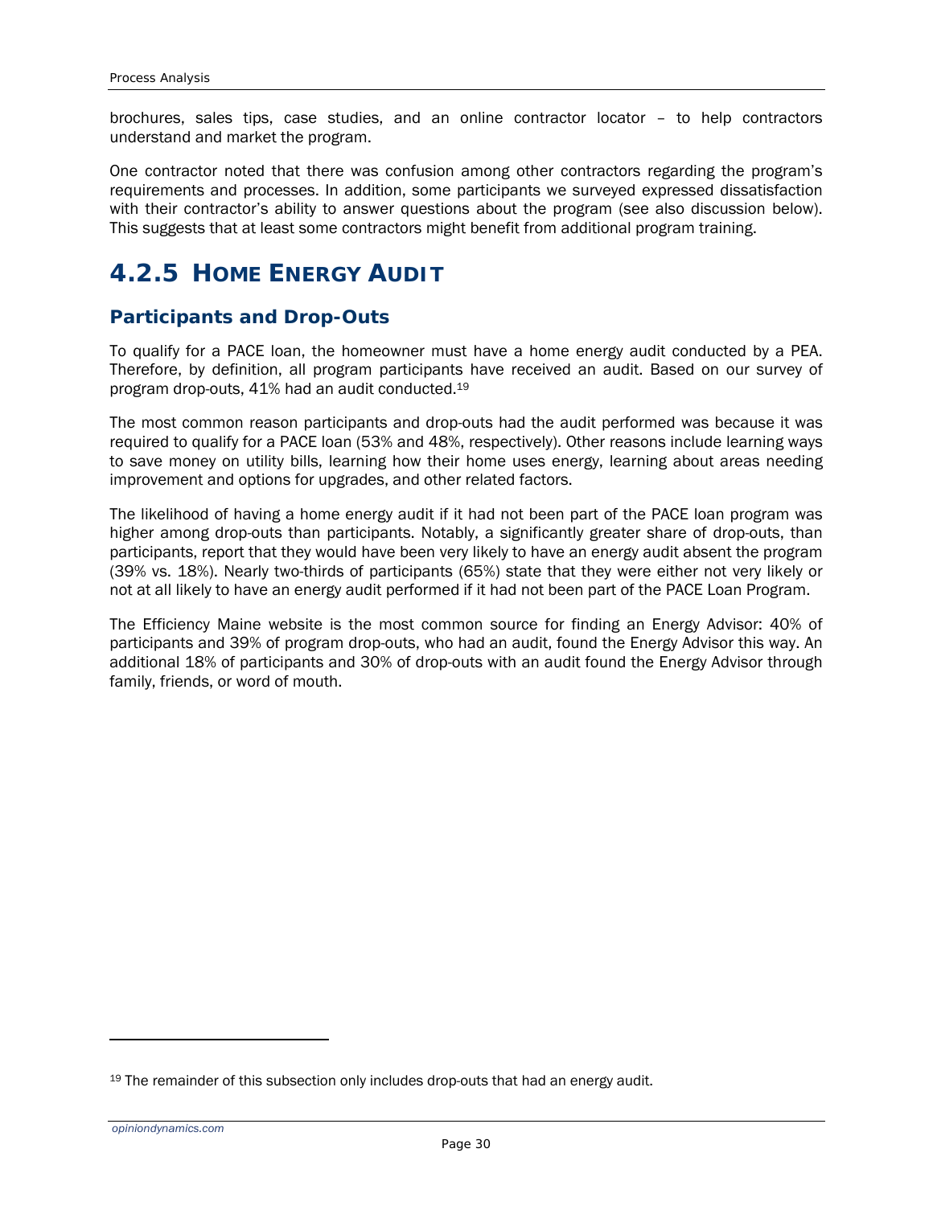brochures, sales tips, case studies, and an online contractor locator – to help contractors understand and market the program.

One contractor noted that there was confusion among other contractors regarding the program's requirements and processes. In addition, some participants we surveyed expressed dissatisfaction with their contractor's ability to answer questions about the program (see also discussion below). This suggests that at least some contractors might benefit from additional program training.

## 4.2.5 Home Energy Audit

### Participants and Drop-Outs

To qualify for a PACE loan, the homeowner must have a home energy audit conducted by a PEA. Therefore, by definition, all program participants have received an audit. Based on our survey of program drop-outs, 41% had an audit conducted.[19]

The most common reason participants and drop-outs had the audit performed was because it was required to qualify for a PACE loan (53% and 48%, respectively). Other reasons include learning ways to save money on utility bills, learning how their home uses energy, learning about areas needing improvement and options for upgrades, and other related factors.

The likelihood of having a home energy audit if it had not been part of the PACE loan program was higher among drop-outs than participants. Notably, a significantly greater share of drop-outs, than participants, report that they would have been very likely to have an energy audit absent the program (39% vs. 18%). Nearly two-thirds of participants (65%) state that they were either not very likely or not at all likely to have an energy audit performed if it had not been part of the PACE Loan Program.

The Efficiency Maine website is the most common source for finding an Energy Advisor: 40% of participants and 39% of program drop-outs, who had an audit, found the Energy Advisor this way. An additional 18% of participants and 30% of drop-outs with an audit found the Energy Advisor through family, friends, or word of mouth.

[19] The remainder of this subsection only includes drop-outs that had an energy audit.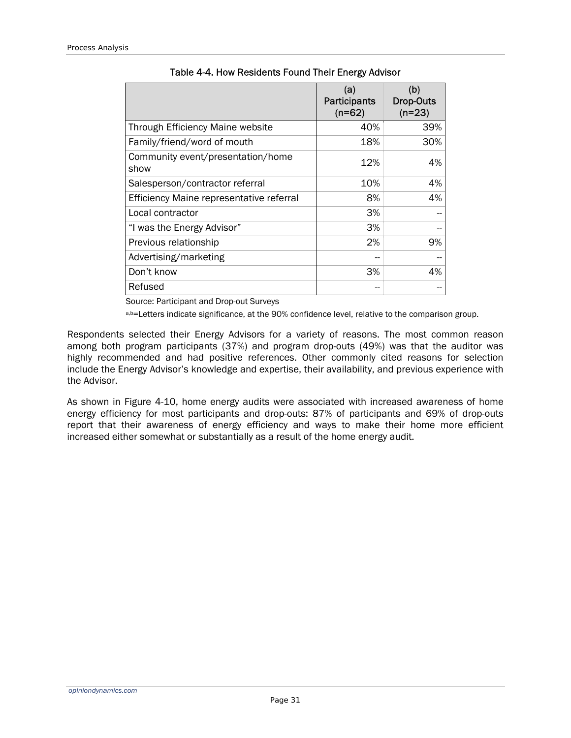Table 4-4. How Residents Found Their Energy Advisor

| | (a) Participants (n=62) | (b) Drop-Outs (n=23) |
|---|---|---|
| Through Efficiency Maine website | 40% | 39% |
| Family/friend/word of mouth | 18% | 30% |
| Community event/presentation/home show | 12% | 4% |
| Salesperson/contractor referral | 10% | 4% |
| Efficiency Maine representative referral | 8% | 4% |
| Local contractor | 3% | -- |
| "I was the Energy Advisor" | 3% | -- |
| Previous relationship | 2% | 9% |
| Advertising/marketing | -- | -- |
| Don't know | 3% | 4% |
| Refused | -- | -- |

Source: Participant and Drop-out Surveys

a,b=Letters indicate significance, at the 90% confidence level, relative to the comparison group.

Respondents selected their Energy Advisors for a variety of reasons. The most common reason among both program participants (37%) and program drop-outs (49%) was that the auditor was highly recommended and had positive references. Other commonly cited reasons for selection include the Energy Advisor's knowledge and expertise, their availability, and previous experience with the Advisor.

As shown in Figure 4-10, home energy audits were associated with increased awareness of home energy efficiency for most participants and drop-outs: 87% of participants and 69% of drop-outs report that their awareness of energy efficiency and ways to make their home more efficient increased either somewhat or substantially as a result of the home energy audit.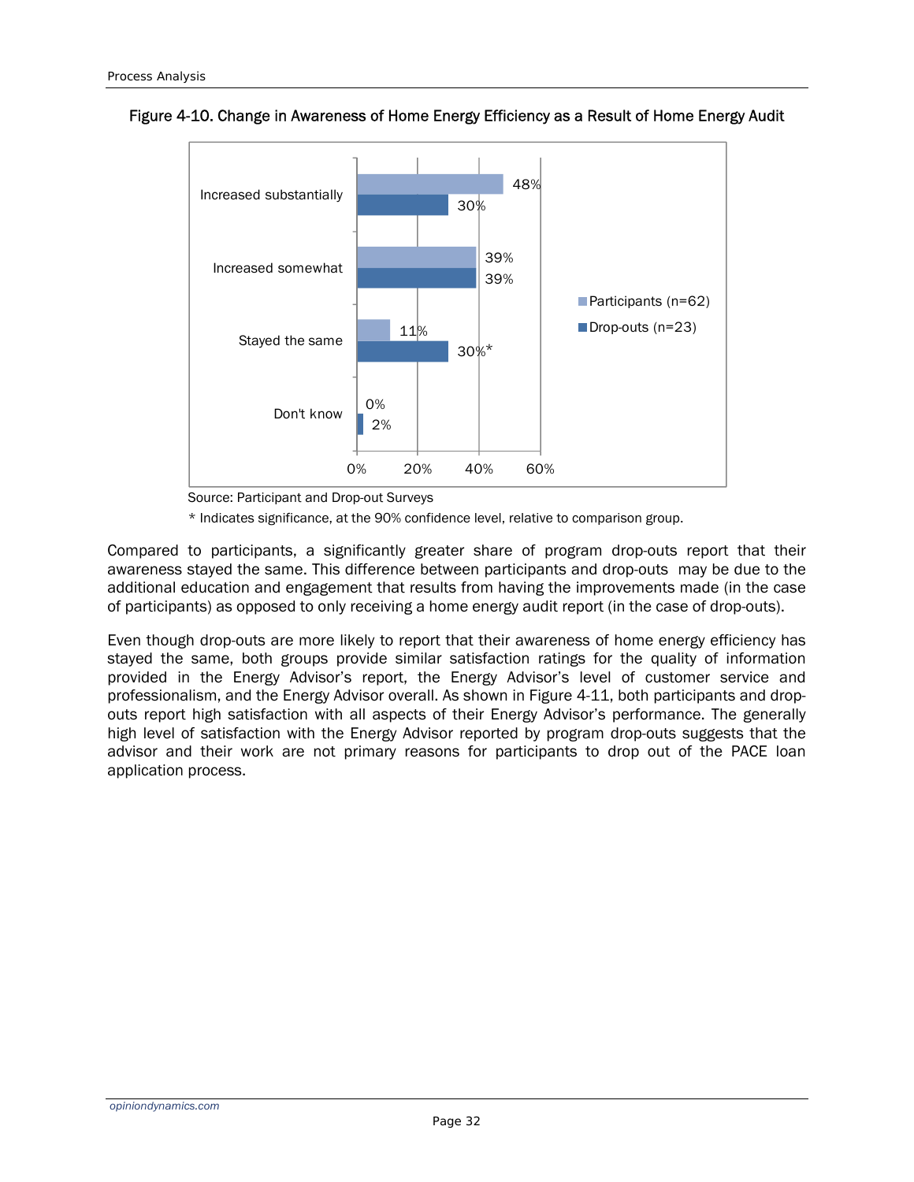Figure 4-10. Change in Awareness of Home Energy Efficiency as a Result of Home Energy Audit

Increased substantially
48%
30%
Increased somewhat
39%
39%
Stayed the same
11%
30%*
Don't know
0%
2%
0% 20% 40% 60%
Participants (n=62)
Drop-outs (n=23)

Source: Participant and Drop-out Surveys

* Indicates significance, at the 90% confidence level, relative to comparison group.

Compared to participants, a significantly greater share of program drop-outs report that their awareness stayed the same. This difference between participants and drop-outs may be due to the additional education and engagement that results from having the improvements made (in the case of participants) as opposed to only receiving a home energy audit report (in the case of drop-outs).

Even though drop-outs are more likely to report that their awareness of home energy efficiency has stayed the same, both groups provide similar satisfaction ratings for the quality of information provided in the Energy Advisor's report, the Energy Advisor's level of customer service and professionalism, and the Energy Advisor overall. As shown in Figure 4-11, both participants and drop-outs report high satisfaction with all aspects of their Energy Advisor's performance. The generally high level of satisfaction with the Energy Advisor reported by program drop-outs suggests that the advisor and their work are not primary reasons for participants to drop out of the PACE loan application process.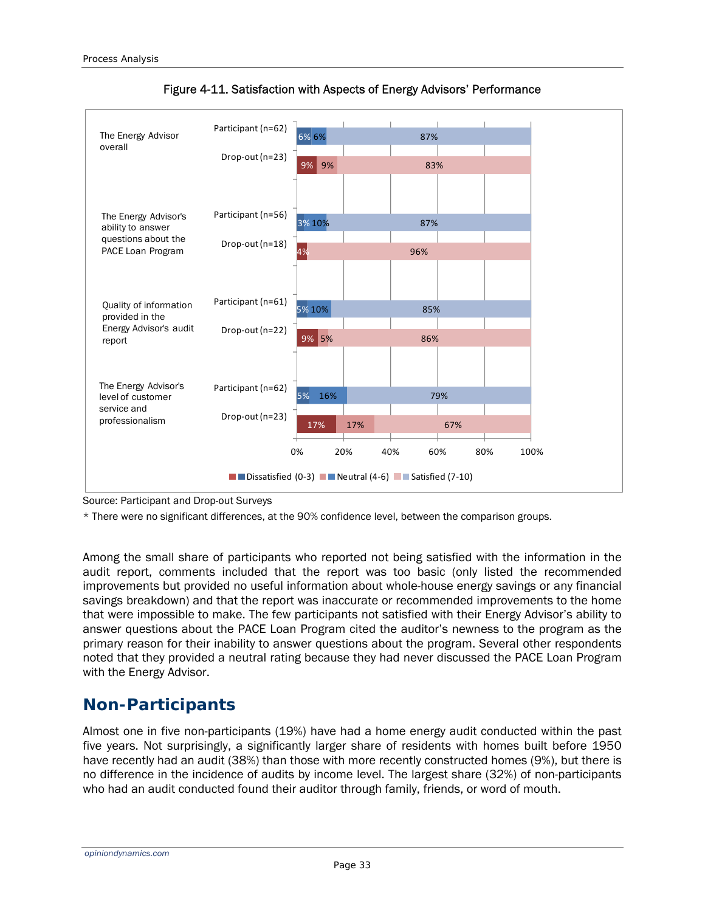Figure 4-11. Satisfaction with Aspects of Energy Advisors' Performance

The Energy Advisor overall

Participant (n=62) 6% 6% 87%

Drop-out (n=23) 9% 9% 83%

The Energy Advisor's ability to answer questions about the PACE Loan Program

Participant (n=56) 3% 10% 87%

Drop-out (n=18) 4% 96%

Quality of information provided in the Energy Advisor's audit report

Participant (n=61) 5% 10% 85%

Drop-out (n=22) 9% 5% 86%

The Energy Advisor's level of customer service and professionalism

Participant (n=62) 5% 16% 79%

Drop-out (n=23) 17% 17% 67%

0% 20% 40% 60% 80% 100%

Dissatisfied (0-3) Neutral (4-6) Satisfied (7-10)

Source: Participant and Drop-out Surveys

* There were no significant differences, at the 90% confidence level, between the comparison groups.

Among the small share of participants who reported not being satisfied with the information in the audit report, comments included that the report was too basic (only listed the recommended improvements but provided no useful information about whole-house energy savings or any financial savings breakdown) and that the report was inaccurate or recommended improvements to the home that were impossible to make. The few participants not satisfied with their Energy Advisor's ability to answer questions about the PACE Loan Program cited the auditor's newness to the program as the primary reason for their inability to answer questions about the program. Several other respondents noted that they provided a neutral rating because they had never discussed the PACE Loan Program with the Energy Advisor.

## Non-Participants

Almost one in five non-participants (19%) have had a home energy audit conducted within the past five years. Not surprisingly, a significantly larger share of residents with homes built before 1950 have recently had an audit (38%) than those with more recently constructed homes (9%), but there is no difference in the incidence of audits by income level. The largest share (32%) of non-participants who had an audit conducted found their auditor through family, friends, or word of mouth.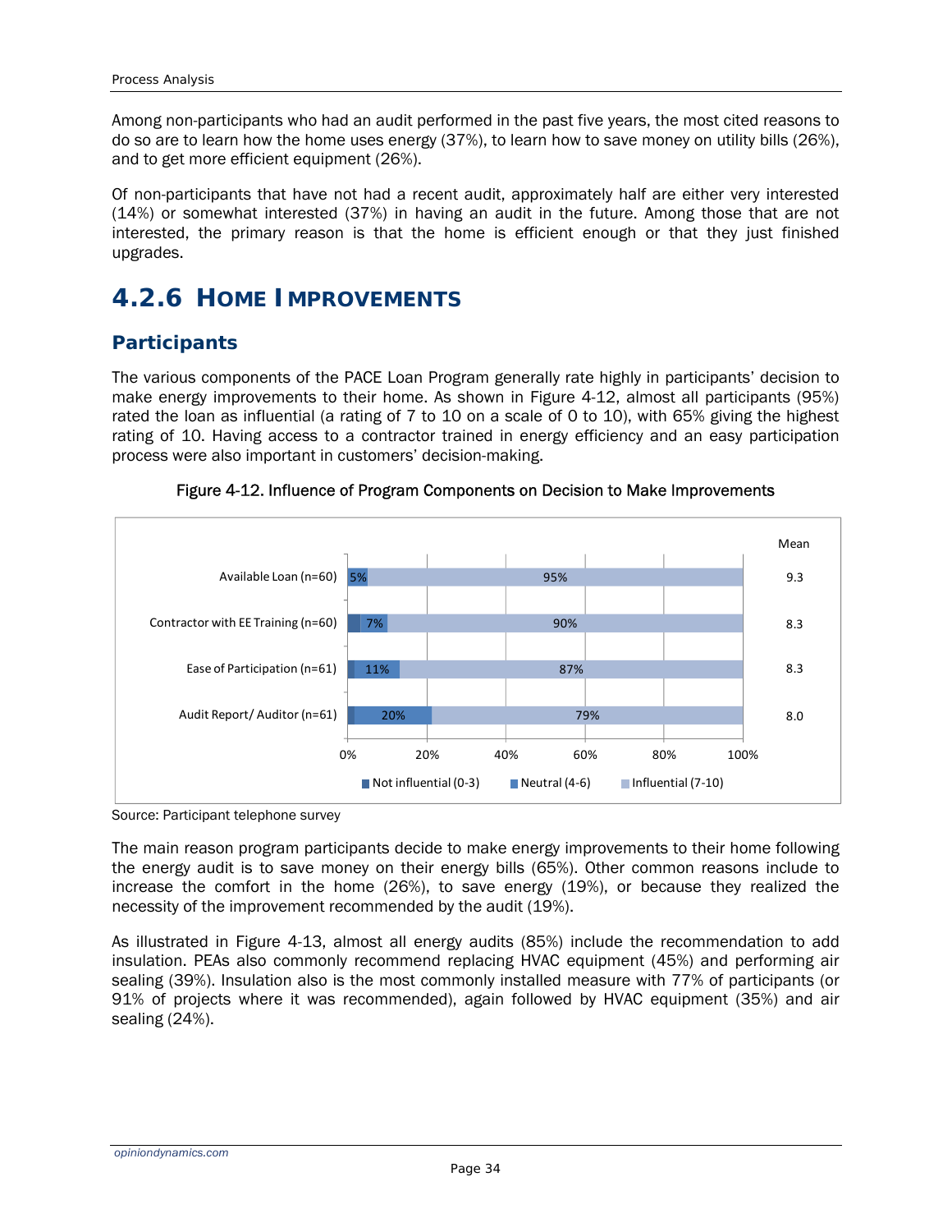Among non-participants who had an audit performed in the past five years, the most cited reasons to do so are to learn how the home uses energy (37%), to learn how to save money on utility bills (26%), and to get more efficient equipment (26%).

Of non-participants that have not had a recent audit, approximately half are either very interested (14%) or somewhat interested (37%) in having an audit in the future. Among those that are not interested, the primary reason is that the home is efficient enough or that they just finished upgrades.

## 4.2.6 HOME IMPROVEMENTS

### Participants

The various components of the PACE Loan Program generally rate highly in participants' decision to make energy improvements to their home. As shown in Figure 4-12, almost all participants (95%) rated the loan as influential (a rating of 7 to 10 on a scale of 0 to 10), with 65% giving the highest rating of 10. Having access to a contractor trained in energy efficiency and an easy participation process were also important in customers' decision-making.

Figure 4-12. Influence of Program Components on Decision to Make Improvements

Mean

Available Loan (n=60) 5% 95% 9.3

Contractor with EE Training (n=60) 7% 90% 8.3

Ease of Participation (n=61) 11% 87% 8.3

Audit Report/ Auditor (n=61) 20% 79% 8.0

0% 20% 40% 60% 80% 100%

Not influential (0-3) Neutral (4-6) Influential (7-10)

Source: Participant telephone survey

The main reason program participants decide to make energy improvements to their home following the energy audit is to save money on their energy bills (65%). Other common reasons include to increase the comfort in the home (26%), to save energy (19%), or because they realized the necessity of the improvement recommended by the audit (19%).

As illustrated in Figure 4-13, almost all energy audits (85%) include the recommendation to add insulation. PEAs also commonly recommend replacing HVAC equipment (45%) and performing air sealing (39%). Insulation also is the most commonly installed measure with 77% of participants (or 91% of projects where it was recommended), again followed by HVAC equipment (35%) and air sealing (24%).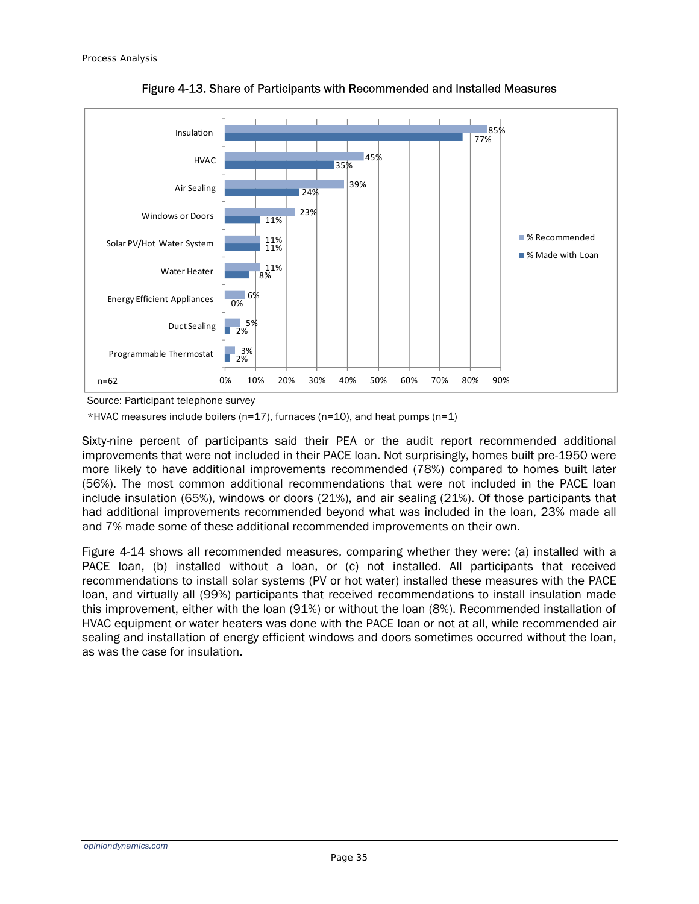Figure 4-13. Share of Participants with Recommended and Installed Measures

Insulation 85% 77%
HVAC 45% 35%
Air Sealing 39% 24%
Windows or Doors 23% 11%
Solar PV/Hot Water System 11% 11%
Water Heater 11% 8%
Energy Efficient Appliances 6% 0%
Duct Sealing 5% 2%
Programmable Thermostat 3% 2%

n=62

0% 10% 20% 30% 40% 50% 60% 70% 80% 90%

% Recommended
% Made with Loan

Source: Participant telephone survey

*HVAC measures include boilers (n=17), furnaces (n=10), and heat pumps (n=1)

Sixty-nine percent of participants said their PEA or the audit report recommended additional improvements that were not included in their PACE loan. Not surprisingly, homes built pre-1950 were more likely to have additional improvements recommended (78%) compared to homes built later (56%). The most common additional recommendations that were not included in the PACE loan include insulation (65%), windows or doors (21%), and air sealing (21%). Of those participants that had additional improvements recommended beyond what was included in the loan, 23% made all and 7% made some of these additional recommended improvements on their own.

Figure 4-14 shows all recommended measures, comparing whether they were: (a) installed with a PACE loan, (b) installed without a loan, or (c) not installed. All participants that received recommendations to install solar systems (PV or hot water) installed these measures with the PACE loan, and virtually all (99%) participants that received recommendations to install insulation made this improvement, either with the loan (91%) or without the loan (8%). Recommended installation of HVAC equipment or water heaters was done with the PACE loan or not at all, while recommended air sealing and installation of energy efficient windows and doors sometimes occurred without the loan, as was the case for insulation.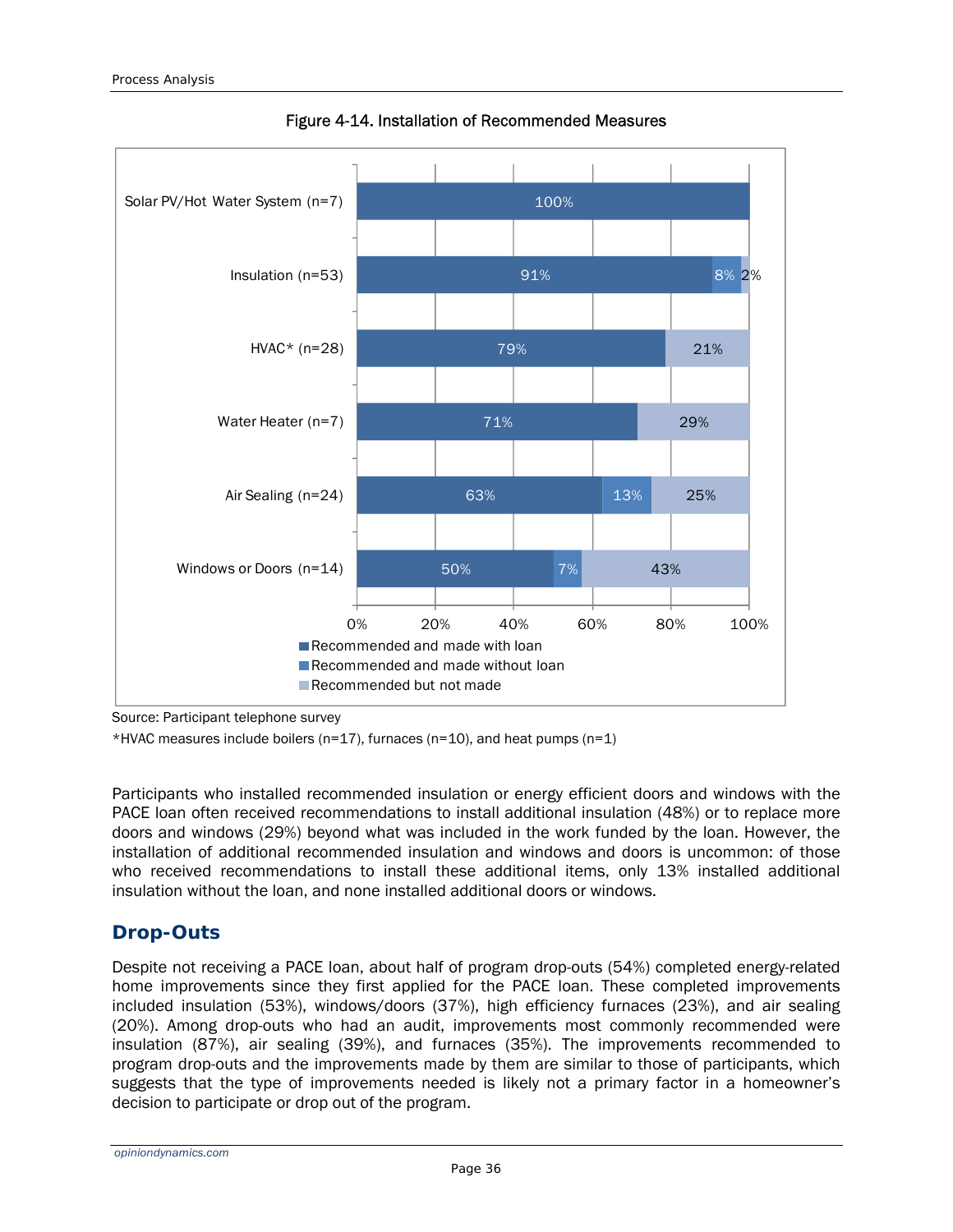Figure 4-14. Installation of Recommended Measures

Solar PV/Hot Water System (n=7)
100%

Insulation (n=53)
91%
8%
2%

HVAC* (n=28)
79%
21%

Water Heater (n=7)
71%
29%

Air Sealing (n=24)
63%
13%
25%

Windows or Doors (n=14)
50%
7%
43%

0%
20%
40%
60%
80%
100%

Recommended and made with loan
Recommended and made without loan
Recommended but not made

Source: Participant telephone survey

*HVAC measures include boilers (n=17), furnaces (n=10), and heat pumps (n=1)

Participants who installed recommended insulation or energy efficient doors and windows with the PACE loan often received recommendations to install additional insulation (48%) or to replace more doors and windows (29%) beyond what was included in the work funded by the loan. However, the installation of additional recommended insulation and windows and doors is uncommon: of those who received recommendations to install these additional items, only 13% installed additional insulation without the loan, and none installed additional doors or windows.

## Drop-Outs

Despite not receiving a PACE loan, about half of program drop-outs (54%) completed energy-related home improvements since they first applied for the PACE loan. These completed improvements included insulation (53%), windows/doors (37%), high efficiency furnaces (23%), and air sealing (20%). Among drop-outs who had an audit, improvements most commonly recommended were insulation (87%), air sealing (39%), and furnaces (35%). The improvements recommended to program drop-outs and the improvements made by them are similar to those of participants, which suggests that the type of improvements needed is likely not a primary factor in a homeowner's decision to participate or drop out of the program.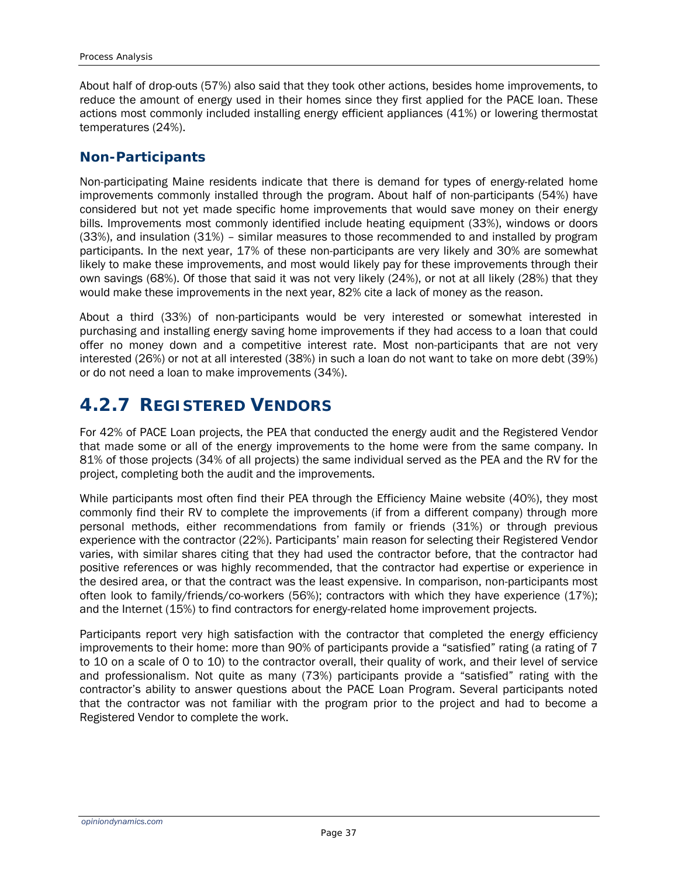About half of drop-outs (57%) also said that they took other actions, besides home improvements, to reduce the amount of energy used in their homes since they first applied for the PACE loan. These actions most commonly included installing energy efficient appliances (41%) or lowering thermostat temperatures (24%).

### Non-Participants

Non-participating Maine residents indicate that there is demand for types of energy-related home improvements commonly installed through the program. About half of non-participants (54%) have considered but not yet made specific home improvements that would save money on their energy bills. Improvements most commonly identified include heating equipment (33%), windows or doors (33%), and insulation (31%) – similar measures to those recommended to and installed by program participants. In the next year, 17% of these non-participants are very likely and 30% are somewhat likely to make these improvements, and most would likely pay for these improvements through their own savings (68%). Of those that said it was not very likely (24%), or not at all likely (28%) that they would make these improvements in the next year, 82% cite a lack of money as the reason.

About a third (33%) of non-participants would be very interested or somewhat interested in purchasing and installing energy saving home improvements if they had access to a loan that could offer no money down and a competitive interest rate. Most non-participants that are not very interested (26%) or not at all interested (38%) in such a loan do not want to take on more debt (39%) or do not need a loan to make improvements (34%).

## 4.2.7 Registered Vendors

For 42% of PACE Loan projects, the PEA that conducted the energy audit and the Registered Vendor that made some or all of the energy improvements to the home were from the same company. In 81% of those projects (34% of all projects) the same individual served as the PEA and the RV for the project, completing both the audit and the improvements.

While participants most often find their PEA through the Efficiency Maine website (40%), they most commonly find their RV to complete the improvements (if from a different company) through more personal methods, either recommendations from family or friends (31%) or through previous experience with the contractor (22%). Participants' main reason for selecting their Registered Vendor varies, with similar shares citing that they had used the contractor before, that the contractor had positive references or was highly recommended, that the contractor had expertise or experience in the desired area, or that the contract was the least expensive. In comparison, non-participants most often look to family/friends/co-workers (56%); contractors with which they have experience (17%); and the Internet (15%) to find contractors for energy-related home improvement projects.

Participants report very high satisfaction with the contractor that completed the energy efficiency improvements to their home: more than 90% of participants provide a "satisfied" rating (a rating of 7 to 10 on a scale of 0 to 10) to the contractor overall, their quality of work, and their level of service and professionalism. Not quite as many (73%) participants provide a "satisfied" rating with the contractor's ability to answer questions about the PACE Loan Program. Several participants noted that the contractor was not familiar with the program prior to the project and had to become a Registered Vendor to complete the work.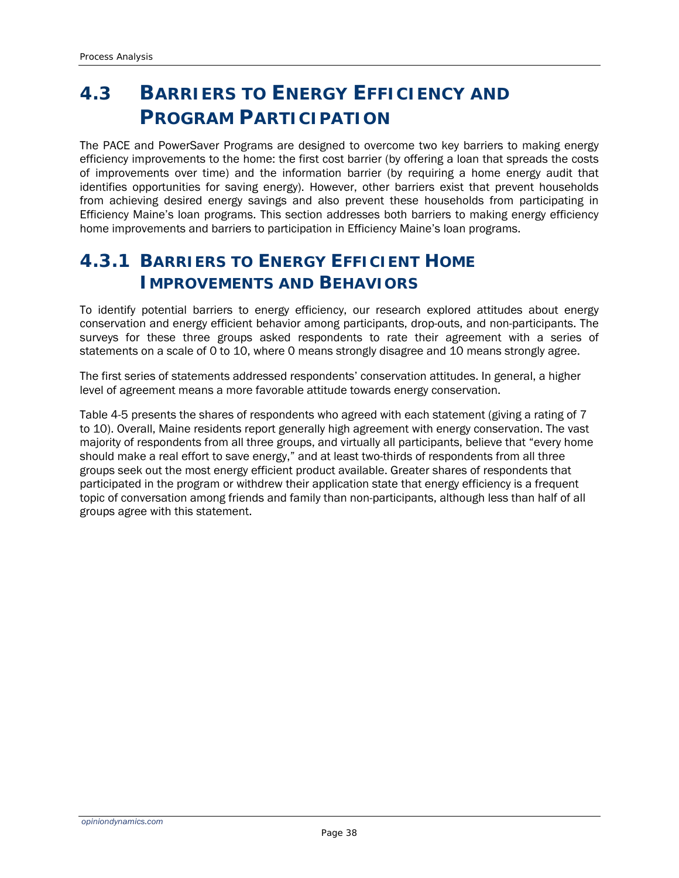## 4.3 Barriers to Energy Efficiency and Program Participation

The PACE and PowerSaver Programs are designed to overcome two key barriers to making energy efficiency improvements to the home: the first cost barrier (by offering a loan that spreads the costs of improvements over time) and the information barrier (by requiring a home energy audit that identifies opportunities for saving energy). However, other barriers exist that prevent households from achieving desired energy savings and also prevent these households from participating in Efficiency Maine's loan programs. This section addresses both barriers to making energy efficiency home improvements and barriers to participation in Efficiency Maine's loan programs.

### 4.3.1 Barriers to Energy Efficient Home Improvements and Behaviors

To identify potential barriers to energy efficiency, our research explored attitudes about energy conservation and energy efficient behavior among participants, drop-outs, and non-participants. The surveys for these three groups asked respondents to rate their agreement with a series of statements on a scale of 0 to 10, where 0 means strongly disagree and 10 means strongly agree.

The first series of statements addressed respondents' conservation attitudes. In general, a higher level of agreement means a more favorable attitude towards energy conservation.

Table 4-5 presents the shares of respondents who agreed with each statement (giving a rating of 7 to 10). Overall, Maine residents report generally high agreement with energy conservation. The vast majority of respondents from all three groups, and virtually all participants, believe that "every home should make a real effort to save energy," and at least two-thirds of respondents from all three groups seek out the most energy efficient product available. Greater shares of respondents that participated in the program or withdrew their application state that energy efficiency is a frequent topic of conversation among friends and family than non-participants, although less than half of all groups agree with this statement.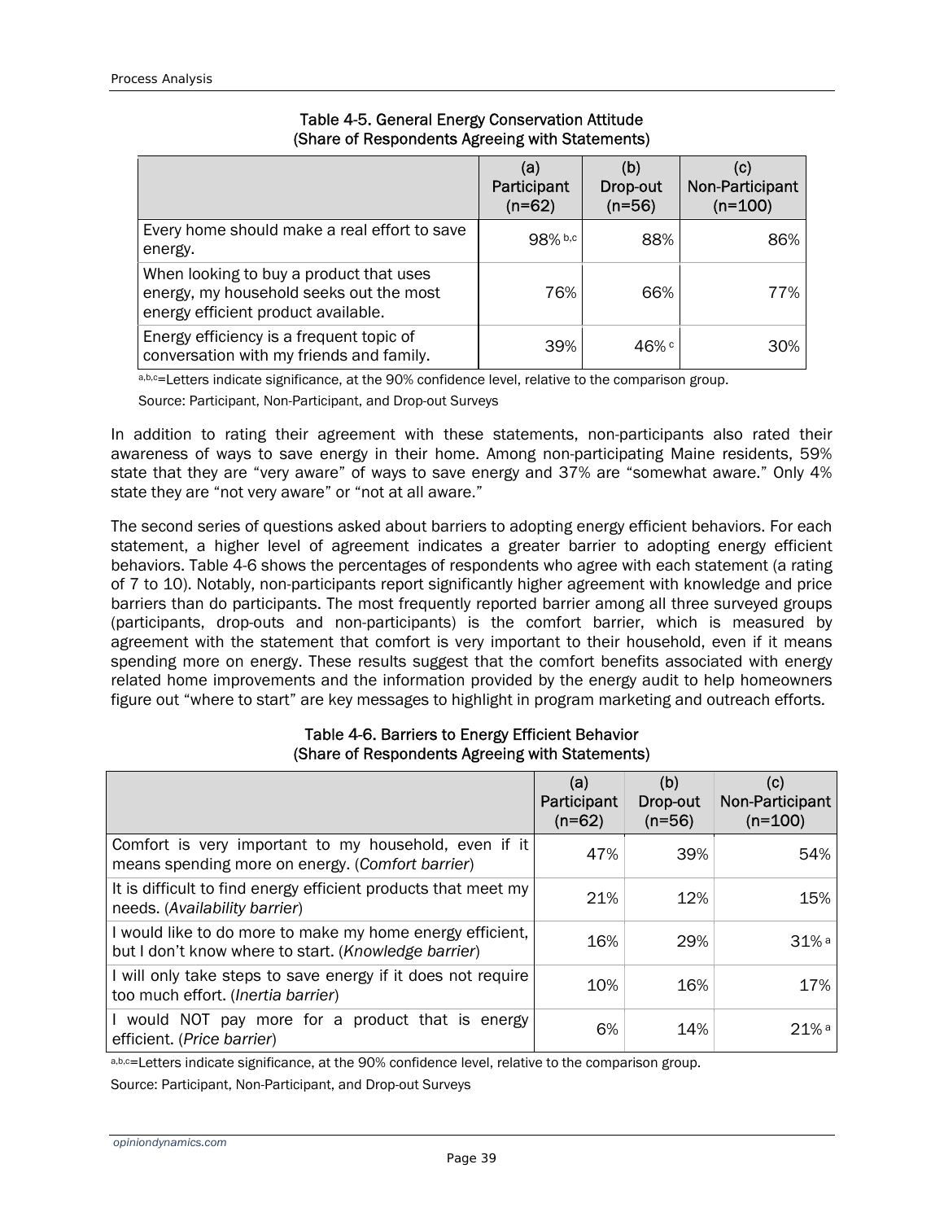Table 4-5. General Energy Conservation Attitude
(Share of Respondents Agreeing with Statements)

| | (a) Participant (n=62) | (b) Drop-out (n=56) | (c) Non-Participant (n=100) |
|---|---|---|---|
| Every home should make a real effort to save energy. | 98% [b,c] | 88% | 86% |
| When looking to buy a product that uses energy, my household seeks out the most energy efficient product available. | 76% | 66% | 77% |
| Energy efficiency is a frequent topic of conversation with my friends and family. | 39% | 46% [c] | 30% |

[a,b,c]=Letters indicate significance, at the 90% confidence level, relative to the comparison group.

Source: Participant, Non-Participant, and Drop-out Surveys

In addition to rating their agreement with these statements, non-participants also rated their awareness of ways to save energy in their home. Among non-participating Maine residents, 59% state that they are "very aware" of ways to save energy and 37% are "somewhat aware." Only 4% state they are "not very aware" or "not at all aware."

The second series of questions asked about barriers to adopting energy efficient behaviors. For each statement, a higher level of agreement indicates a greater barrier to adopting energy efficient behaviors. Table 4-6 shows the percentages of respondents who agree with each statement (a rating of 7 to 10). Notably, non-participants report significantly higher agreement with knowledge and price barriers than do participants. The most frequently reported barrier among all three surveyed groups (participants, drop-outs and non-participants) is the comfort barrier, which is measured by agreement with the statement that comfort is very important to their household, even if it means spending more on energy. These results suggest that the comfort benefits associated with energy related home improvements and the information provided by the energy audit to help homeowners figure out "where to start" are key messages to highlight in program marketing and outreach efforts.

Table 4-6. Barriers to Energy Efficient Behavior
(Share of Respondents Agreeing with Statements)

| | (a) Participant (n=62) | (b) Drop-out (n=56) | (c) Non-Participant (n=100) |
|---|---|---|---|
| Comfort is very important to my household, even if it means spending more on energy. (*Comfort barrier*) | 47% | 39% | 54% |
| It is difficult to find energy efficient products that meet my needs. (*Availability barrier*) | 21% | 12% | 15% |
| I would like to do more to make my home energy efficient, but I don't know where to start. (*Knowledge barrier*) | 16% | 29% | 31% [a] |
| I will only take steps to save energy if it does not require too much effort. (*Inertia barrier*) | 10% | 16% | 17% |
| I would NOT pay more for a product that is energy efficient. (*Price barrier*) | 6% | 14% | 21% [a] |

[a,b,c]=Letters indicate significance, at the 90% confidence level, relative to the comparison group.

Source: Participant, Non-Participant, and Drop-out Surveys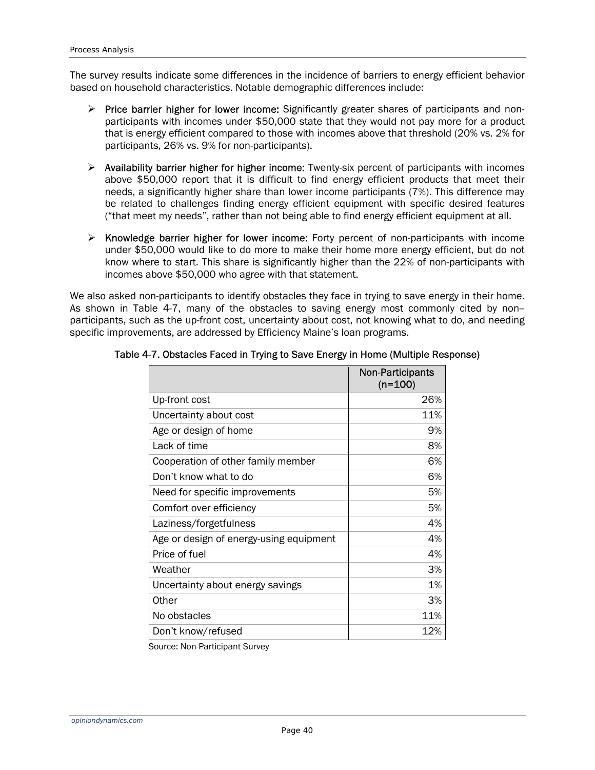The survey results indicate some differences in the incidence of barriers to energy efficient behavior based on household characteristics. Notable demographic differences include:

- **Price barrier higher for lower income:** Significantly greater shares of participants and non-participants with incomes under $50,000 state that they would not pay more for a product that is energy efficient compared to those with incomes above that threshold (20% vs. 2% for participants, 26% vs. 9% for non-participants).

- **Availability barrier higher for higher income:** Twenty-six percent of participants with incomes above $50,000 report that it is difficult to find energy efficient products that meet their needs, a significantly higher share than lower income participants (7%). This difference may be related to challenges finding energy efficient equipment with specific desired features ("that meet my needs", rather than not being able to find energy efficient equipment at all.

- **Knowledge barrier higher for lower income:** Forty percent of non-participants with income under $50,000 would like to do more to make their home more energy efficient, but do not know where to start. This share is significantly higher than the 22% of non-participants with incomes above $50,000 who agree with that statement.

We also asked non-participants to identify obstacles they face in trying to save energy in their home. As shown in Table 4-7, many of the obstacles to saving energy most commonly cited by non--participants, such as the up-front cost, uncertainty about cost, not knowing what to do, and needing specific improvements, are addressed by Efficiency Maine's loan programs.

**Table 4-7. Obstacles Faced in Trying to Save Energy in Home (Multiple Response)**

| | Non-Participants (n=100) |
|---|---:|
| Up-front cost | 26% |
| Uncertainty about cost | 11% |
| Age or design of home | 9% |
| Lack of time | 8% |
| Cooperation of other family member | 6% |
| Don't know what to do | 6% |
| Need for specific improvements | 5% |
| Comfort over efficiency | 5% |
| Laziness/forgetfulness | 4% |
| Age or design of energy-using equipment | 4% |
| Price of fuel | 4% |
| Weather | 3% |
| Uncertainty about energy savings | 1% |
| Other | 3% |
| No obstacles | 11% |
| Don't know/refused | 12% |

Source: Non-Participant Survey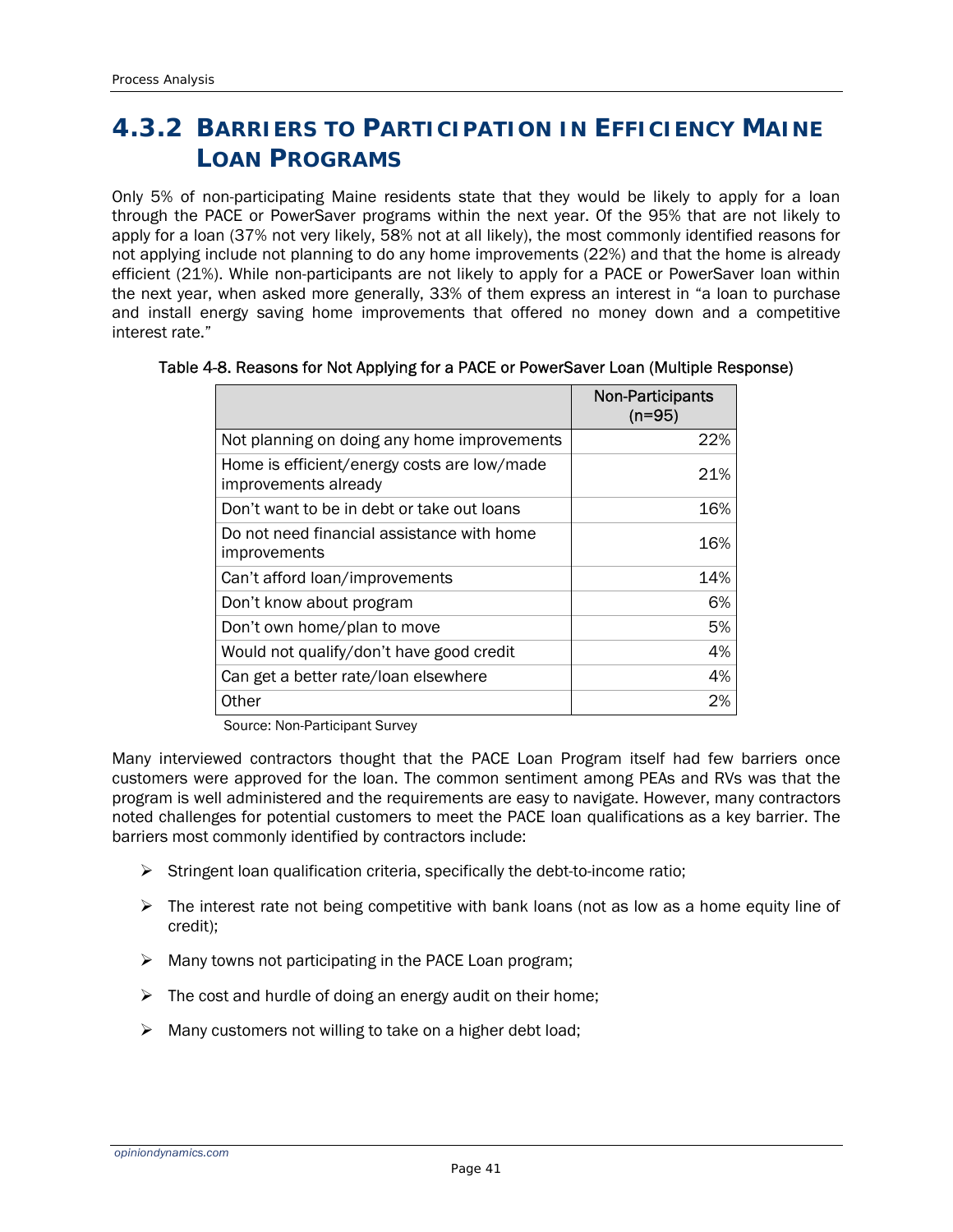## 4.3.2 Barriers to Participation in Efficiency Maine Loan Programs

Only 5% of non-participating Maine residents state that they would be likely to apply for a loan through the PACE or PowerSaver programs within the next year. Of the 95% that are not likely to apply for a loan (37% not very likely, 58% not at all likely), the most commonly identified reasons for not applying include not planning to do any home improvements (22%) and that the home is already efficient (21%). While non-participants are not likely to apply for a PACE or PowerSaver loan within the next year, when asked more generally, 33% of them express an interest in "a loan to purchase and install energy saving home improvements that offered no money down and a competitive interest rate."

Table 4-8. Reasons for Not Applying for a PACE or PowerSaver Loan (Multiple Response)

| | Non-Participants (n=95) |
|---|---|
| Not planning on doing any home improvements | 22% |
| Home is efficient/energy costs are low/made improvements already | 21% |
| Don't want to be in debt or take out loans | 16% |
| Do not need financial assistance with home improvements | 16% |
| Can't afford loan/improvements | 14% |
| Don't know about program | 6% |
| Don't own home/plan to move | 5% |
| Would not qualify/don't have good credit | 4% |
| Can get a better rate/loan elsewhere | 4% |
| Other | 2% |

Source: Non-Participant Survey

Many interviewed contractors thought that the PACE Loan Program itself had few barriers once customers were approved for the loan. The common sentiment among PEAs and RVs was that the program is well administered and the requirements are easy to navigate. However, many contractors noted challenges for potential customers to meet the PACE loan qualifications as a key barrier. The barriers most commonly identified by contractors include:

- Stringent loan qualification criteria, specifically the debt-to-income ratio;
- The interest rate not being competitive with bank loans (not as low as a home equity line of credit);
- Many towns not participating in the PACE Loan program;
- The cost and hurdle of doing an energy audit on their home;
- Many customers not willing to take on a higher debt load;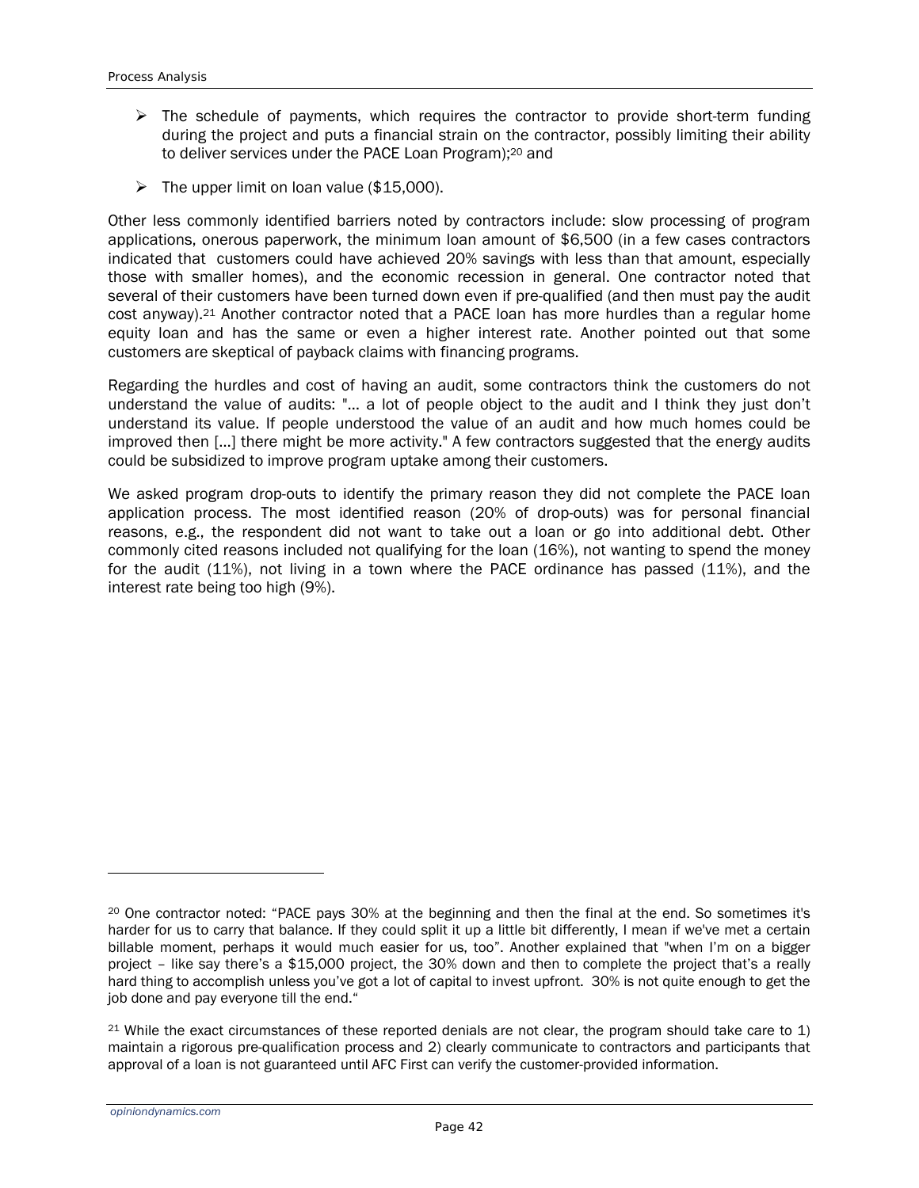- The schedule of payments, which requires the contractor to provide short-term funding during the project and puts a financial strain on the contractor, possibly limiting their ability to deliver services under the PACE Loan Program);[20] and
- The upper limit on loan value ($15,000).

Other less commonly identified barriers noted by contractors include: slow processing of program applications, onerous paperwork, the minimum loan amount of $6,500 (in a few cases contractors indicated that customers could have achieved 20% savings with less than that amount, especially those with smaller homes), and the economic recession in general. One contractor noted that several of their customers have been turned down even if pre-qualified (and then must pay the audit cost anyway).[21] Another contractor noted that a PACE loan has more hurdles than a regular home equity loan and has the same or even a higher interest rate. Another pointed out that some customers are skeptical of payback claims with financing programs.

Regarding the hurdles and cost of having an audit, some contractors think the customers do not understand the value of audits: "… a lot of people object to the audit and I think they just don't understand its value. If people understood the value of an audit and how much homes could be improved then […] there might be more activity." A few contractors suggested that the energy audits could be subsidized to improve program uptake among their customers.

We asked program drop-outs to identify the primary reason they did not complete the PACE loan application process. The most identified reason (20% of drop-outs) was for personal financial reasons, e.g., the respondent did not want to take out a loan or go into additional debt. Other commonly cited reasons included not qualifying for the loan (16%), not wanting to spend the money for the audit (11%), not living in a town where the PACE ordinance has passed (11%), and the interest rate being too high (9%).

---

[20] One contractor noted: "PACE pays 30% at the beginning and then the final at the end. So sometimes it's harder for us to carry that balance. If they could split it up a little bit differently, I mean if we've met a certain billable moment, perhaps it would much easier for us, too". Another explained that "when I'm on a bigger project – like say there's a $15,000 project, the 30% down and then to complete the project that's a really hard thing to accomplish unless you've got a lot of capital to invest upfront. 30% is not quite enough to get the job done and pay everyone till the end."

[21] While the exact circumstances of these reported denials are not clear, the program should take care to 1) maintain a rigorous pre-qualification process and 2) clearly communicate to contractors and participants that approval of a loan is not guaranteed until AFC First can verify the customer-provided information.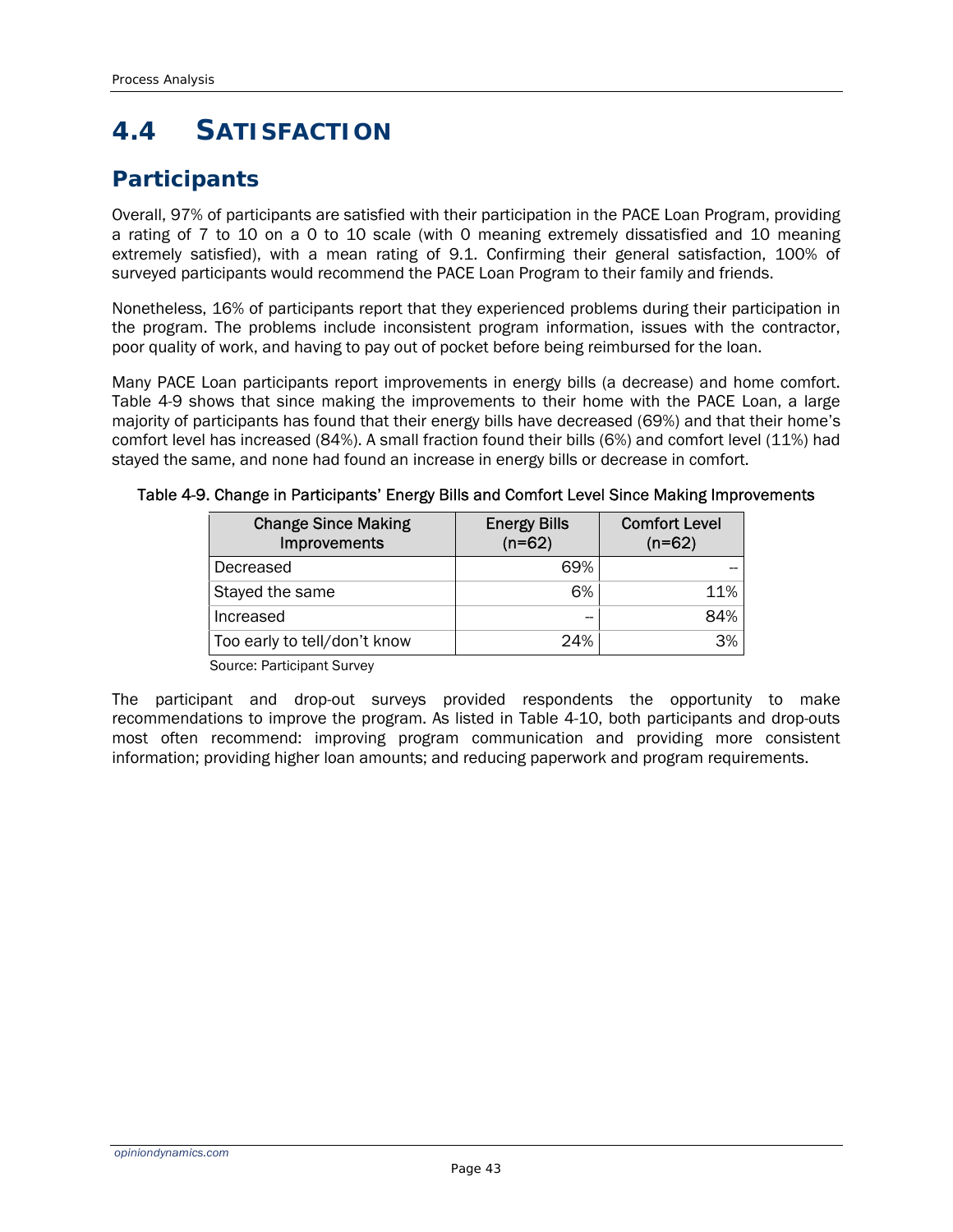## 4.4 SATISFACTION

### Participants

Overall, 97% of participants are satisfied with their participation in the PACE Loan Program, providing a rating of 7 to 10 on a 0 to 10 scale (with 0 meaning extremely dissatisfied and 10 meaning extremely satisfied), with a mean rating of 9.1. Confirming their general satisfaction, 100% of surveyed participants would recommend the PACE Loan Program to their family and friends.

Nonetheless, 16% of participants report that they experienced problems during their participation in the program. The problems include inconsistent program information, issues with the contractor, poor quality of work, and having to pay out of pocket before being reimbursed for the loan.

Many PACE Loan participants report improvements in energy bills (a decrease) and home comfort. Table 4-9 shows that since making the improvements to their home with the PACE Loan, a large majority of participants has found that their energy bills have decreased (69%) and that their home's comfort level has increased (84%). A small fraction found their bills (6%) and comfort level (11%) had stayed the same, and none had found an increase in energy bills or decrease in comfort.

Table 4-9. Change in Participants' Energy Bills and Comfort Level Since Making Improvements

| Change Since Making Improvements | Energy Bills (n=62) | Comfort Level (n=62) |
|---|---|---|
| Decreased | 69% | -- |
| Stayed the same | 6% | 11% |
| Increased | -- | 84% |
| Too early to tell/don't know | 24% | 3% |

Source: Participant Survey

The participant and drop-out surveys provided respondents the opportunity to make recommendations to improve the program. As listed in Table 4-10, both participants and drop-outs most often recommend: improving program communication and providing more consistent information; providing higher loan amounts; and reducing paperwork and program requirements.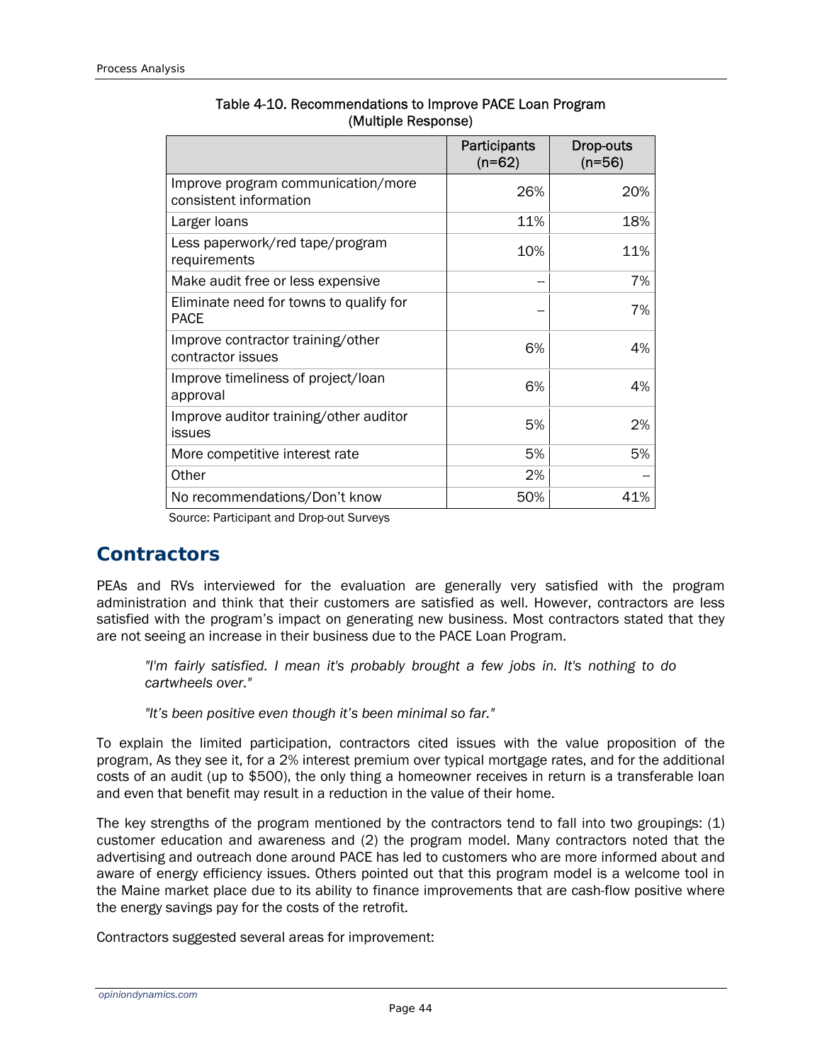Table 4-10. Recommendations to Improve PACE Loan Program (Multiple Response)

| | Participants (n=62) | Drop-outs (n=56) |
|---|---|---|
| Improve program communication/more consistent information | 26% | 20% |
| Larger loans | 11% | 18% |
| Less paperwork/red tape/program requirements | 10% | 11% |
| Make audit free or less expensive | -- | 7% |
| Eliminate need for towns to qualify for PACE | -- | 7% |
| Improve contractor training/other contractor issues | 6% | 4% |
| Improve timeliness of project/loan approval | 6% | 4% |
| Improve auditor training/other auditor issues | 5% | 2% |
| More competitive interest rate | 5% | 5% |
| Other | 2% | -- |
| No recommendations/Don't know | 50% | 41% |

Source: Participant and Drop-out Surveys

## Contractors

PEAs and RVs interviewed for the evaluation are generally very satisfied with the program administration and think that their customers are satisfied as well. However, contractors are less satisfied with the program's impact on generating new business. Most contractors stated that they are not seeing an increase in their business due to the PACE Loan Program.

> *"I'm fairly satisfied. I mean it's probably brought a few jobs in. It's nothing to do cartwheels over."*

> *"It's been positive even though it's been minimal so far."*

To explain the limited participation, contractors cited issues with the value proposition of the program, As they see it, for a 2% interest premium over typical mortgage rates, and for the additional costs of an audit (up to $500), the only thing a homeowner receives in return is a transferable loan and even that benefit may result in a reduction in the value of their home.

The key strengths of the program mentioned by the contractors tend to fall into two groupings: (1) customer education and awareness and (2) the program model. Many contractors noted that the advertising and outreach done around PACE has led to customers who are more informed about and aware of energy efficiency issues. Others pointed out that this program model is a welcome tool in the Maine market place due to its ability to finance improvements that are cash-flow positive where the energy savings pay for the costs of the retrofit.

Contractors suggested several areas for improvement: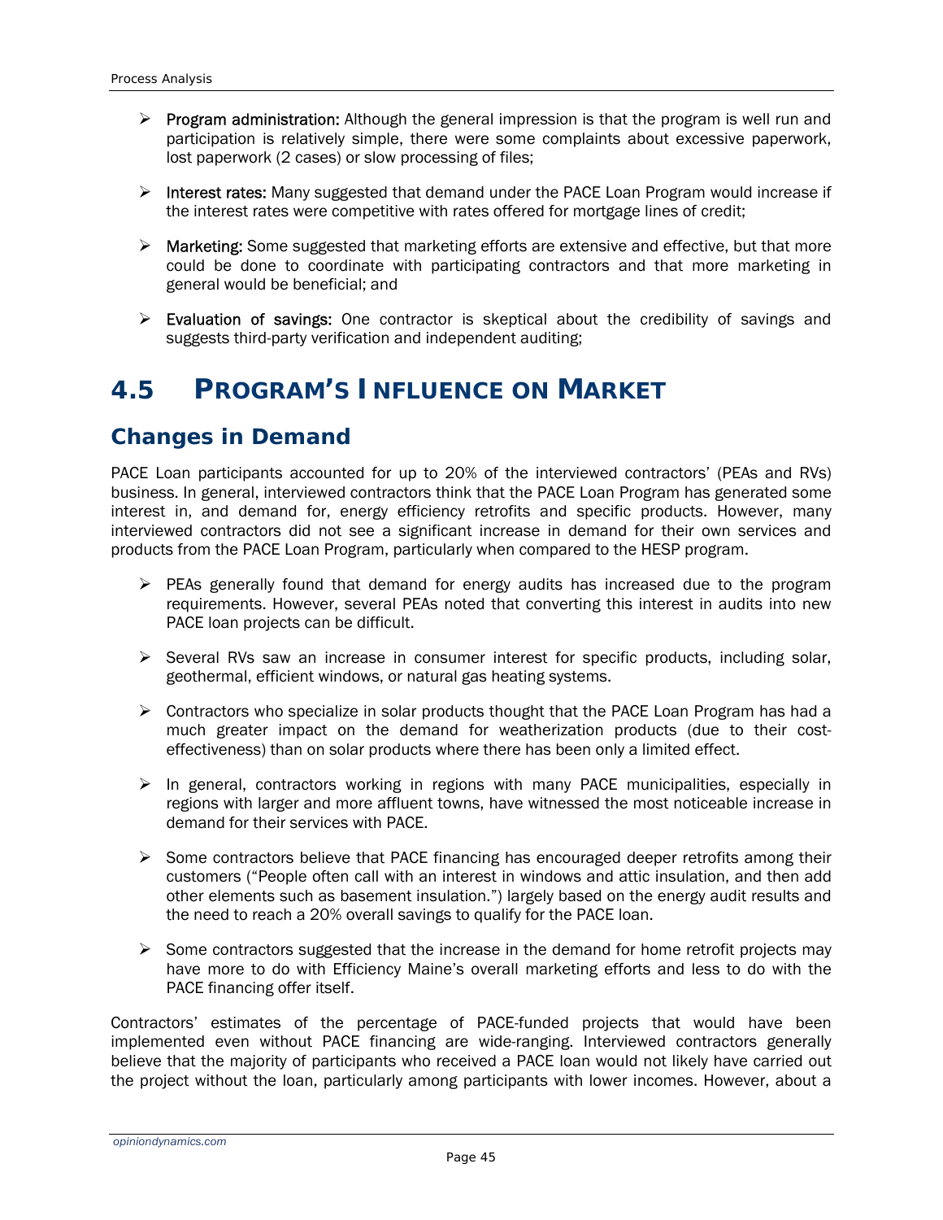- **Program administration:** Although the general impression is that the program is well run and participation is relatively simple, there were some complaints about excessive paperwork, lost paperwork (2 cases) or slow processing of files;

- **Interest rates:** Many suggested that demand under the PACE Loan Program would increase if the interest rates were competitive with rates offered for mortgage lines of credit;

- **Marketing:** Some suggested that marketing efforts are extensive and effective, but that more could be done to coordinate with participating contractors and that more marketing in general would be beneficial; and

- **Evaluation of savings:** One contractor is skeptical about the credibility of savings and suggests third-party verification and independent auditing;

# 4.5 Program's Influence on Market

## Changes in Demand

PACE Loan participants accounted for up to 20% of the interviewed contractors' (PEAs and RVs) business. In general, interviewed contractors think that the PACE Loan Program has generated some interest in, and demand for, energy efficiency retrofits and specific products. However, many interviewed contractors did not see a significant increase in demand for their own services and products from the PACE Loan Program, particularly when compared to the HESP program.

- PEAs generally found that demand for energy audits has increased due to the program requirements. However, several PEAs noted that converting this interest in audits into new PACE loan projects can be difficult.

- Several RVs saw an increase in consumer interest for specific products, including solar, geothermal, efficient windows, or natural gas heating systems.

- Contractors who specialize in solar products thought that the PACE Loan Program has had a much greater impact on the demand for weatherization products (due to their cost-effectiveness) than on solar products where there has been only a limited effect.

- In general, contractors working in regions with many PACE municipalities, especially in regions with larger and more affluent towns, have witnessed the most noticeable increase in demand for their services with PACE.

- Some contractors believe that PACE financing has encouraged deeper retrofits among their customers ("People often call with an interest in windows and attic insulation, and then add other elements such as basement insulation.") largely based on the energy audit results and the need to reach a 20% overall savings to qualify for the PACE loan.

- Some contractors suggested that the increase in the demand for home retrofit projects may have more to do with Efficiency Maine's overall marketing efforts and less to do with the PACE financing offer itself.

Contractors' estimates of the percentage of PACE-funded projects that would have been implemented even without PACE financing are wide-ranging. Interviewed contractors generally believe that the majority of participants who received a PACE loan would not likely have carried out the project without the loan, particularly among participants with lower incomes. However, about a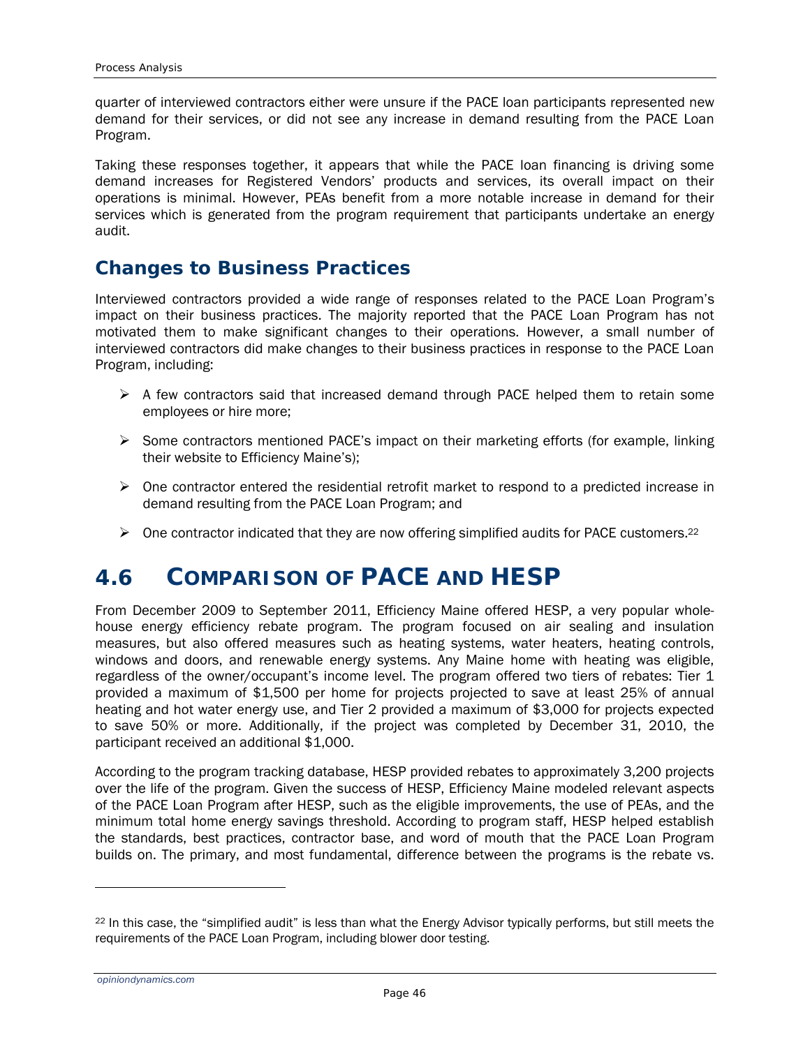quarter of interviewed contractors either were unsure if the PACE loan participants represented new demand for their services, or did not see any increase in demand resulting from the PACE Loan Program.

Taking these responses together, it appears that while the PACE loan financing is driving some demand increases for Registered Vendors' products and services, its overall impact on their operations is minimal. However, PEAs benefit from a more notable increase in demand for their services which is generated from the program requirement that participants undertake an energy audit.

## Changes to Business Practices

Interviewed contractors provided a wide range of responses related to the PACE Loan Program's impact on their business practices. The majority reported that the PACE Loan Program has not motivated them to make significant changes to their operations. However, a small number of interviewed contractors did make changes to their business practices in response to the PACE Loan Program, including:

- A few contractors said that increased demand through PACE helped them to retain some employees or hire more;
- Some contractors mentioned PACE's impact on their marketing efforts (for example, linking their website to Efficiency Maine's);
- One contractor entered the residential retrofit market to respond to a predicted increase in demand resulting from the PACE Loan Program; and
- One contractor indicated that they are now offering simplified audits for PACE customers.[22]

# 4.6 Comparison of PACE and HESP

From December 2009 to September 2011, Efficiency Maine offered HESP, a very popular whole-house energy efficiency rebate program. The program focused on air sealing and insulation measures, but also offered measures such as heating systems, water heaters, heating controls, windows and doors, and renewable energy systems. Any Maine home with heating was eligible, regardless of the owner/occupant's income level. The program offered two tiers of rebates: Tier 1 provided a maximum of $1,500 per home for projects projected to save at least 25% of annual heating and hot water energy use, and Tier 2 provided a maximum of $3,000 for projects expected to save 50% or more. Additionally, if the project was completed by December 31, 2010, the participant received an additional $1,000.

According to the program tracking database, HESP provided rebates to approximately 3,200 projects over the life of the program. Given the success of HESP, Efficiency Maine modeled relevant aspects of the PACE Loan Program after HESP, such as the eligible improvements, the use of PEAs, and the minimum total home energy savings threshold. According to program staff, HESP helped establish the standards, best practices, contractor base, and word of mouth that the PACE Loan Program builds on. The primary, and most fundamental, difference between the programs is the rebate vs.

---

[22] In this case, the "simplified audit" is less than what the Energy Advisor typically performs, but still meets the requirements of the PACE Loan Program, including blower door testing.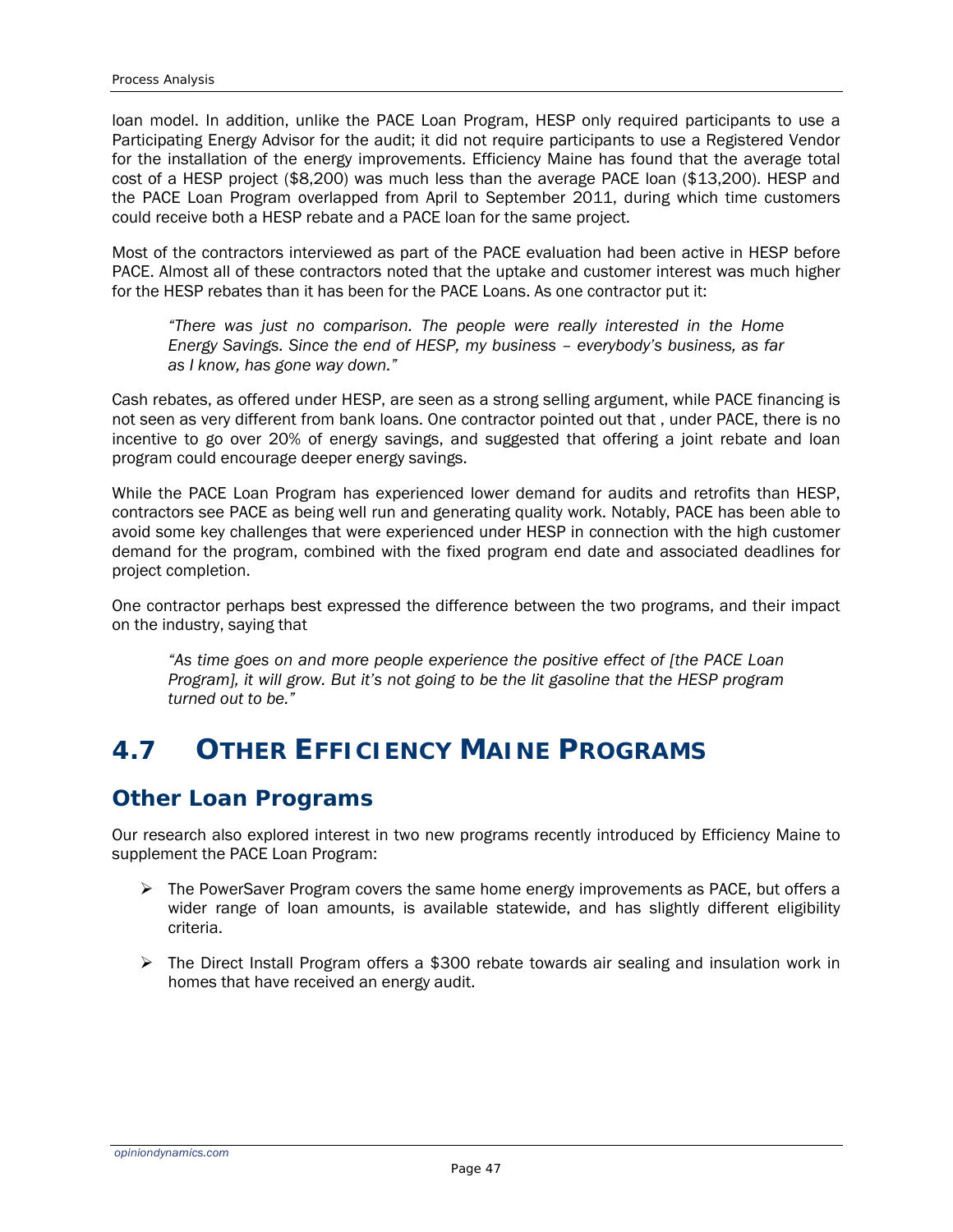loan model. In addition, unlike the PACE Loan Program, HESP only required participants to use a Participating Energy Advisor for the audit; it did not require participants to use a Registered Vendor for the installation of the energy improvements. Efficiency Maine has found that the average total cost of a HESP project ($8,200) was much less than the average PACE loan ($13,200). HESP and the PACE Loan Program overlapped from April to September 2011, during which time customers could receive both a HESP rebate and a PACE loan for the same project.

Most of the contractors interviewed as part of the PACE evaluation had been active in HESP before PACE. Almost all of these contractors noted that the uptake and customer interest was much higher for the HESP rebates than it has been for the PACE Loans. As one contractor put it:

> *"There was just no comparison. The people were really interested in the Home Energy Savings. Since the end of HESP, my business – everybody's business, as far as I know, has gone way down."*

Cash rebates, as offered under HESP, are seen as a strong selling argument, while PACE financing is not seen as very different from bank loans. One contractor pointed out that , under PACE, there is no incentive to go over 20% of energy savings, and suggested that offering a joint rebate and loan program could encourage deeper energy savings.

While the PACE Loan Program has experienced lower demand for audits and retrofits than HESP, contractors see PACE as being well run and generating quality work. Notably, PACE has been able to avoid some key challenges that were experienced under HESP in connection with the high customer demand for the program, combined with the fixed program end date and associated deadlines for project completion.

One contractor perhaps best expressed the difference between the two programs, and their impact on the industry, saying that

> *"As time goes on and more people experience the positive effect of [the PACE Loan Program], it will grow. But it's not going to be the lit gasoline that the HESP program turned out to be."*

# 4.7 OTHER EFFICIENCY MAINE PROGRAMS

## Other Loan Programs

Our research also explored interest in two new programs recently introduced by Efficiency Maine to supplement the PACE Loan Program:

- The PowerSaver Program covers the same home energy improvements as PACE, but offers a wider range of loan amounts, is available statewide, and has slightly different eligibility criteria.
- The Direct Install Program offers a $300 rebate towards air sealing and insulation work in homes that have received an energy audit.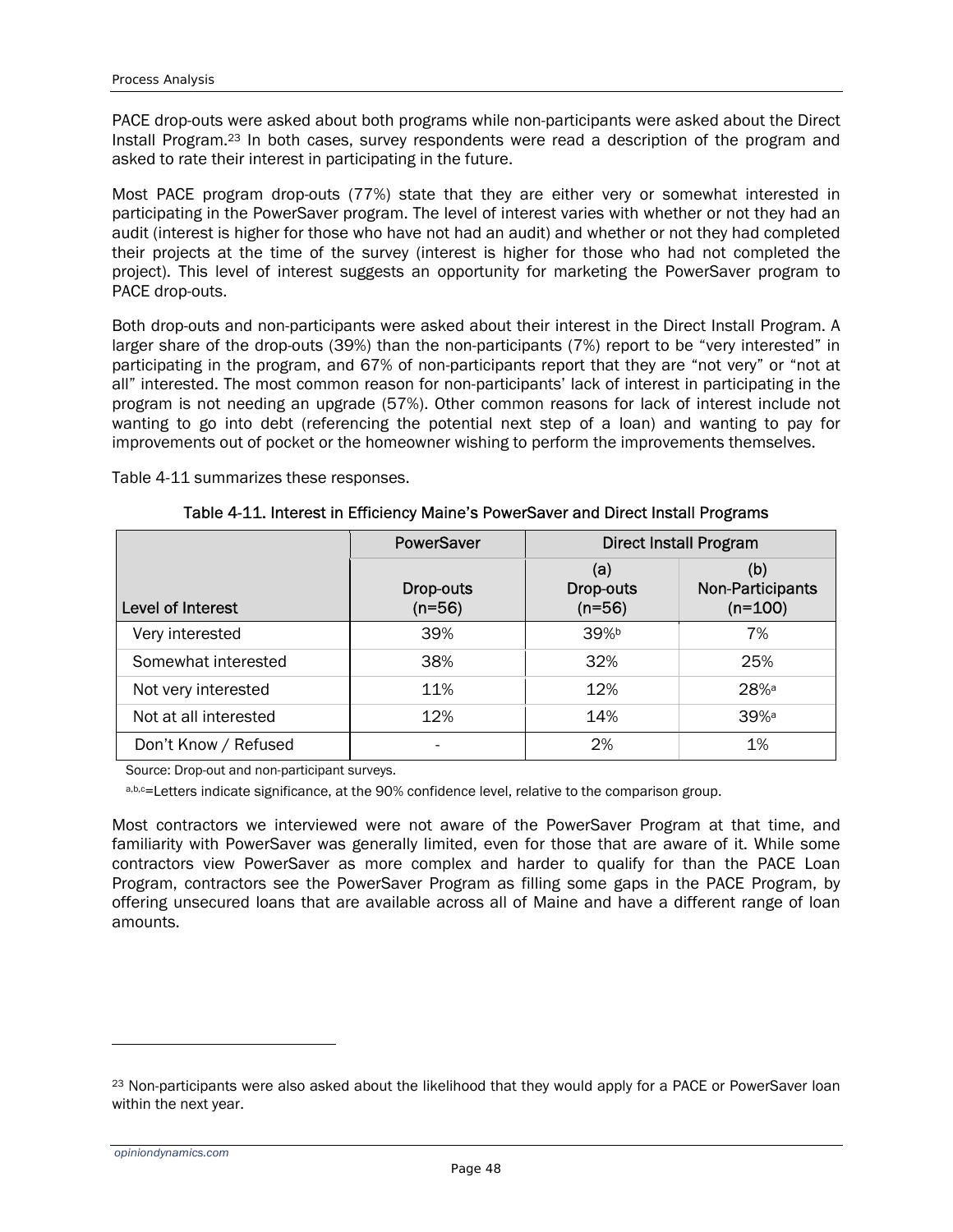PACE drop-outs were asked about both programs while non-participants were asked about the Direct Install Program.[23] In both cases, survey respondents were read a description of the program and asked to rate their interest in participating in the future.

Most PACE program drop-outs (77%) state that they are either very or somewhat interested in participating in the PowerSaver program. The level of interest varies with whether or not they had an audit (interest is higher for those who have not had an audit) and whether or not they had completed their projects at the time of the survey (interest is higher for those who had not completed the project). This level of interest suggests an opportunity for marketing the PowerSaver program to PACE drop-outs.

Both drop-outs and non-participants were asked about their interest in the Direct Install Program. A larger share of the drop-outs (39%) than the non-participants (7%) report to be "very interested" in participating in the program, and 67% of non-participants report that they are "not very" or "not at all" interested. The most common reason for non-participants' lack of interest in participating in the program is not needing an upgrade (57%). Other common reasons for lack of interest include not wanting to go into debt (referencing the potential next step of a loan) and wanting to pay for improvements out of pocket or the homeowner wishing to perform the improvements themselves.

Table 4-11 summarizes these responses.

Table 4-11. Interest in Efficiency Maine's PowerSaver and Direct Install Programs

| | PowerSaver | Direct Install Program | |
|---|---|---|---|
| Level of Interest | Drop-outs (n=56) | (a) Drop-outs (n=56) | (b) Non-Participants (n=100) |
| Very interested | 39% | 39%[b] | 7% |
| Somewhat interested | 38% | 32% | 25% |
| Not very interested | 11% | 12% | 28%[a] |
| Not at all interested | 12% | 14% | 39%[a] |
| Don't Know / Refused | - | 2% | 1% |

Source: Drop-out and non-participant surveys.

[a,b,c]=Letters indicate significance, at the 90% confidence level, relative to the comparison group.

Most contractors we interviewed were not aware of the PowerSaver Program at that time, and familiarity with PowerSaver was generally limited, even for those that are aware of it. While some contractors view PowerSaver as more complex and harder to qualify for than the PACE Loan Program, contractors see the PowerSaver Program as filling some gaps in the PACE Program, by offering unsecured loans that are available across all of Maine and have a different range of loan amounts.

[23] Non-participants were also asked about the likelihood that they would apply for a PACE or PowerSaver loan within the next year.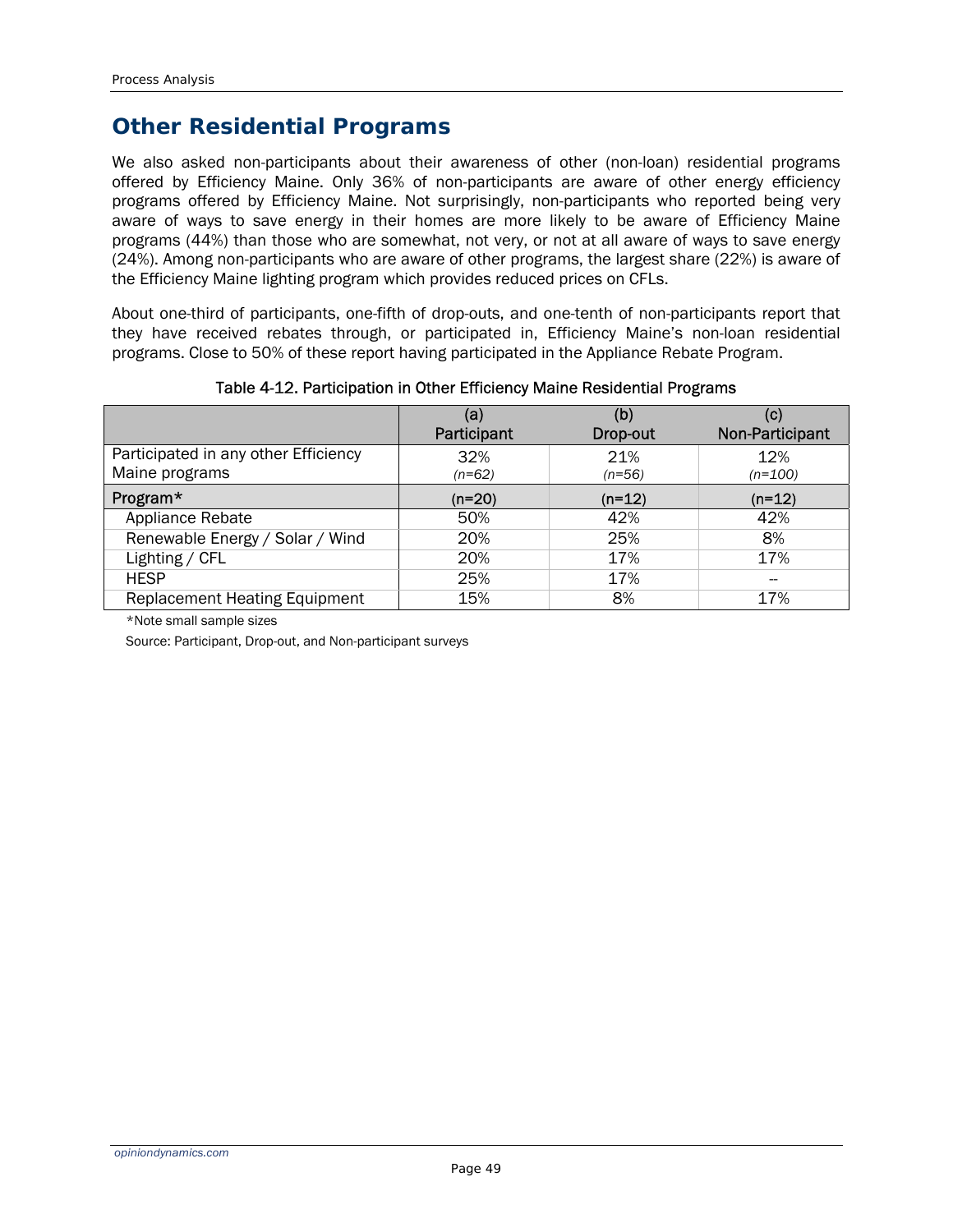## Other Residential Programs

We also asked non-participants about their awareness of other (non-loan) residential programs offered by Efficiency Maine. Only 36% of non-participants are aware of other energy efficiency programs offered by Efficiency Maine. Not surprisingly, non-participants who reported being very aware of ways to save energy in their homes are more likely to be aware of Efficiency Maine programs (44%) than those who are somewhat, not very, or not at all aware of ways to save energy (24%). Among non-participants who are aware of other programs, the largest share (22%) is aware of the Efficiency Maine lighting program which provides reduced prices on CFLs.

About one-third of participants, one-fifth of drop-outs, and one-tenth of non-participants report that they have received rebates through, or participated in, Efficiency Maine's non-loan residential programs. Close to 50% of these report having participated in the Appliance Rebate Program.

Table 4-12. Participation in Other Efficiency Maine Residential Programs

| | (a) Participant | (b) Drop-out | (c) Non-Participant |
|---|---|---|---|
| Participated in any other Efficiency Maine programs | 32% *(n=62)* | 21% *(n=56)* | 12% *(n=100)* |
| **Program*** | (n=20) | (n=12) | (n=12) |
| Appliance Rebate | 50% | 42% | 42% |
| Renewable Energy / Solar / Wind | 20% | 25% | 8% |
| Lighting / CFL | 20% | 17% | 17% |
| HESP | 25% | 17% | -- |
| Replacement Heating Equipment | 15% | 8% | 17% |

*Note small sample sizes

Source: Participant, Drop-out, and Non-participant surveys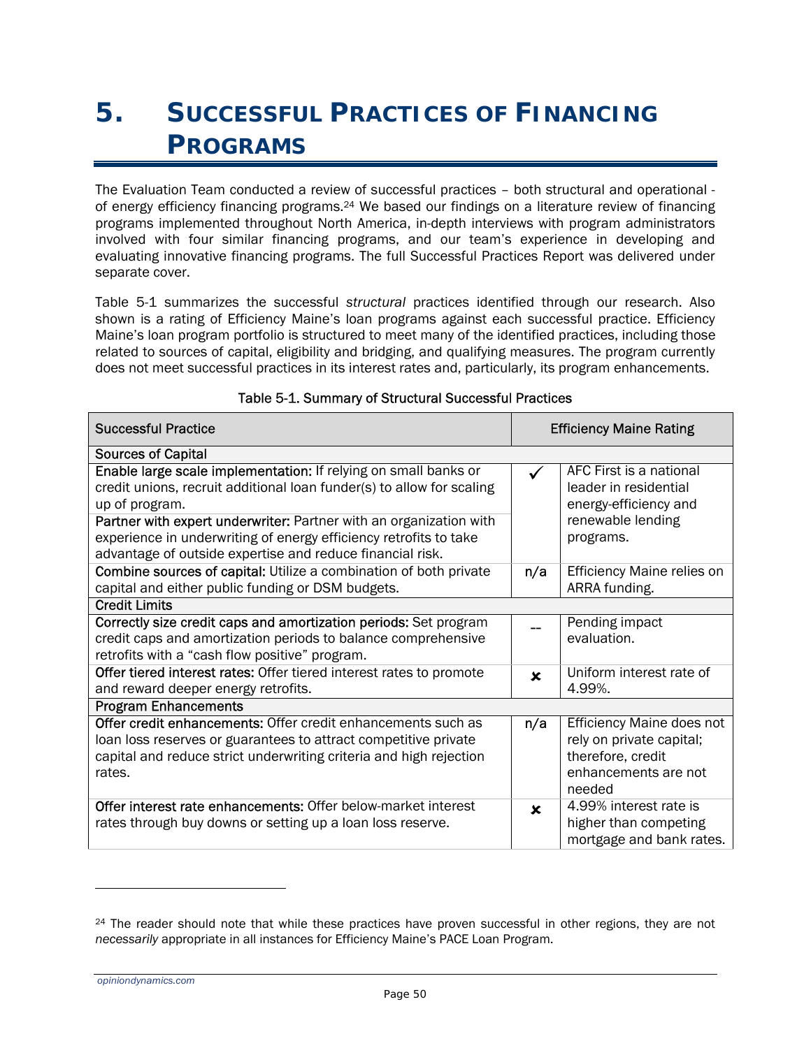# 5. SUCCESSFUL PRACTICES OF FINANCING PROGRAMS

The Evaluation Team conducted a review of successful practices – both structural and operational - of energy efficiency financing programs.[24] We based our findings on a literature review of financing programs implemented throughout North America, in-depth interviews with program administrators involved with four similar financing programs, and our team's experience in developing and evaluating innovative financing programs. The full Successful Practices Report was delivered under separate cover.

Table 5-1 summarizes the successful *structural* practices identified through our research. Also shown is a rating of Efficiency Maine's loan programs against each successful practice. Efficiency Maine's loan program portfolio is structured to meet many of the identified practices, including those related to sources of capital, eligibility and bridging, and qualifying measures. The program currently does not meet successful practices in its interest rates and, particularly, its program enhancements.

Table 5-1. Summary of Structural Successful Practices

| Successful Practice | Efficiency Maine Rating | |
|---|---|---|
| Sources of Capital | | |
| **Enable large scale implementation:** If relying on small banks or credit unions, recruit additional loan funder(s) to allow for scaling up of program. **Partner with expert underwriter:** Partner with an organization with experience in underwriting of energy efficiency retrofits to take advantage of outside expertise and reduce financial risk. | ✓ | AFC First is a national leader in residential energy-efficiency and renewable lending programs. |
| **Combine sources of capital:** Utilize a combination of both private capital and either public funding or DSM budgets. | n/a | Efficiency Maine relies on ARRA funding. |
| Credit Limits | | |
| **Correctly size credit caps and amortization periods:** Set program credit caps and amortization periods to balance comprehensive retrofits with a "cash flow positive" program. | -- | Pending impact evaluation. |
| **Offer tiered interest rates:** Offer tiered interest rates to promote and reward deeper energy retrofits. | ✗ | Uniform interest rate of 4.99%. |
| Program Enhancements | | |
| **Offer credit enhancements:** Offer credit enhancements such as loan loss reserves or guarantees to attract competitive private capital and reduce strict underwriting criteria and high rejection rates. | n/a | Efficiency Maine does not rely on private capital; therefore, credit enhancements are not needed |
| **Offer interest rate enhancements:** Offer below-market interest rates through buy downs or setting up a loan loss reserve. | ✗ | 4.99% interest rate is higher than competing mortgage and bank rates. |

[24] The reader should note that while these practices have proven successful in other regions, they are not *necessarily* appropriate in all instances for Efficiency Maine's PACE Loan Program.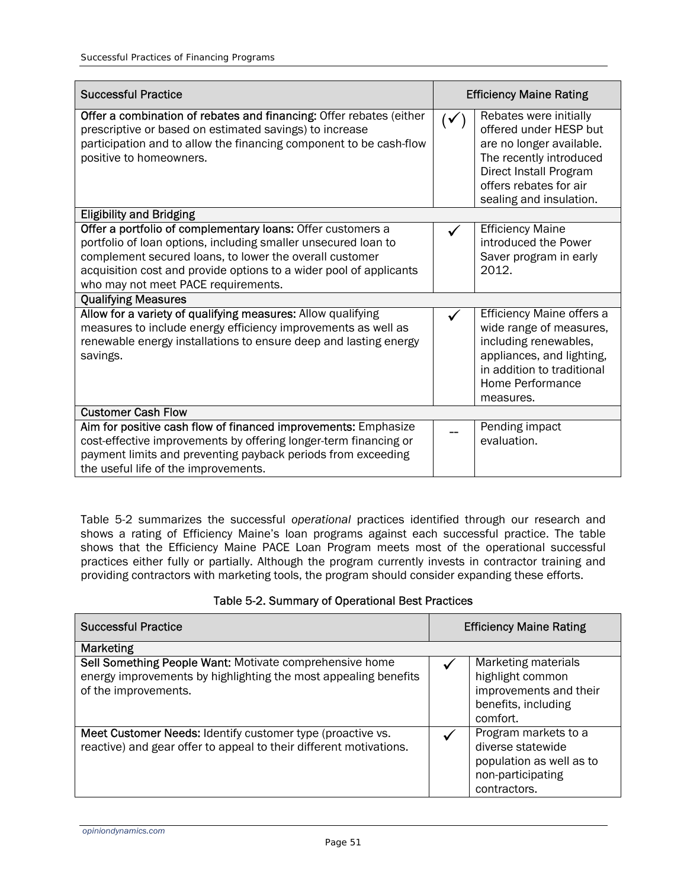| Successful Practice | Efficiency Maine Rating | |
|---|---|---|
| **Offer a combination of rebates and financing:** Offer rebates (either prescriptive or based on estimated savings) to increase participation and to allow the financing component to be cash-flow positive to homeowners. | (✓) | Rebates were initially offered under HESP but are no longer available. The recently introduced Direct Install Program offers rebates for air sealing and insulation. |
| Eligibility and Bridging | | |
| **Offer a portfolio of complementary loans:** Offer customers a portfolio of loan options, including smaller unsecured loan to complement secured loans, to lower the overall customer acquisition cost and provide options to a wider pool of applicants who may not meet PACE requirements. | ✓ | Efficiency Maine introduced the Power Saver program in early 2012. |
| Qualifying Measures | | |
| **Allow for a variety of qualifying measures:** Allow qualifying measures to include energy efficiency improvements as well as renewable energy installations to ensure deep and lasting energy savings. | ✓ | Efficiency Maine offers a wide range of measures, including renewables, appliances, and lighting, in addition to traditional Home Performance measures. |
| Customer Cash Flow | | |
| **Aim for positive cash flow of financed improvements:** Emphasize cost-effective improvements by offering longer-term financing or payment limits and preventing payback periods from exceeding the useful life of the improvements. | -- | Pending impact evaluation. |

Table 5-2 summarizes the successful *operational* practices identified through our research and shows a rating of Efficiency Maine's loan programs against each successful practice. The table shows that the Efficiency Maine PACE Loan Program meets most of the operational successful practices either fully or partially. Although the program currently invests in contractor training and providing contractors with marketing tools, the program should consider expanding these efforts.

Table 5-2. Summary of Operational Best Practices

| Successful Practice | Efficiency Maine Rating | |
|---|---|---|
| Marketing | | |
| **Sell Something People Want:** Motivate comprehensive home energy improvements by highlighting the most appealing benefits of the improvements. | ✓ | Marketing materials highlight common improvements and their benefits, including comfort. |
| **Meet Customer Needs:** Identify customer type (proactive vs. reactive) and gear offer to appeal to their different motivations. | ✓ | Program markets to a diverse statewide population as well as to non-participating contractors. |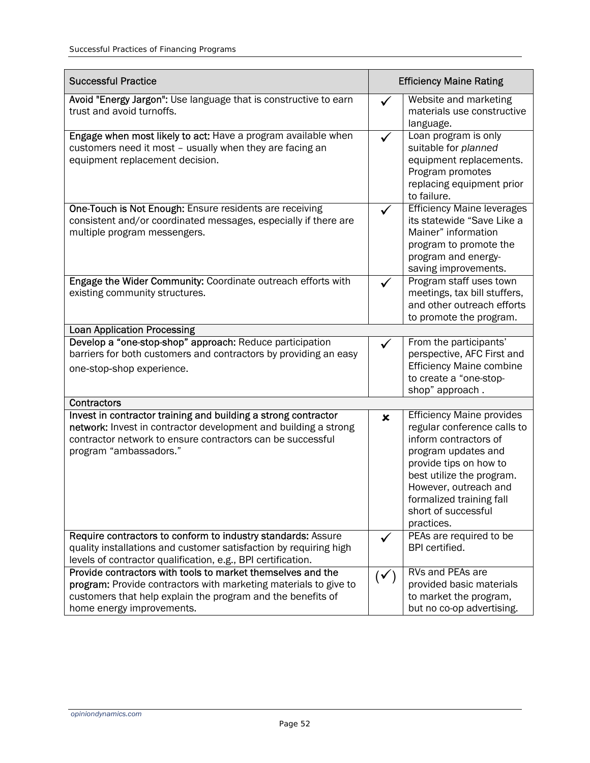| Successful Practice | Efficiency Maine Rating | |
|---|---|---|
| **Avoid "Energy Jargon":** Use language that is constructive to earn trust and avoid turnoffs. | ✓ | Website and marketing materials use constructive language. |
| **Engage when most likely to act:** Have a program available when customers need it most – usually when they are facing an equipment replacement decision. | ✓ | Loan program is only suitable for *planned* equipment replacements. Program promotes replacing equipment prior to failure. |
| **One-Touch is Not Enough:** Ensure residents are receiving consistent and/or coordinated messages, especially if there are multiple program messengers. | ✓ | Efficiency Maine leverages its statewide "Save Like a Mainer" information program to promote the program and energy-saving improvements. |
| **Engage the Wider Community:** Coordinate outreach efforts with existing community structures. | ✓ | Program staff uses town meetings, tax bill stuffers, and other outreach efforts to promote the program. |
| Loan Application Processing | | |
| **Develop a "one-stop-shop" approach:** Reduce participation barriers for both customers and contractors by providing an easy one-stop-shop experience. | ✓ | From the participants' perspective, AFC First and Efficiency Maine combine to create a "one-stop-shop" approach . |
| Contractors | | |
| **Invest in contractor training and building a strong contractor network:** Invest in contractor development and building a strong contractor network to ensure contractors can be successful program "ambassadors." | ✗ | Efficiency Maine provides regular conference calls to inform contractors of program updates and provide tips on how to best utilize the program. However, outreach and formalized training fall short of successful practices. |
| **Require contractors to conform to industry standards:** Assure quality installations and customer satisfaction by requiring high levels of contractor qualification, e.g., BPI certification. | ✓ | PEAs are required to be BPI certified. |
| **Provide contractors with tools to market themselves and the program:** Provide contractors with marketing materials to give to customers that help explain the program and the benefits of home energy improvements. | (✓) | RVs and PEAs are provided basic materials to market the program, but no co-op advertising. |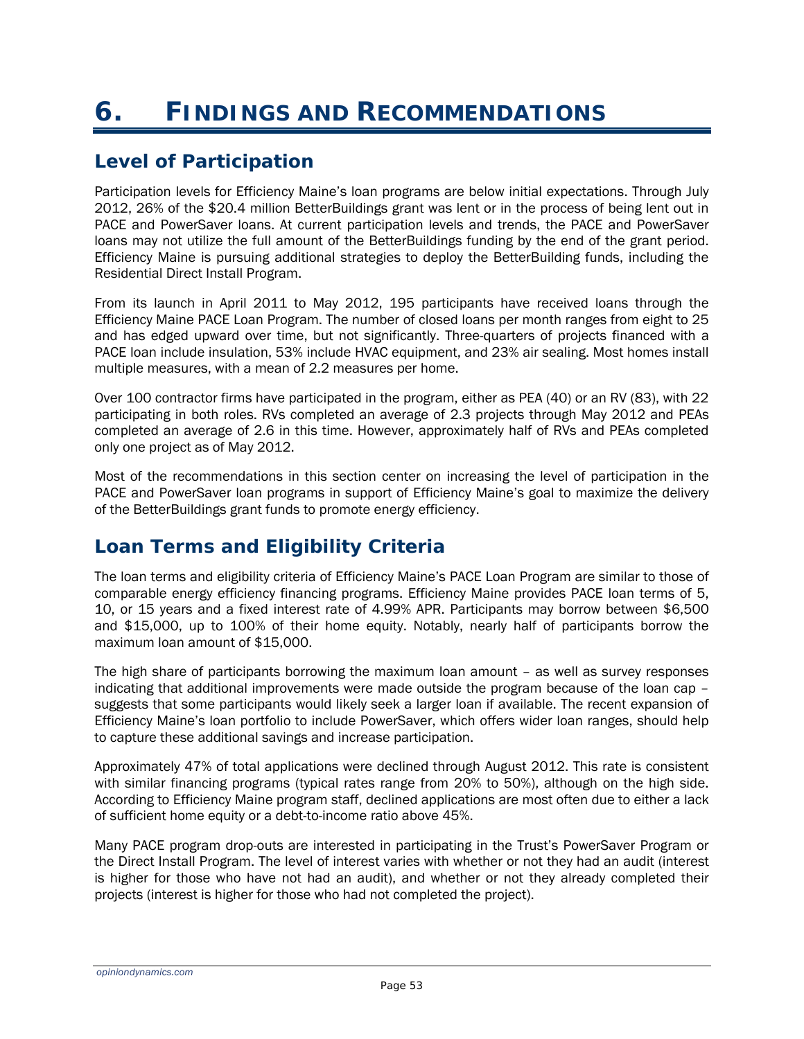# 6. FINDINGS AND RECOMMENDATIONS

## Level of Participation

Participation levels for Efficiency Maine's loan programs are below initial expectations. Through July 2012, 26% of the $20.4 million BetterBuildings grant was lent or in the process of being lent out in PACE and PowerSaver loans. At current participation levels and trends, the PACE and PowerSaver loans may not utilize the full amount of the BetterBuildings funding by the end of the grant period. Efficiency Maine is pursuing additional strategies to deploy the BetterBuilding funds, including the Residential Direct Install Program.

From its launch in April 2011 to May 2012, 195 participants have received loans through the Efficiency Maine PACE Loan Program. The number of closed loans per month ranges from eight to 25 and has edged upward over time, but not significantly. Three-quarters of projects financed with a PACE loan include insulation, 53% include HVAC equipment, and 23% air sealing. Most homes install multiple measures, with a mean of 2.2 measures per home.

Over 100 contractor firms have participated in the program, either as PEA (40) or an RV (83), with 22 participating in both roles. RVs completed an average of 2.3 projects through May 2012 and PEAs completed an average of 2.6 in this time. However, approximately half of RVs and PEAs completed only one project as of May 2012.

Most of the recommendations in this section center on increasing the level of participation in the PACE and PowerSaver loan programs in support of Efficiency Maine's goal to maximize the delivery of the BetterBuildings grant funds to promote energy efficiency.

## Loan Terms and Eligibility Criteria

The loan terms and eligibility criteria of Efficiency Maine's PACE Loan Program are similar to those of comparable energy efficiency financing programs. Efficiency Maine provides PACE loan terms of 5, 10, or 15 years and a fixed interest rate of 4.99% APR. Participants may borrow between $6,500 and $15,000, up to 100% of their home equity. Notably, nearly half of participants borrow the maximum loan amount of $15,000.

The high share of participants borrowing the maximum loan amount – as well as survey responses indicating that additional improvements were made outside the program because of the loan cap – suggests that some participants would likely seek a larger loan if available. The recent expansion of Efficiency Maine's loan portfolio to include PowerSaver, which offers wider loan ranges, should help to capture these additional savings and increase participation.

Approximately 47% of total applications were declined through August 2012. This rate is consistent with similar financing programs (typical rates range from 20% to 50%), although on the high side. According to Efficiency Maine program staff, declined applications are most often due to either a lack of sufficient home equity or a debt-to-income ratio above 45%.

Many PACE program drop-outs are interested in participating in the Trust's PowerSaver Program or the Direct Install Program. The level of interest varies with whether or not they had an audit (interest is higher for those who have not had an audit), and whether or not they already completed their projects (interest is higher for those who had not completed the project).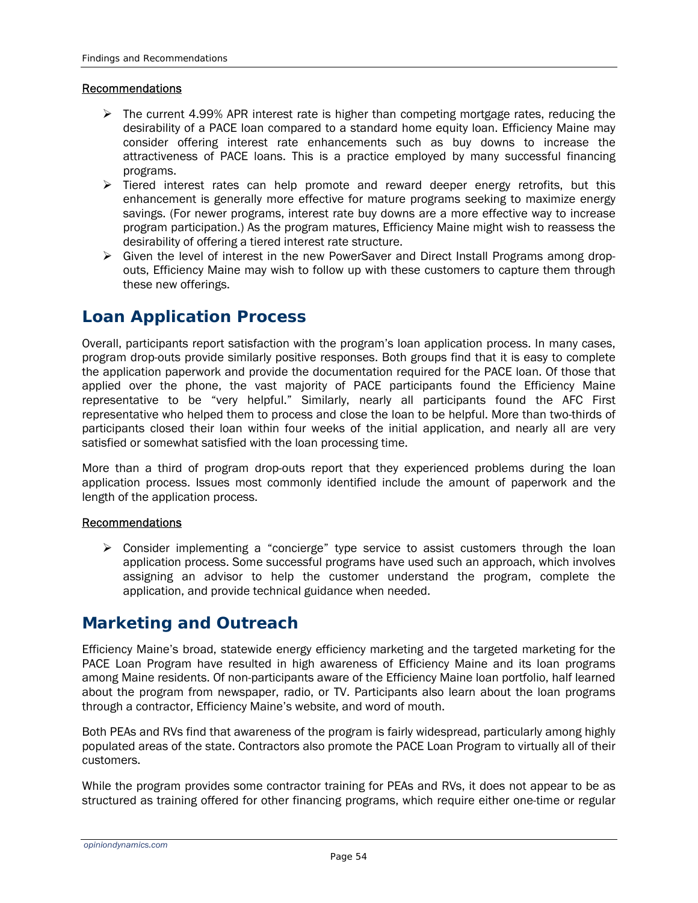Recommendations

- The current 4.99% APR interest rate is higher than competing mortgage rates, reducing the desirability of a PACE loan compared to a standard home equity loan. Efficiency Maine may consider offering interest rate enhancements such as buy downs to increase the attractiveness of PACE loans. This is a practice employed by many successful financing programs.
- Tiered interest rates can help promote and reward deeper energy retrofits, but this enhancement is generally more effective for mature programs seeking to maximize energy savings. (For newer programs, interest rate buy downs are a more effective way to increase program participation.) As the program matures, Efficiency Maine might wish to reassess the desirability of offering a tiered interest rate structure.
- Given the level of interest in the new PowerSaver and Direct Install Programs among drop-outs, Efficiency Maine may wish to follow up with these customers to capture them through these new offerings.

## Loan Application Process

Overall, participants report satisfaction with the program's loan application process. In many cases, program drop-outs provide similarly positive responses. Both groups find that it is easy to complete the application paperwork and provide the documentation required for the PACE loan. Of those that applied over the phone, the vast majority of PACE participants found the Efficiency Maine representative to be "very helpful." Similarly, nearly all participants found the AFC First representative who helped them to process and close the loan to be helpful. More than two-thirds of participants closed their loan within four weeks of the initial application, and nearly all are very satisfied or somewhat satisfied with the loan processing time.

More than a third of program drop-outs report that they experienced problems during the loan application process. Issues most commonly identified include the amount of paperwork and the length of the application process.

Recommendations

- Consider implementing a "concierge" type service to assist customers through the loan application process. Some successful programs have used such an approach, which involves assigning an advisor to help the customer understand the program, complete the application, and provide technical guidance when needed.

## Marketing and Outreach

Efficiency Maine's broad, statewide energy efficiency marketing and the targeted marketing for the PACE Loan Program have resulted in high awareness of Efficiency Maine and its loan programs among Maine residents. Of non-participants aware of the Efficiency Maine loan portfolio, half learned about the program from newspaper, radio, or TV. Participants also learn about the loan programs through a contractor, Efficiency Maine's website, and word of mouth.

Both PEAs and RVs find that awareness of the program is fairly widespread, particularly among highly populated areas of the state. Contractors also promote the PACE Loan Program to virtually all of their customers.

While the program provides some contractor training for PEAs and RVs, it does not appear to be as structured as training offered for other financing programs, which require either one-time or regular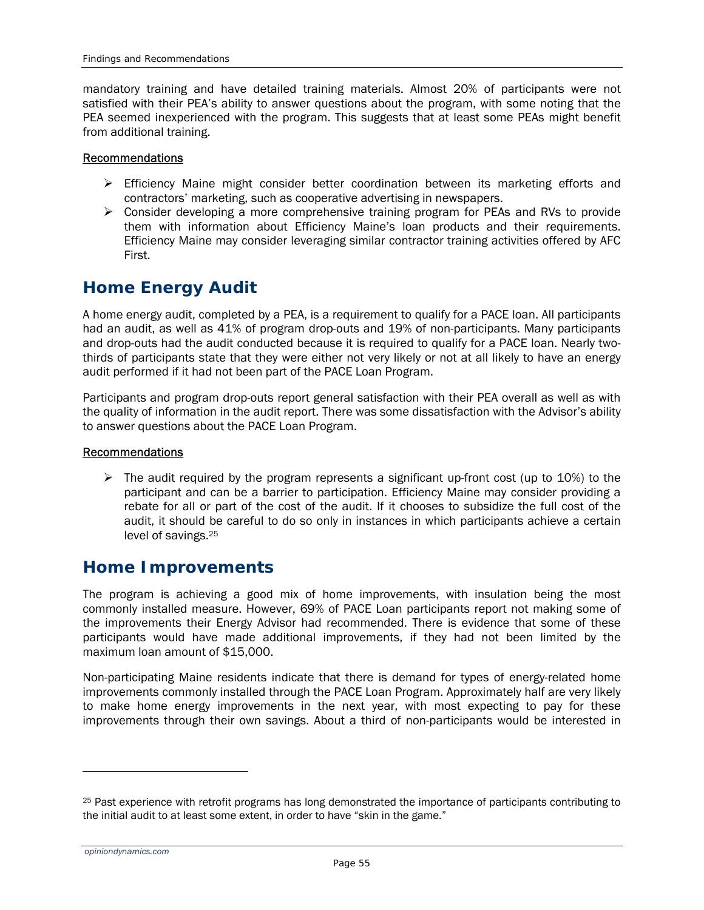mandatory training and have detailed training materials. Almost 20% of participants were not satisfied with their PEA's ability to answer questions about the program, with some noting that the PEA seemed inexperienced with the program. This suggests that at least some PEAs might benefit from additional training.

Recommendations

- Efficiency Maine might consider better coordination between its marketing efforts and contractors' marketing, such as cooperative advertising in newspapers.
- Consider developing a more comprehensive training program for PEAs and RVs to provide them with information about Efficiency Maine's loan products and their requirements. Efficiency Maine may consider leveraging similar contractor training activities offered by AFC First.

## Home Energy Audit

A home energy audit, completed by a PEA, is a requirement to qualify for a PACE loan. All participants had an audit, as well as 41% of program drop-outs and 19% of non-participants. Many participants and drop-outs had the audit conducted because it is required to qualify for a PACE loan. Nearly two-thirds of participants state that they were either not very likely or not at all likely to have an energy audit performed if it had not been part of the PACE Loan Program.

Participants and program drop-outs report general satisfaction with their PEA overall as well as with the quality of information in the audit report. There was some dissatisfaction with the Advisor's ability to answer questions about the PACE Loan Program.

Recommendations

- The audit required by the program represents a significant up-front cost (up to 10%) to the participant and can be a barrier to participation. Efficiency Maine may consider providing a rebate for all or part of the cost of the audit. If it chooses to subsidize the full cost of the audit, it should be careful to do so only in instances in which participants achieve a certain level of savings.[25]

## Home Improvements

The program is achieving a good mix of home improvements, with insulation being the most commonly installed measure. However, 69% of PACE Loan participants report not making some of the improvements their Energy Advisor had recommended. There is evidence that some of these participants would have made additional improvements, if they had not been limited by the maximum loan amount of $15,000.

Non-participating Maine residents indicate that there is demand for types of energy-related home improvements commonly installed through the PACE Loan Program. Approximately half are very likely to make home energy improvements in the next year, with most expecting to pay for these improvements through their own savings. About a third of non-participants would be interested in

[25] Past experience with retrofit programs has long demonstrated the importance of participants contributing to the initial audit to at least some extent, in order to have "skin in the game."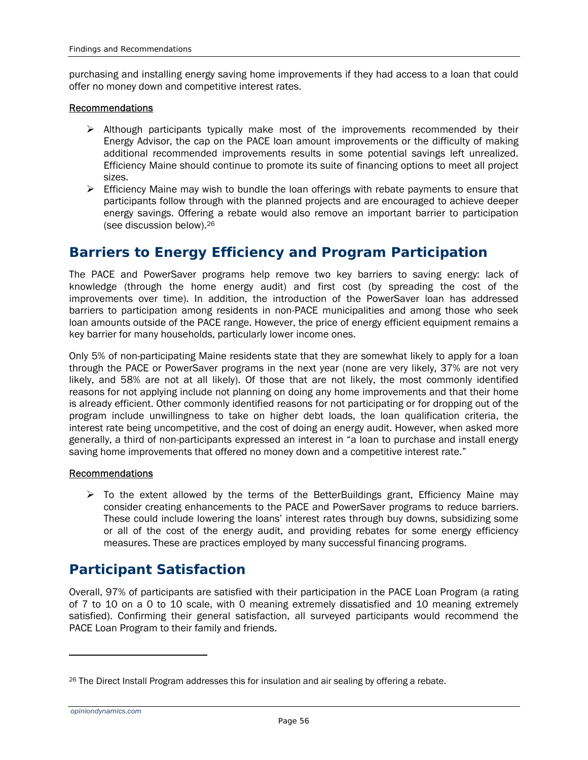purchasing and installing energy saving home improvements if they had access to a loan that could offer no money down and competitive interest rates.

Recommendations

- Although participants typically make most of the improvements recommended by their Energy Advisor, the cap on the PACE loan amount improvements or the difficulty of making additional recommended improvements results in some potential savings left unrealized. Efficiency Maine should continue to promote its suite of financing options to meet all project sizes.
- Efficiency Maine may wish to bundle the loan offerings with rebate payments to ensure that participants follow through with the planned projects and are encouraged to achieve deeper energy savings. Offering a rebate would also remove an important barrier to participation (see discussion below).[26]

## Barriers to Energy Efficiency and Program Participation

The PACE and PowerSaver programs help remove two key barriers to saving energy: lack of knowledge (through the home energy audit) and first cost (by spreading the cost of the improvements over time). In addition, the introduction of the PowerSaver loan has addressed barriers to participation among residents in non-PACE municipalities and among those who seek loan amounts outside of the PACE range. However, the price of energy efficient equipment remains a key barrier for many households, particularly lower income ones.

Only 5% of non-participating Maine residents state that they are somewhat likely to apply for a loan through the PACE or PowerSaver programs in the next year (none are very likely, 37% are not very likely, and 58% are not at all likely). Of those that are not likely, the most commonly identified reasons for not applying include not planning on doing any home improvements and that their home is already efficient. Other commonly identified reasons for not participating or for dropping out of the program include unwillingness to take on higher debt loads, the loan qualification criteria, the interest rate being uncompetitive, and the cost of doing an energy audit. However, when asked more generally, a third of non-participants expressed an interest in "a loan to purchase and install energy saving home improvements that offered no money down and a competitive interest rate."

Recommendations

- To the extent allowed by the terms of the BetterBuildings grant, Efficiency Maine may consider creating enhancements to the PACE and PowerSaver programs to reduce barriers. These could include lowering the loans' interest rates through buy downs, subsidizing some or all of the cost of the energy audit, and providing rebates for some energy efficiency measures. These are practices employed by many successful financing programs.

## Participant Satisfaction

Overall, 97% of participants are satisfied with their participation in the PACE Loan Program (a rating of 7 to 10 on a 0 to 10 scale, with 0 meaning extremely dissatisfied and 10 meaning extremely satisfied). Confirming their general satisfaction, all surveyed participants would recommend the PACE Loan Program to their family and friends.

[26] The Direct Install Program addresses this for insulation and air sealing by offering a rebate.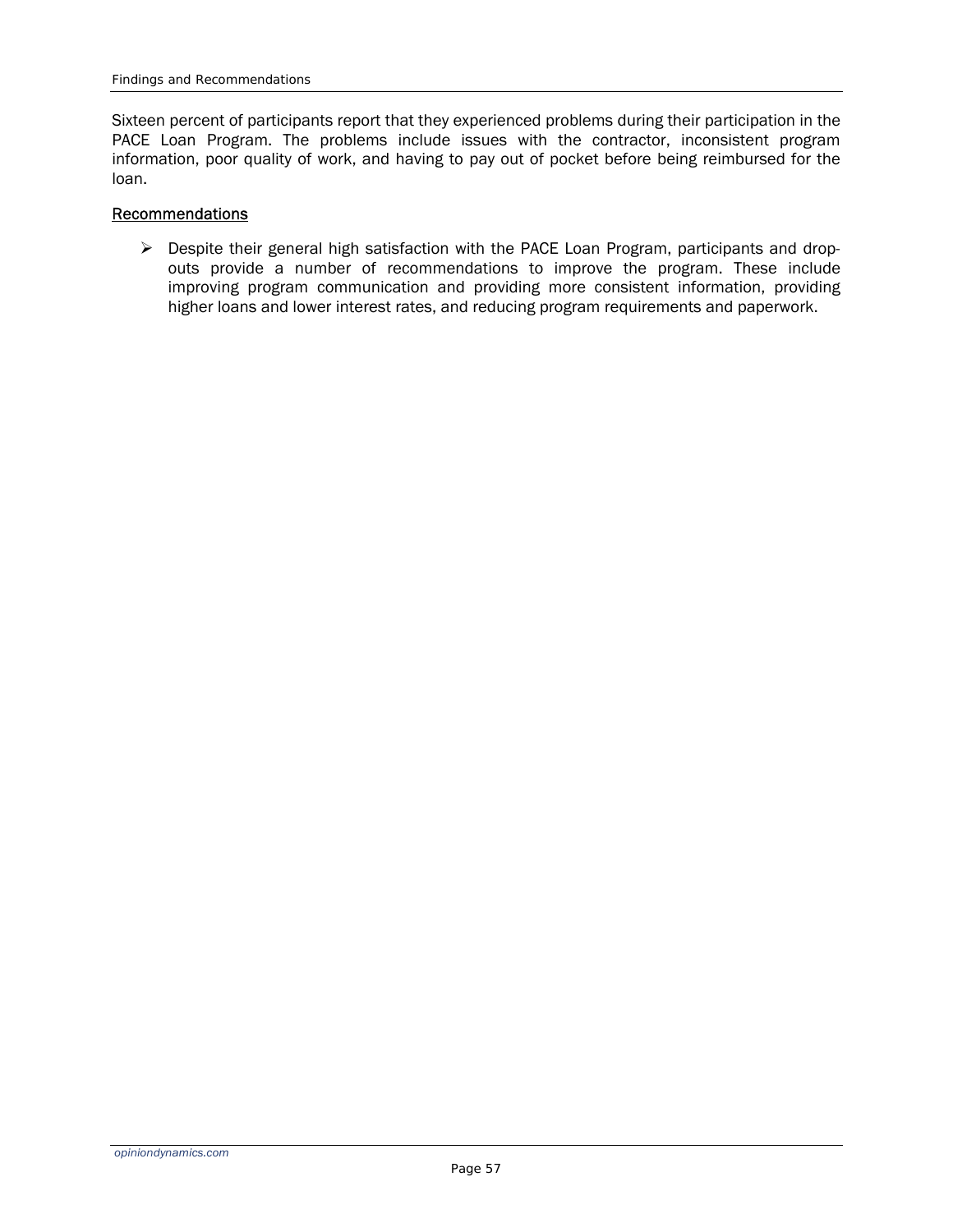Sixteen percent of participants report that they experienced problems during their participation in the PACE Loan Program. The problems include issues with the contractor, inconsistent program information, poor quality of work, and having to pay out of pocket before being reimbursed for the loan.

Recommendations

- Despite their general high satisfaction with the PACE Loan Program, participants and drop-outs provide a number of recommendations to improve the program. These include improving program communication and providing more consistent information, providing higher loans and lower interest rates, and reducing program requirements and paperwork.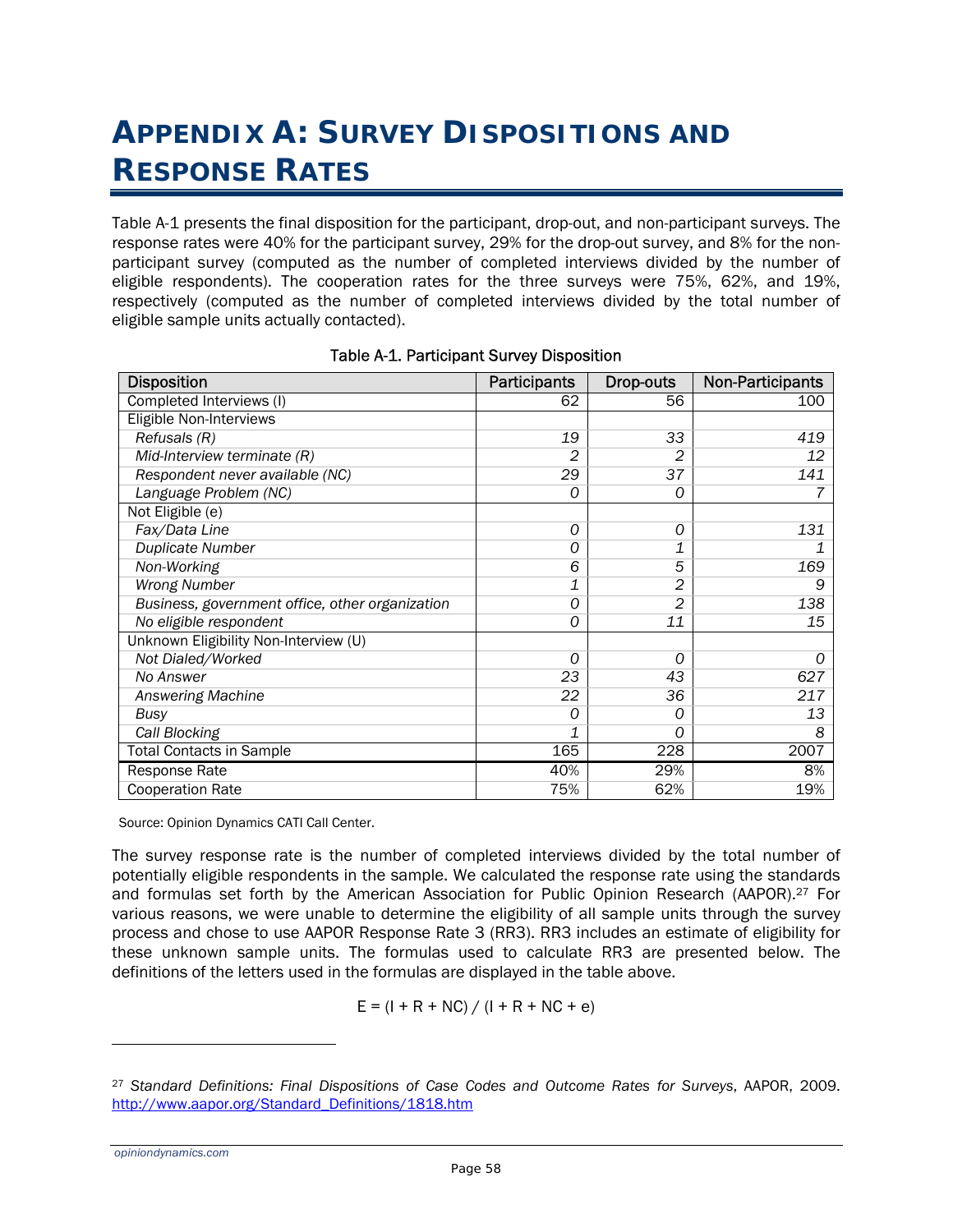# APPENDIX A: SURVEY DISPOSITIONS AND RESPONSE RATES

Table A-1 presents the final disposition for the participant, drop-out, and non-participant surveys. The response rates were 40% for the participant survey, 29% for the drop-out survey, and 8% for the non-participant survey (computed as the number of completed interviews divided by the number of eligible respondents). The cooperation rates for the three surveys were 75%, 62%, and 19%, respectively (computed as the number of completed interviews divided by the total number of eligible sample units actually contacted).

Table A-1. Participant Survey Disposition

| Disposition | Participants | Drop-outs | Non-Participants |
|---|---|---|---|
| Completed Interviews (I) | 62 | 56 | 100 |
| Eligible Non-Interviews | | | |
| *Refusals (R)* | *19* | *33* | *419* |
| *Mid-Interview terminate (R)* | *2* | *2* | *12* |
| *Respondent never available (NC)* | *29* | *37* | *141* |
| *Language Problem (NC)* | *0* | *0* | *7* |
| Not Eligible (e) | | | |
| *Fax/Data Line* | *0* | *0* | *131* |
| *Duplicate Number* | *0* | *1* | *1* |
| *Non-Working* | *6* | *5* | *169* |
| *Wrong Number* | *1* | *2* | *9* |
| *Business, government office, other organization* | *0* | *2* | *138* |
| *No eligible respondent* | *0* | *11* | *15* |
| Unknown Eligibility Non-Interview (U) | | | |
| *Not Dialed/Worked* | *0* | *0* | *0* |
| *No Answer* | *23* | *43* | *627* |
| *Answering Machine* | *22* | *36* | *217* |
| *Busy* | *0* | *0* | *13* |
| *Call Blocking* | *1* | *0* | *8* |
| Total Contacts in Sample | 165 | 228 | 2007 |
| Response Rate | 40% | 29% | 8% |
| Cooperation Rate | 75% | 62% | 19% |

Source: Opinion Dynamics CATI Call Center.

The survey response rate is the number of completed interviews divided by the total number of potentially eligible respondents in the sample. We calculated the response rate using the standards and formulas set forth by the American Association for Public Opinion Research (AAPOR).[27] For various reasons, we were unable to determine the eligibility of all sample units through the survey process and chose to use AAPOR Response Rate 3 (RR3). RR3 includes an estimate of eligibility for these unknown sample units. The formulas used to calculate RR3 are presented below. The definitions of the letters used in the formulas are displayed in the table above.

$$E = (I + R + NC) / (I + R + NC + e)$$

[27] *Standard Definitions: Final Dispositions of Case Codes and Outcome Rates for Surveys*, AAPOR, 2009. http://www.aapor.org/Standard_Definitions/1818.htm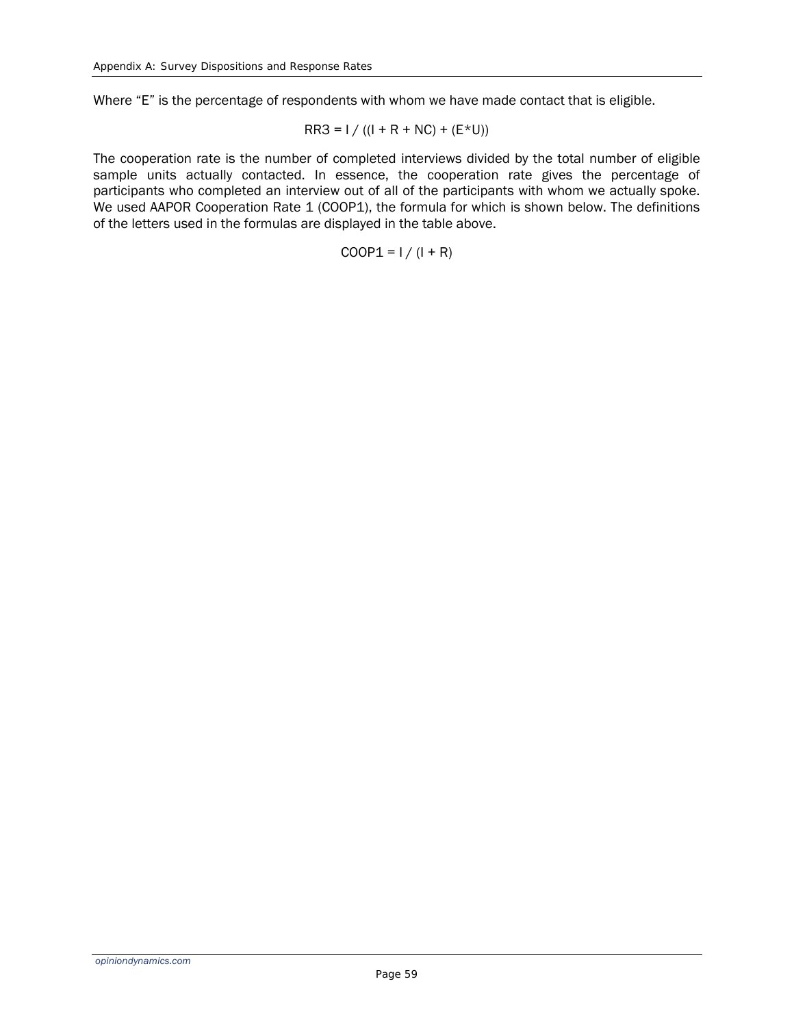Where "E" is the percentage of respondents with whom we have made contact that is eligible.

$$RR3 = I / ((I + R + NC) + (E*U))$$

The cooperation rate is the number of completed interviews divided by the total number of eligible sample units actually contacted. In essence, the cooperation rate gives the percentage of participants who completed an interview out of all of the participants with whom we actually spoke. We used AAPOR Cooperation Rate 1 (COOP1), the formula for which is shown below. The definitions of the letters used in the formulas are displayed in the table above.

$$COOP1 = I / (I + R)$$